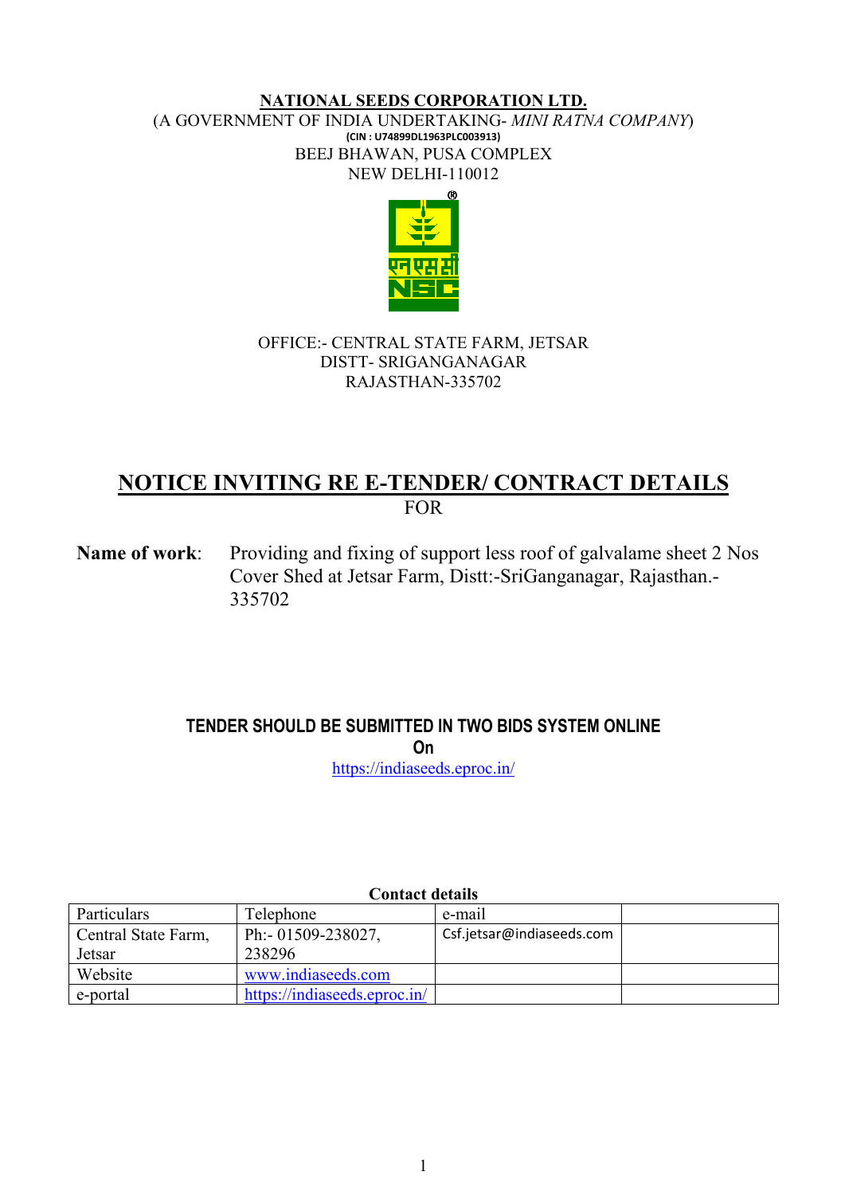**NATIONAL SEEDS CORPORATION LTD.**

(A GOVERNMENT OF INDIA UNDERTAKING- *MINI RATNA COMPANY*)

**(CIN : U74899DL1963PLC003913)**

BEEJ BHAWAN, PUSA COMPLEX

NEW DELHI-110012

OFFICE:- CENTRAL STATE FARM, JETSAR

DISTT- SRIGANGANAGAR

RAJASTHAN-335702

# NOTICE INVITING RE E-TENDER/ CONTRACT DETAILS

FOR

**Name of work**: Providing and fixing of support less roof of galvalame sheet 2 Nos Cover Shed at Jetsar Farm, Distt:-SriGanganagar, Rajasthan.-335702

**TENDER SHOULD BE SUBMITTED IN TWO BIDS SYSTEM ONLINE**

**On**

https://indiaseeds.eproc.in/

**Contact details**

| Particulars | Telephone | e-mail | |
|---|---|---|---|
| Central State Farm, Jetsar | Ph:- 01509-238027, 238296 | Csf.jetsar@indiaseeds.com | |
| Website | www.indiaseeds.com | | |
| e-portal | https://indiaseeds.eproc.in/ | | |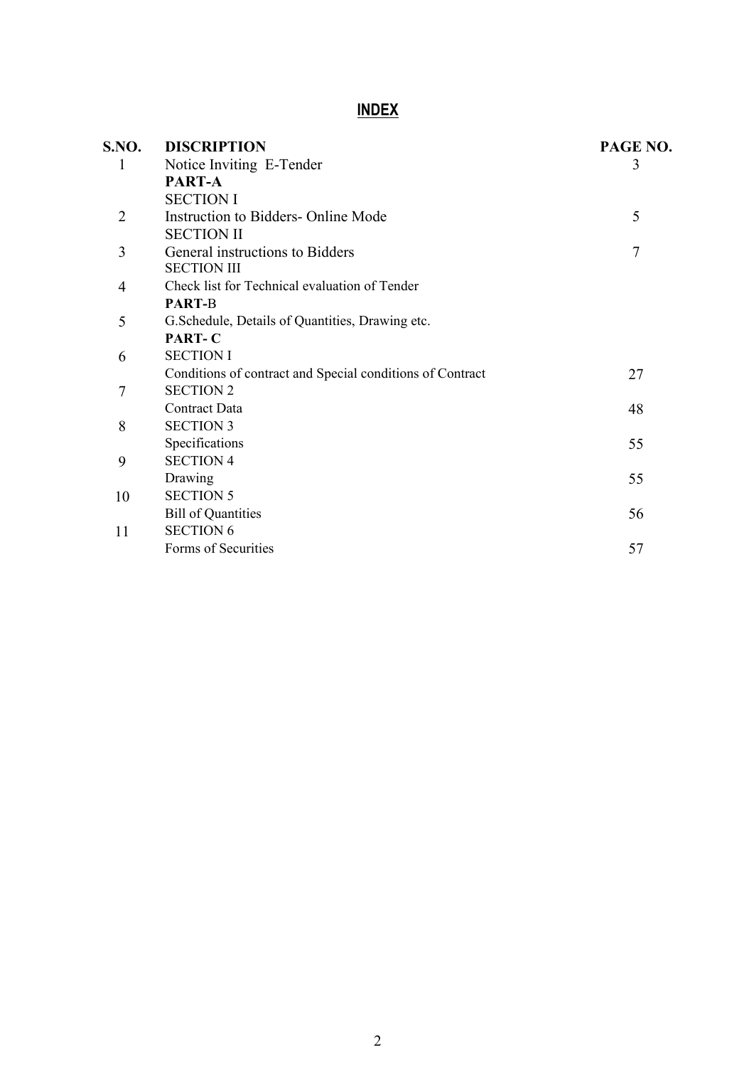# INDEX

| S.NO. | DISCRIPTION | PAGE NO. |
|---|---|---|
| 1 | Notice Inviting E-Tender | 3 |
| | **PART-A** | |
| | SECTION I | |
| 2 | Instruction to Bidders- Online Mode | 5 |
| | SECTION II | |
| 3 | General instructions to Bidders | 7 |
| | SECTION III | |
| 4 | Check list for Technical evaluation of Tender | |
| | **PART-**B | |
| 5 | G.Schedule, Details of Quantities, Drawing etc. | |
| | **PART- C** | |
| 6 | SECTION I | |
| | Conditions of contract and Special conditions of Contract | 27 |
| 7 | SECTION 2 | |
| | Contract Data | 48 |
| 8 | SECTION 3 | |
| | Specifications | 55 |
| 9 | SECTION 4 | |
| | Drawing | 55 |
| 10 | SECTION 5 | |
| | Bill of Quantities | 56 |
| 11 | SECTION 6 | |
| | Forms of Securities | 57 |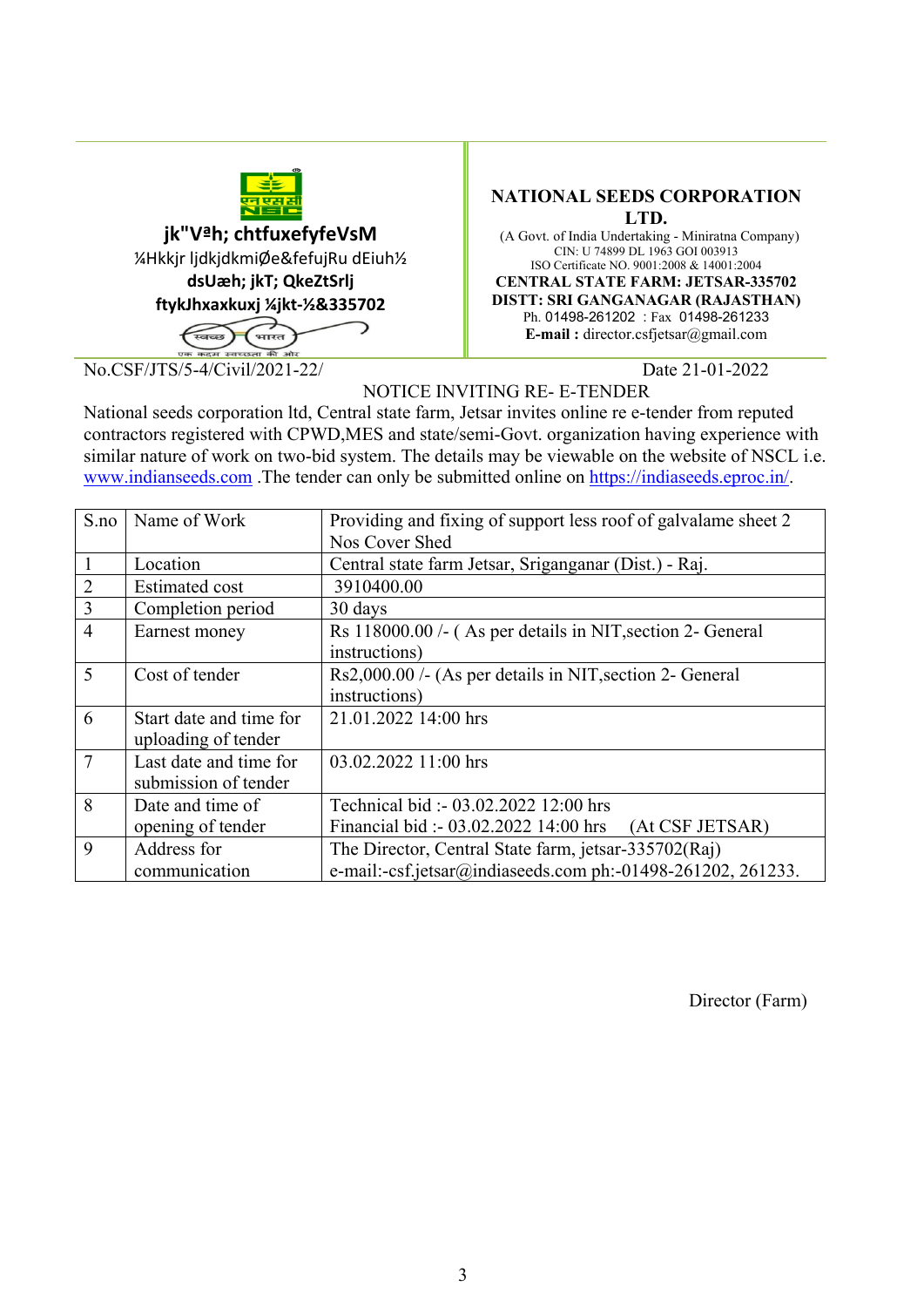jk"Vªh; chtfuxefyfeVsM
¼Hkkjr ljdkjdkmiØe&fefujRu dEiuh½
dsUæh; jkT; QkeZtSrlj
ftykJhxaxkuxj ¼jkt-½&335702

**NATIONAL SEEDS CORPORATION LTD.**
(A Govt. of India Undertaking - Miniratna Company)
CIN: U 74899 DL 1963 GOI 003913
ISO Certificate NO. 9001:2008 & 14001:2004
**CENTRAL STATE FARM: JETSAR-335702**
**DISTT: SRI GANGANAGAR (RAJASTHAN)**
Ph. 01498-261202 : Fax 01498-261233
**E-mail :** director.csfjetsar@gmail.com

No.CSF/JTS/5-4/Civil/2021-22/ Date 21-01-2022

NOTICE INVITING RE- E-TENDER

National seeds corporation ltd, Central state farm, Jetsar invites online re e-tender from reputed contractors registered with CPWD,MES and state/semi-Govt. organization having experience with similar nature of work on two-bid system. The details may be viewable on the website of NSCL i.e. www.indianseeds.com .The tender can only be submitted online on https://indiaseeds.eproc.in/.

| S.no | Name of Work | Providing and fixing of support less roof of galvalame sheet 2 Nos Cover Shed |
|---|---|---|
| 1 | Location | Central state farm Jetsar, Sriganganar (Dist.) - Raj. |
| 2 | Estimated cost | 3910400.00 |
| 3 | Completion period | 30 days |
| 4 | Earnest money | Rs 118000.00 /- ( As per details in NIT,section 2- General instructions) |
| 5 | Cost of tender | Rs2,000.00 /- (As per details in NIT,section 2- General instructions) |
| 6 | Start date and time for uploading of tender | 21.01.2022 14:00 hrs |
| 7 | Last date and time for submission of tender | 03.02.2022 11:00 hrs |
| 8 | Date and time of opening of tender | Technical bid :- 03.02.2022 12:00 hrs<br>Financial bid :- 03.02.2022 14:00 hrs (At CSF JETSAR) |
| 9 | Address for communication | The Director, Central State farm, jetsar-335702(Raj)<br>e-mail:-csf.jetsar@indiaseeds.com ph:-01498-261202, 261233. |

Director (Farm)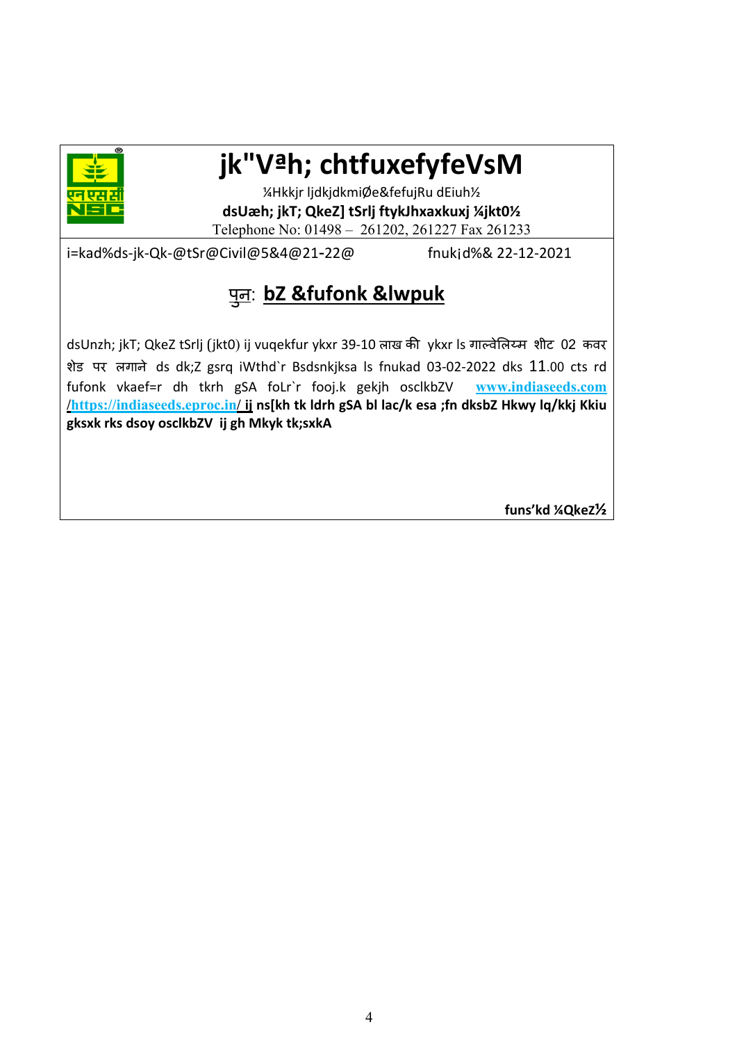# jk"Vªh; chtfuxefyfeVsM

¼Hkkjr ljdkjdkmiØe&fefujRu dEiuh½

**dsUæh; jkT; QkeZ] tSrlj ftykJhxaxkuxj ¼jkt0½**

Telephone No: 01498 – 261202, 261227 Fax 261233

i=kad%ds-jk-Qk-@tSr@Civil@5&4@21-22@ fnukj d%& 22-12-2021

## पुन: **bZ &fufonk &lwpuk**

dsUnzh; jkT; QkeZ tSrlj (jkt0) ij vuqekfur ykxr 39-10 लाख की ykxr ls गाल्वेलियम शीट 02 कवर शेड पर लगाने ds dk;Z gsrq iWthd`r Bsdsnkjksa ls fnukad 03-02-2022 dks 11.00 cts rd fufonk vkaef=r dh tkrh gSA foLr`r fooj.k gekjh osclkbZV www.indiaseeds.com /https://indiaseeds.eproc.in/ **ij ns[kh tk ldrh gSA bl lac/k esa ;fn dksbZ Hkwy lq/kkj Kkiu gksxk rks dsoy osclkbZV ij gh Mkyk tk;sxkA**

**funs'kd ¼QkeZ½**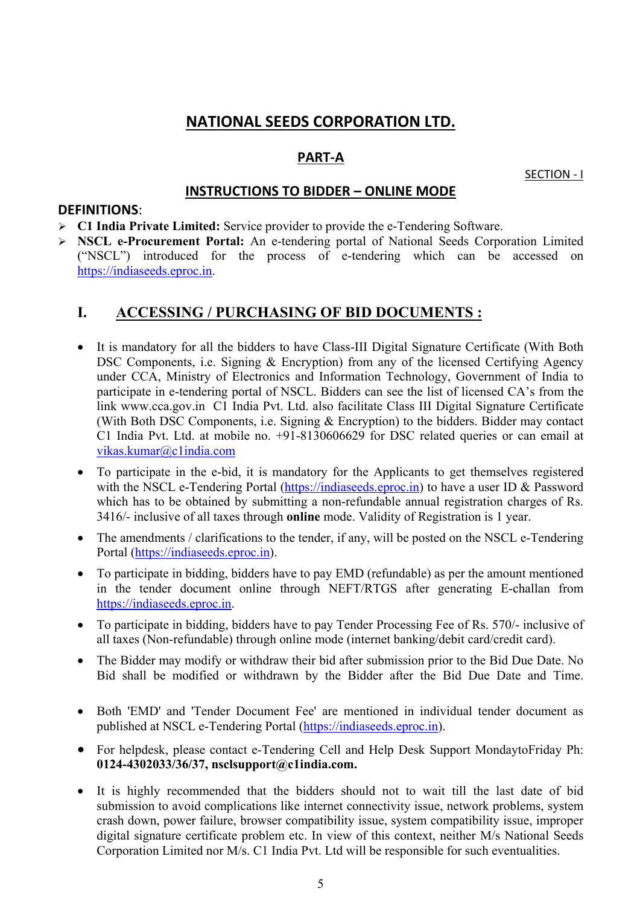# NATIONAL SEEDS CORPORATION LTD.

## PART-A

SECTION - I

## INSTRUCTIONS TO BIDDER – ONLINE MODE

**DEFINITIONS**:

- **C1 India Private Limited:** Service provider to provide the e-Tendering Software.
- **NSCL e-Procurement Portal:** An e-tendering portal of National Seeds Corporation Limited ("NSCL") introduced for the process of e-tendering which can be accessed on https://indiaseeds.eproc.in.

## I. ACCESSING / PURCHASING OF BID DOCUMENTS :

- It is mandatory for all the bidders to have Class-III Digital Signature Certificate (With Both DSC Components, i.e. Signing & Encryption) from any of the licensed Certifying Agency under CCA, Ministry of Electronics and Information Technology, Government of India to participate in e-tendering portal of NSCL. Bidders can see the list of licensed CA's from the link www.cca.gov.in C1 India Pvt. Ltd. also facilitate Class III Digital Signature Certificate (With Both DSC Components, i.e. Signing & Encryption) to the bidders. Bidder may contact C1 India Pvt. Ltd. at mobile no. +91-8130606629 for DSC related queries or can email at vikas.kumar@c1india.com
- To participate in the e-bid, it is mandatory for the Applicants to get themselves registered with the NSCL e-Tendering Portal (https://indiaseeds.eproc.in) to have a user ID & Password which has to be obtained by submitting a non-refundable annual registration charges of Rs. 3416/- inclusive of all taxes through **online** mode. Validity of Registration is 1 year.
- The amendments / clarifications to the tender, if any, will be posted on the NSCL e-Tendering Portal (https://indiaseeds.eproc.in).
- To participate in bidding, bidders have to pay EMD (refundable) as per the amount mentioned in the tender document online through NEFT/RTGS after generating E-challan from https://indiaseeds.eproc.in.
- To participate in bidding, bidders have to pay Tender Processing Fee of Rs. 570/- inclusive of all taxes (Non-refundable) through online mode (internet banking/debit card/credit card).
- The Bidder may modify or withdraw their bid after submission prior to the Bid Due Date. No Bid shall be modified or withdrawn by the Bidder after the Bid Due Date and Time.
- Both 'EMD' and 'Tender Document Fee' are mentioned in individual tender document as published at NSCL e-Tendering Portal (https://indiaseeds.eproc.in).
- For helpdesk, please contact e-Tendering Cell and Help Desk Support MondaytoFriday Ph: **0124-4302033/36/37, nsclsupport@c1india.com.**
- It is highly recommended that the bidders should not to wait till the last date of bid submission to avoid complications like internet connectivity issue, network problems, system crash down, power failure, browser compatibility issue, system compatibility issue, improper digital signature certificate problem etc. In view of this context, neither M/s National Seeds Corporation Limited nor M/s. C1 India Pvt. Ltd will be responsible for such eventualities.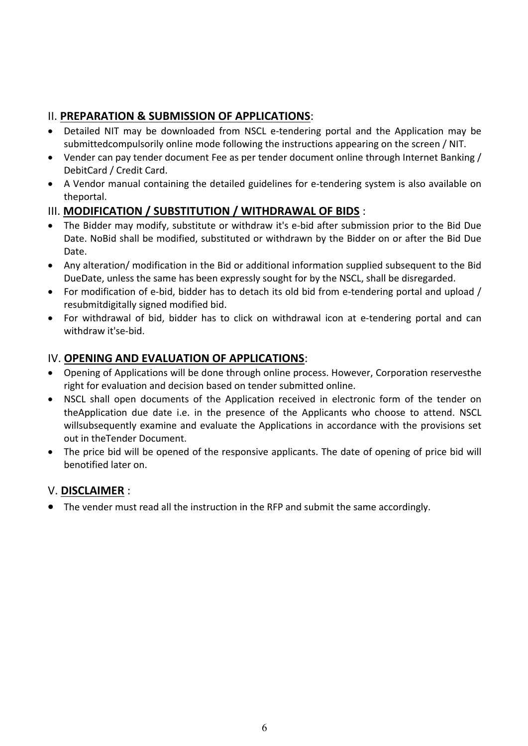## II. **PREPARATION & SUBMISSION OF APPLICATIONS**:

- Detailed NIT may be downloaded from NSCL e-tendering portal and the Application may be submittedcompulsorily online mode following the instructions appearing on the screen / NIT.
- Vender can pay tender document Fee as per tender document online through Internet Banking / DebitCard / Credit Card.
- A Vendor manual containing the detailed guidelines for e-tendering system is also available on theportal.

## III. **MODIFICATION / SUBSTITUTION / WITHDRAWAL OF BIDS** :

- The Bidder may modify, substitute or withdraw it's e-bid after submission prior to the Bid Due Date. NoBid shall be modified, substituted or withdrawn by the Bidder on or after the Bid Due Date.
- Any alteration/ modification in the Bid or additional information supplied subsequent to the Bid DueDate, unless the same has been expressly sought for by the NSCL, shall be disregarded.
- For modification of e-bid, bidder has to detach its old bid from e-tendering portal and upload / resubmitdigitally signed modified bid.
- For withdrawal of bid, bidder has to click on withdrawal icon at e-tendering portal and can withdraw it'se-bid.

## IV. **OPENING AND EVALUATION OF APPLICATIONS**:

- Opening of Applications will be done through online process. However, Corporation reservesthe right for evaluation and decision based on tender submitted online.
- NSCL shall open documents of the Application received in electronic form of the tender on theApplication due date i.e. in the presence of the Applicants who choose to attend. NSCL willsubsequently examine and evaluate the Applications in accordance with the provisions set out in theTender Document.
- The price bid will be opened of the responsive applicants. The date of opening of price bid will benotified later on.

## V. **DISCLAIMER** :

- The vender must read all the instruction in the RFP and submit the same accordingly.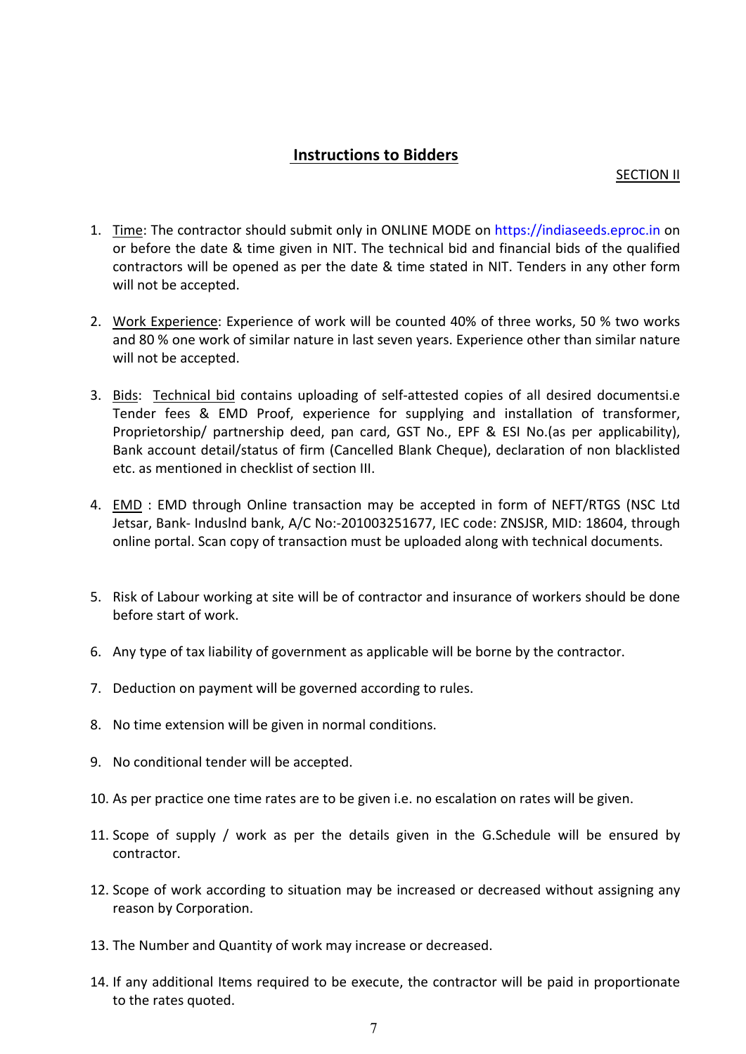## Instructions to Bidders

SECTION II

1. Time: The contractor should submit only in ONLINE MODE on https://indiaseeds.eproc.in on or before the date & time given in NIT. The technical bid and financial bids of the qualified contractors will be opened as per the date & time stated in NIT. Tenders in any other form will not be accepted.

2. Work Experience: Experience of work will be counted 40% of three works, 50 % two works and 80 % one work of similar nature in last seven years. Experience other than similar nature will not be accepted.

3. Bids: Technical bid contains uploading of self-attested copies of all desired documentsi.e Tender fees & EMD Proof, experience for supplying and installation of transformer, Proprietorship/ partnership deed, pan card, GST No., EPF & ESI No.(as per applicability), Bank account detail/status of firm (Cancelled Blank Cheque), declaration of non blacklisted etc. as mentioned in checklist of section III.

4. EMD : EMD through Online transaction may be accepted in form of NEFT/RTGS (NSC Ltd Jetsar, Bank- Induslnd bank, A/C No:-201003251677, IEC code: ZNSJSR, MID: 18604, through online portal. Scan copy of transaction must be uploaded along with technical documents.

5. Risk of Labour working at site will be of contractor and insurance of workers should be done before start of work.

6. Any type of tax liability of government as applicable will be borne by the contractor.

7. Deduction on payment will be governed according to rules.

8. No time extension will be given in normal conditions.

9. No conditional tender will be accepted.

10. As per practice one time rates are to be given i.e. no escalation on rates will be given.

11. Scope of supply / work as per the details given in the G.Schedule will be ensured by contractor.

12. Scope of work according to situation may be increased or decreased without assigning any reason by Corporation.

13. The Number and Quantity of work may increase or decreased.

14. If any additional Items required to be execute, the contractor will be paid in proportionate to the rates quoted.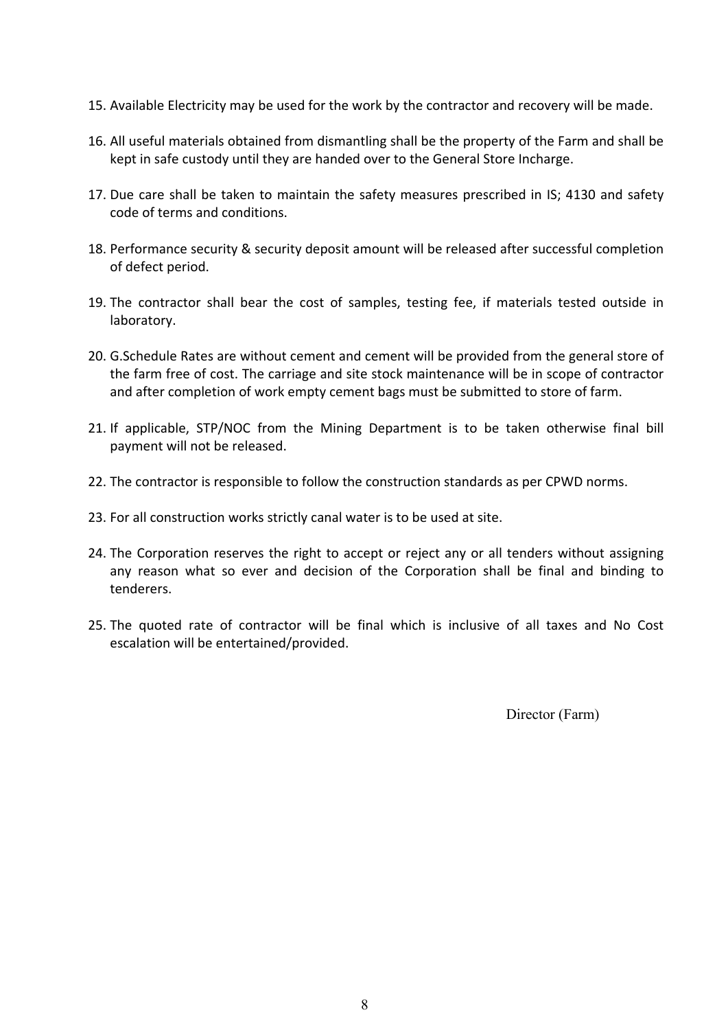15. Available Electricity may be used for the work by the contractor and recovery will be made.

16. All useful materials obtained from dismantling shall be the property of the Farm and shall be kept in safe custody until they are handed over to the General Store Incharge.

17. Due care shall be taken to maintain the safety measures prescribed in IS; 4130 and safety code of terms and conditions.

18. Performance security & security deposit amount will be released after successful completion of defect period.

19. The contractor shall bear the cost of samples, testing fee, if materials tested outside in laboratory.

20. G.Schedule Rates are without cement and cement will be provided from the general store of the farm free of cost. The carriage and site stock maintenance will be in scope of contractor and after completion of work empty cement bags must be submitted to store of farm.

21. If applicable, STP/NOC from the Mining Department is to be taken otherwise final bill payment will not be released.

22. The contractor is responsible to follow the construction standards as per CPWD norms.

23. For all construction works strictly canal water is to be used at site.

24. The Corporation reserves the right to accept or reject any or all tenders without assigning any reason what so ever and decision of the Corporation shall be final and binding to tenderers.

25. The quoted rate of contractor will be final which is inclusive of all taxes and No Cost escalation will be entertained/provided.

Director (Farm)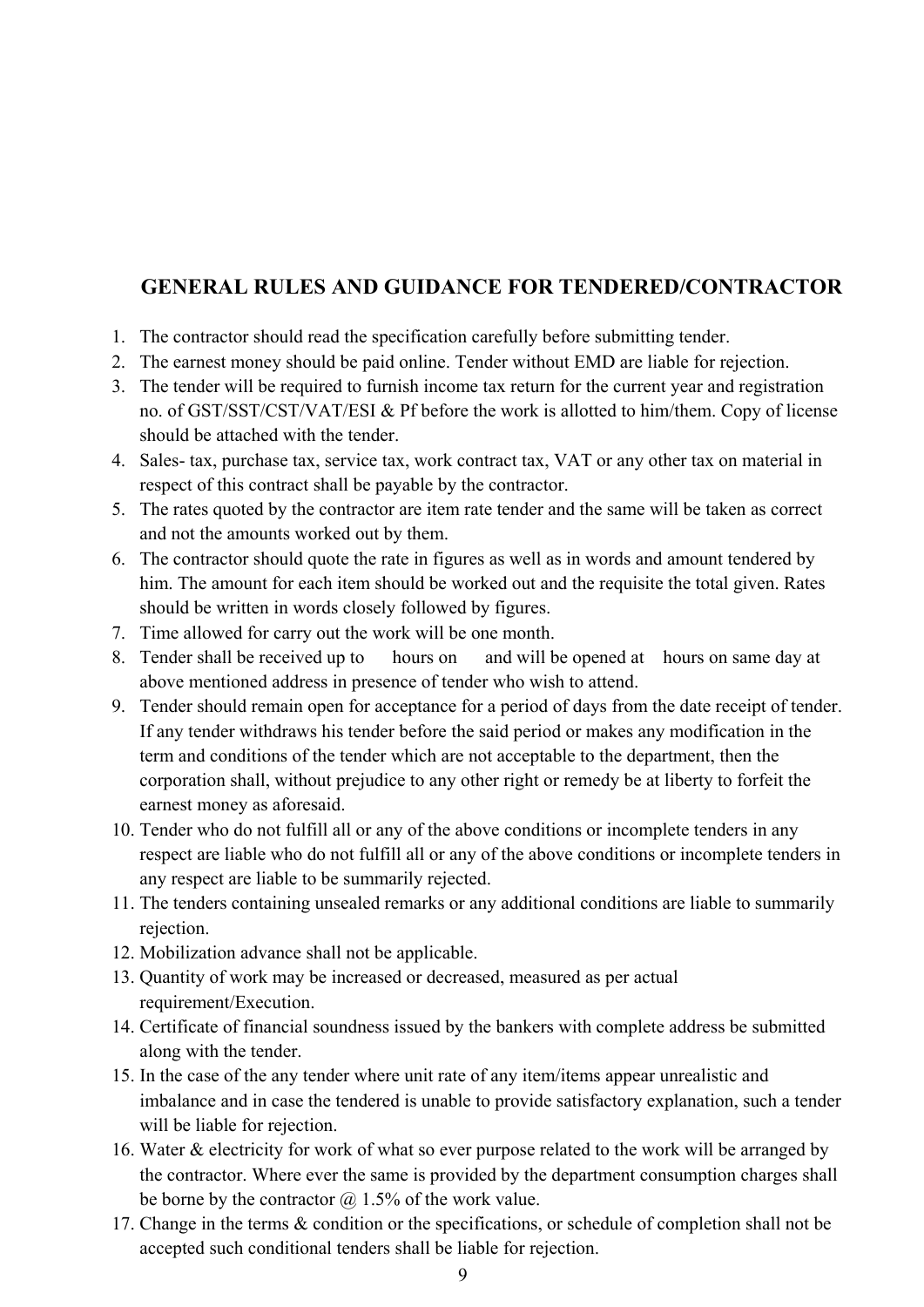## GENERAL RULES AND GUIDANCE FOR TENDERED/CONTRACTOR

1. The contractor should read the specification carefully before submitting tender.
2. The earnest money should be paid online. Tender without EMD are liable for rejection.
3. The tender will be required to furnish income tax return for the current year and registration no. of GST/SST/CST/VAT/ESI & Pf before the work is allotted to him/them. Copy of license should be attached with the tender.
4. Sales- tax, purchase tax, service tax, work contract tax, VAT or any other tax on material in respect of this contract shall be payable by the contractor.
5. The rates quoted by the contractor are item rate tender and the same will be taken as correct and not the amounts worked out by them.
6. The contractor should quote the rate in figures as well as in words and amount tendered by him. The amount for each item should be worked out and the requisite the total given. Rates should be written in words closely followed by figures.
7. Time allowed for carry out the work will be one month.
8. Tender shall be received up to hours on and will be opened at hours on same day at above mentioned address in presence of tender who wish to attend.
9. Tender should remain open for acceptance for a period of days from the date receipt of tender. If any tender withdraws his tender before the said period or makes any modification in the term and conditions of the tender which are not acceptable to the department, then the corporation shall, without prejudice to any other right or remedy be at liberty to forfeit the earnest money as aforesaid.
10. Tender who do not fulfill all or any of the above conditions or incomplete tenders in any respect are liable who do not fulfill all or any of the above conditions or incomplete tenders in any respect are liable to be summarily rejected.
11. The tenders containing unsealed remarks or any additional conditions are liable to summarily rejection.
12. Mobilization advance shall not be applicable.
13. Quantity of work may be increased or decreased, measured as per actual requirement/Execution.
14. Certificate of financial soundness issued by the bankers with complete address be submitted along with the tender.
15. In the case of the any tender where unit rate of any item/items appear unrealistic and imbalance and in case the tendered is unable to provide satisfactory explanation, such a tender will be liable for rejection.
16. Water & electricity for work of what so ever purpose related to the work will be arranged by the contractor. Where ever the same is provided by the department consumption charges shall be borne by the contractor @ 1.5% of the work value.
17. Change in the terms & condition or the specifications, or schedule of completion shall not be accepted such conditional tenders shall be liable for rejection.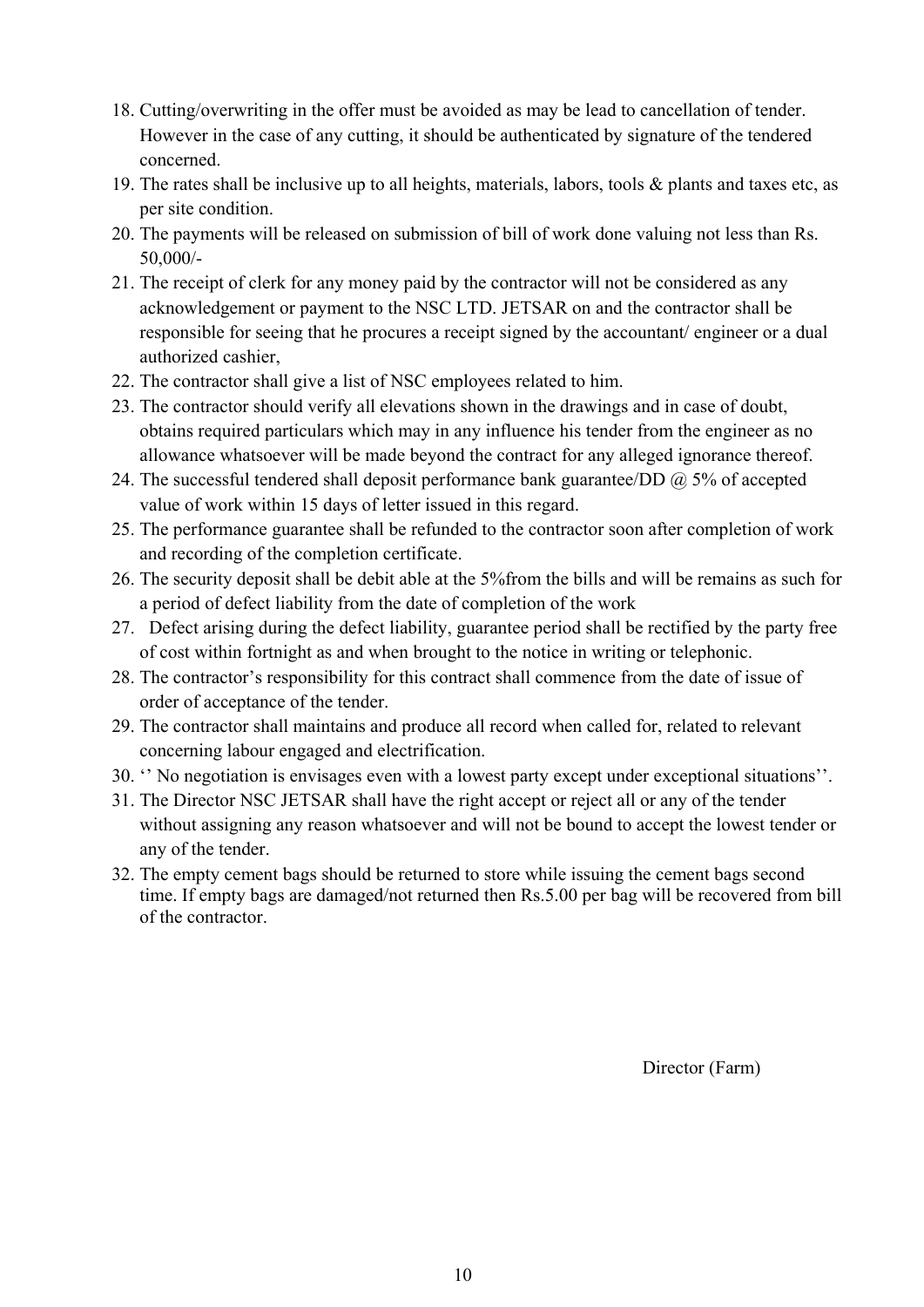18. Cutting/overwriting in the offer must be avoided as may be lead to cancellation of tender. However in the case of any cutting, it should be authenticated by signature of the tendered concerned.
19. The rates shall be inclusive up to all heights, materials, labors, tools & plants and taxes etc, as per site condition.
20. The payments will be released on submission of bill of work done valuing not less than Rs. 50,000/-
21. The receipt of clerk for any money paid by the contractor will not be considered as any acknowledgement or payment to the NSC LTD. JETSAR on and the contractor shall be responsible for seeing that he procures a receipt signed by the accountant/ engineer or a dual authorized cashier,
22. The contractor shall give a list of NSC employees related to him.
23. The contractor should verify all elevations shown in the drawings and in case of doubt, obtains required particulars which may in any influence his tender from the engineer as no allowance whatsoever will be made beyond the contract for any alleged ignorance thereof.
24. The successful tendered shall deposit performance bank guarantee/DD @ 5% of accepted value of work within 15 days of letter issued in this regard.
25. The performance guarantee shall be refunded to the contractor soon after completion of work and recording of the completion certificate.
26. The security deposit shall be debit able at the 5%from the bills and will be remains as such for a period of defect liability from the date of completion of the work
27. Defect arising during the defect liability, guarantee period shall be rectified by the party free of cost within fortnight as and when brought to the notice in writing or telephonic.
28. The contractor's responsibility for this contract shall commence from the date of issue of order of acceptance of the tender.
29. The contractor shall maintains and produce all record when called for, related to relevant concerning labour engaged and electrification.
30. '' No negotiation is envisages even with a lowest party except under exceptional situations''.
31. The Director NSC JETSAR shall have the right accept or reject all or any of the tender without assigning any reason whatsoever and will not be bound to accept the lowest tender or any of the tender.
32. The empty cement bags should be returned to store while issuing the cement bags second time. If empty bags are damaged/not returned then Rs.5.00 per bag will be recovered from bill of the contractor.

Director (Farm)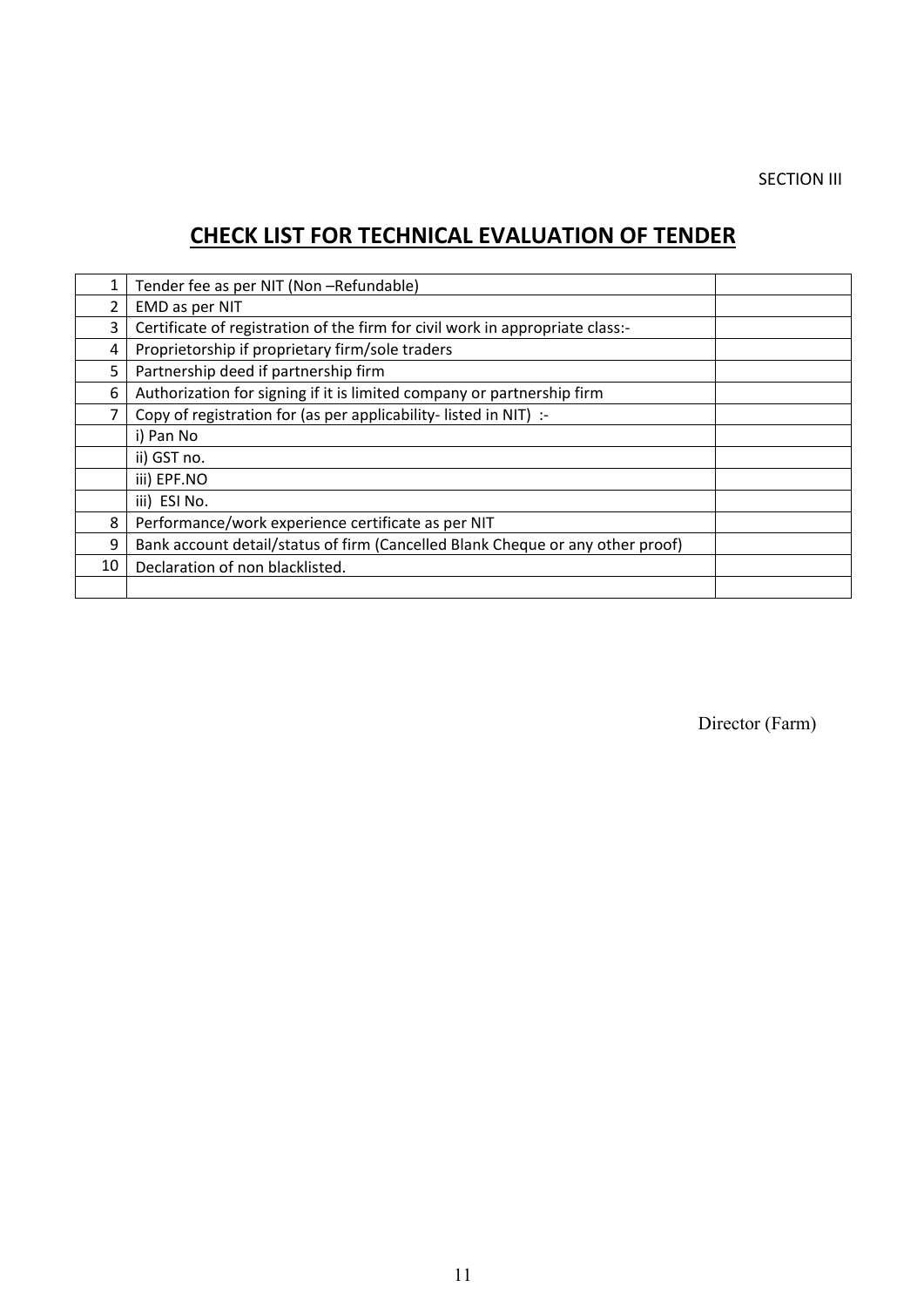SECTION III

# CHECK LIST FOR TECHNICAL EVALUATION OF TENDER

| | | |
|---|---|---|
| 1 | Tender fee as per NIT (Non –Refundable) | |
| 2 | EMD as per NIT | |
| 3 | Certificate of registration of the firm for civil work in appropriate class:- | |
| 4 | Proprietorship if proprietary firm/sole traders | |
| 5 | Partnership deed if partnership firm | |
| 6 | Authorization for signing if it is limited company or partnership firm | |
| 7 | Copy of registration for (as per applicability- listed in NIT) :- | |
| | i) Pan No | |
| | ii) GST no. | |
| | iii) EPF.NO | |
| | iii) ESI No. | |
| 8 | Performance/work experience certificate as per NIT | |
| 9 | Bank account detail/status of firm (Cancelled Blank Cheque or any other proof) | |
| 10 | Declaration of non blacklisted. | |
| | | |

Director (Farm)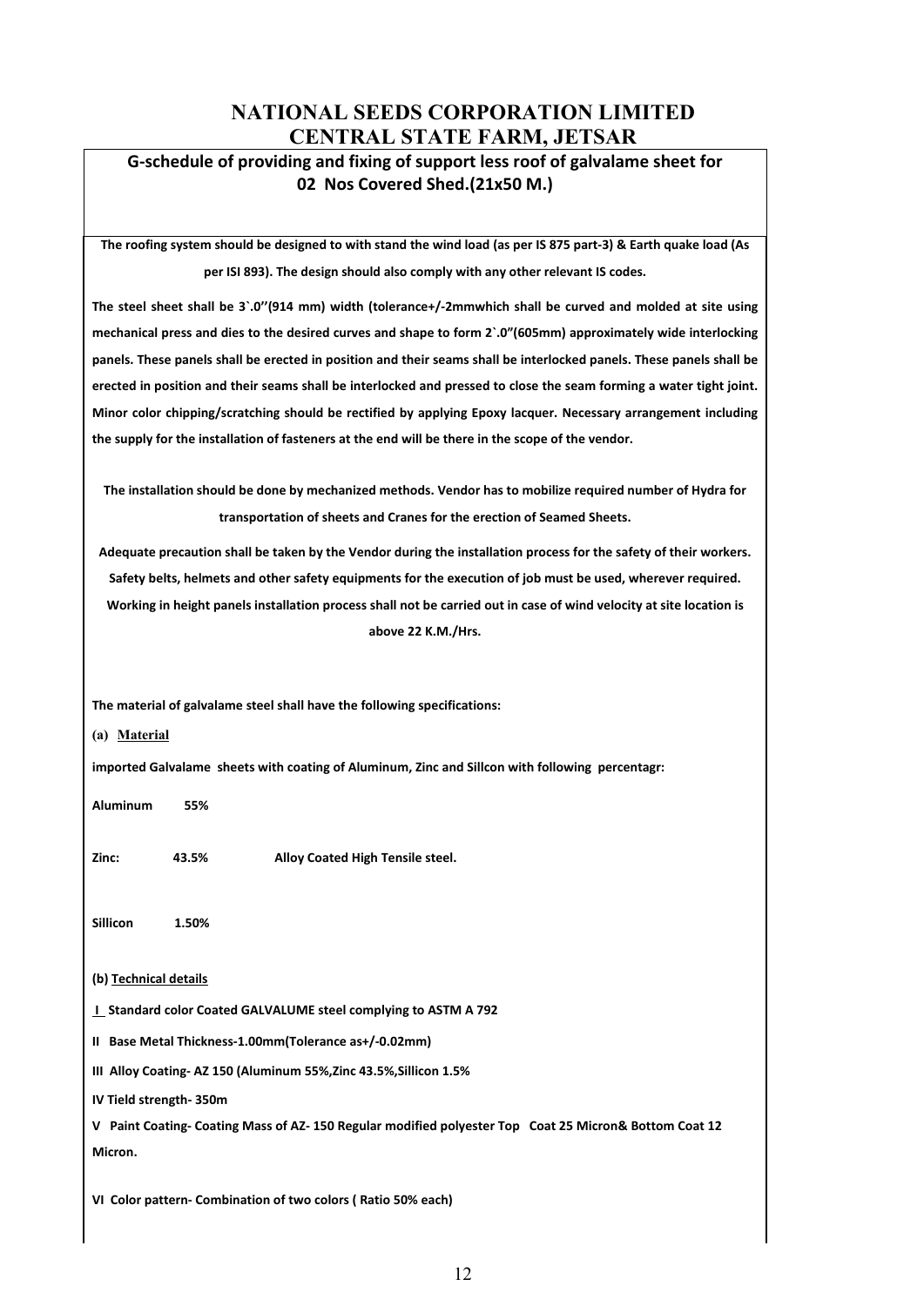# NATIONAL SEEDS CORPORATION LIMITED
# CENTRAL STATE FARM, JETSAR

## G-schedule of providing and fixing of support less roof of galvalame sheet for 02 Nos Covered Shed.(21x50 M.)

**The roofing system should be designed to with stand the wind load (as per IS 875 part-3) & Earth quake load (As per ISI 893). The design should also comply with any other relevant IS codes.**

**The steel sheet shall be 3`.0''(914 mm) width (tolerance+/-2mmwhich shall be curved and molded at site using mechanical press and dies to the desired curves and shape to form 2`.0"(605mm) approximately wide interlocking panels. These panels shall be erected in position and their seams shall be interlocked panels. These panels shall be erected in position and their seams shall be interlocked and pressed to close the seam forming a water tight joint. Minor color chipping/scratching should be rectified by applying Epoxy lacquer. Necessary arrangement including the supply for the installation of fasteners at the end will be there in the scope of the vendor.**

**The installation should be done by mechanized methods. Vendor has to mobilize required number of Hydra for transportation of sheets and Cranes for the erection of Seamed Sheets.**

**Adequate precaution shall be taken by the Vendor during the installation process for the safety of their workers. Safety belts, helmets and other safety equipments for the execution of job must be used, wherever required. Working in height panels installation process shall not be carried out in case of wind velocity at site location is above 22 K.M./Hrs.**

**The material of galvalame steel shall have the following specifications:**

**(a) Material**

**imported Galvalame sheets with coating of Aluminum, Zinc and Sillcon with following percentagr:**

**Aluminum 55%**

**Zinc: 43.5% Alloy Coated High Tensile steel.**

**Sillicon 1.50%**

**(b) Technical details**

**I Standard color Coated GALVALUME steel complying to ASTM A 792**

**II Base Metal Thickness-1.00mm(Tolerance as+/-0.02mm)**

**III Alloy Coating- AZ 150 (Aluminum 55%,Zinc 43.5%,Sillicon 1.5%**

**IV Tield strength- 350m**

**V Paint Coating- Coating Mass of AZ- 150 Regular modified polyester Top Coat 25 Micron& Bottom Coat 12 Micron.**

**VI Color pattern- Combination of two colors ( Ratio 50% each)**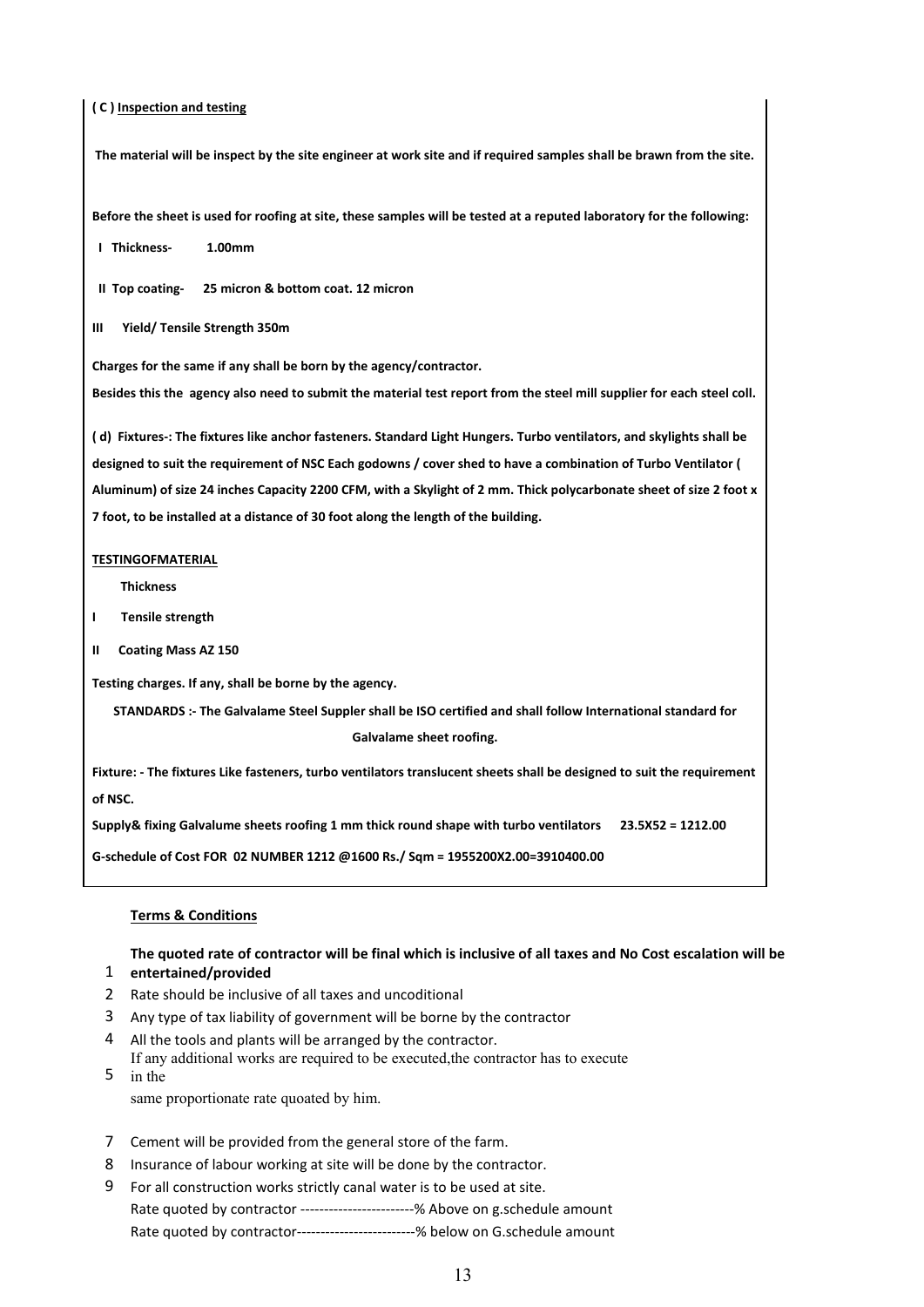**( C ) Inspection and testing**

**The material will be inspect by the site engineer at work site and if required samples shall be brawn from the site.**

**Before the sheet is used for roofing at site, these samples will be tested at a reputed laboratory for the following:**

**I Thickness- 1.00mm**

**II Top coating- 25 micron & bottom coat. 12 micron**

**III Yield/ Tensile Strength 350m**

**Charges for the same if any shall be born by the agency/contractor.**

**Besides this the agency also need to submit the material test report from the steel mill supplier for each steel coll.**

**( d) Fixtures-: The fixtures like anchor fasteners. Standard Light Hungers. Turbo ventilators, and skylights shall be designed to suit the requirement of NSC Each godowns / cover shed to have a combination of Turbo Ventilator ( Aluminum) of size 24 inches Capacity 2200 CFM, with a Skylight of 2 mm. Thick polycarbonate sheet of size 2 foot x 7 foot, to be installed at a distance of 30 foot along the length of the building.**

**TESTINGOFMATERIAL**

**Thickness**

**I Tensile strength**

**II Coating Mass AZ 150**

**Testing charges. If any, shall be borne by the agency.**

**STANDARDS :- The Galvalame Steel Suppler shall be ISO certified and shall follow International standard for Galvalame sheet roofing.**

**Fixture: - The fixtures Like fasteners, turbo ventilators translucent sheets shall be designed to suit the requirement of NSC.**

**Supply& fixing Galvalume sheets roofing 1 mm thick round shape with turbo ventilators 23.5X52 = 1212.00**

**G-schedule of Cost FOR 02 NUMBER 1212 @1600 Rs./ Sqm = 1955200X2.00=3910400.00**

**Terms & Conditions**

1. **The quoted rate of contractor will be final which is inclusive of all taxes and No Cost escalation will be entertained/provided**
2. Rate should be inclusive of all taxes and uncoditional
3. Any type of tax liability of government will be borne by the contractor
4. All the tools and plants will be arranged by the contractor.
5. If any additional works are required to be executed,the contractor has to execute in the same proportionate rate quoated by him.

7. Cement will be provided from the general store of the farm.
8. Insurance of labour working at site will be done by the contractor.
9. For all construction works strictly canal water is to be used at site.

Rate quoted by contractor ------------------------% Above on g.schedule amount

Rate quoted by contractor-------------------------% below on G.schedule amount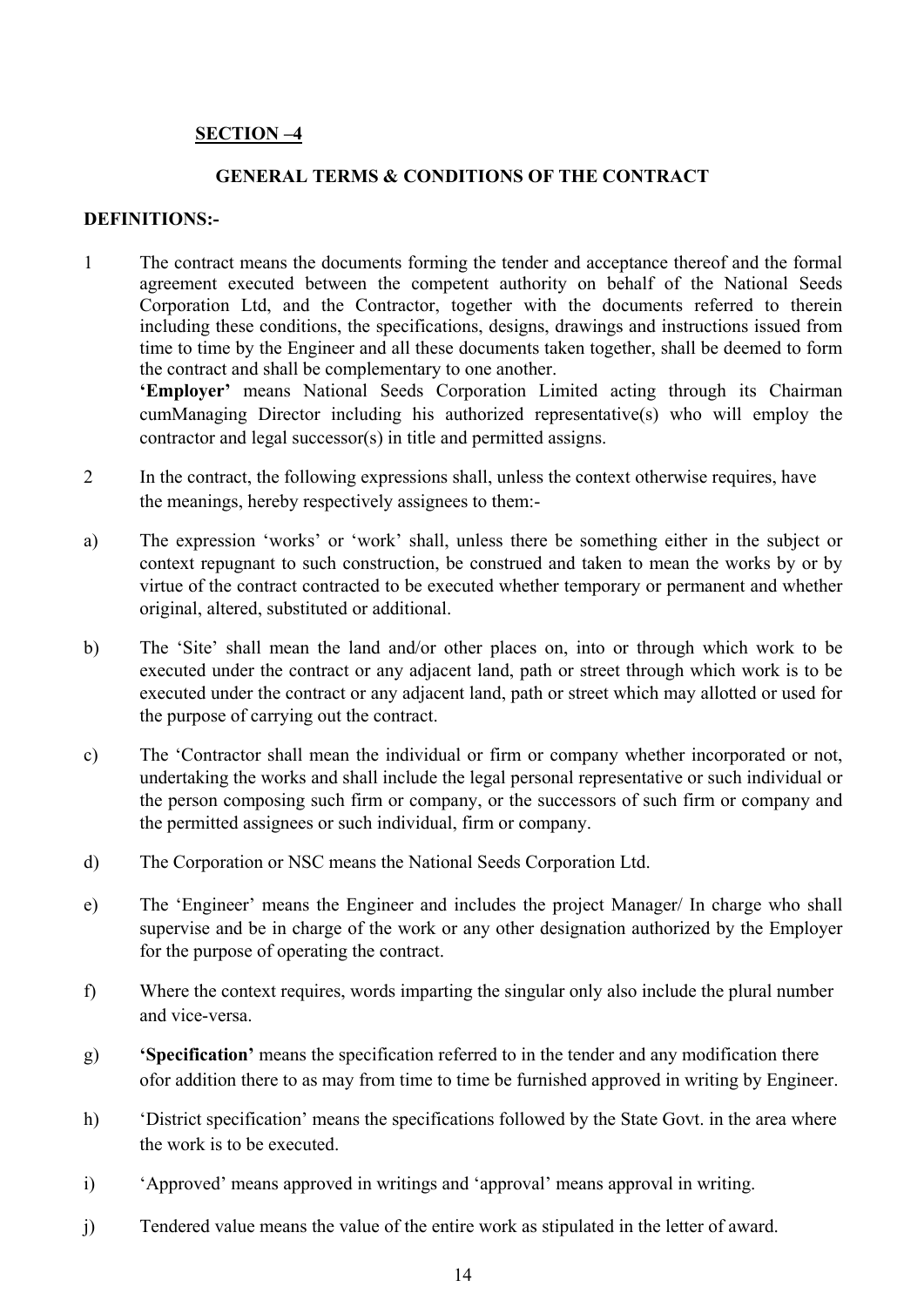**SECTION –4**

**GENERAL TERMS & CONDITIONS OF THE CONTRACT**

**DEFINITIONS:-**

1 The contract means the documents forming the tender and acceptance thereof and the formal agreement executed between the competent authority on behalf of the National Seeds Corporation Ltd, and the Contractor, together with the documents referred to therein including these conditions, the specifications, designs, drawings and instructions issued from time to time by the Engineer and all these documents taken together, shall be deemed to form the contract and shall be complementary to one another.

**'Employer'** means National Seeds Corporation Limited acting through its Chairman cumManaging Director including his authorized representative(s) who will employ the contractor and legal successor(s) in title and permitted assigns.

2 In the contract, the following expressions shall, unless the context otherwise requires, have the meanings, hereby respectively assignees to them:-

a) The expression 'works' or 'work' shall, unless there be something either in the subject or context repugnant to such construction, be construed and taken to mean the works by or by virtue of the contract contracted to be executed whether temporary or permanent and whether original, altered, substituted or additional.

b) The 'Site' shall mean the land and/or other places on, into or through which work to be executed under the contract or any adjacent land, path or street through which work is to be executed under the contract or any adjacent land, path or street which may allotted or used for the purpose of carrying out the contract.

c) The 'Contractor shall mean the individual or firm or company whether incorporated or not, undertaking the works and shall include the legal personal representative or such individual or the person composing such firm or company, or the successors of such firm or company and the permitted assignees or such individual, firm or company.

d) The Corporation or NSC means the National Seeds Corporation Ltd.

e) The 'Engineer' means the Engineer and includes the project Manager/ In charge who shall supervise and be in charge of the work or any other designation authorized by the Employer for the purpose of operating the contract.

f) Where the context requires, words imparting the singular only also include the plural number and vice-versa.

g) **'Specification'** means the specification referred to in the tender and any modification there ofor addition there to as may from time to time be furnished approved in writing by Engineer.

h) 'District specification' means the specifications followed by the State Govt. in the area where the work is to be executed.

i) 'Approved' means approved in writings and 'approval' means approval in writing.

j) Tendered value means the value of the entire work as stipulated in the letter of award.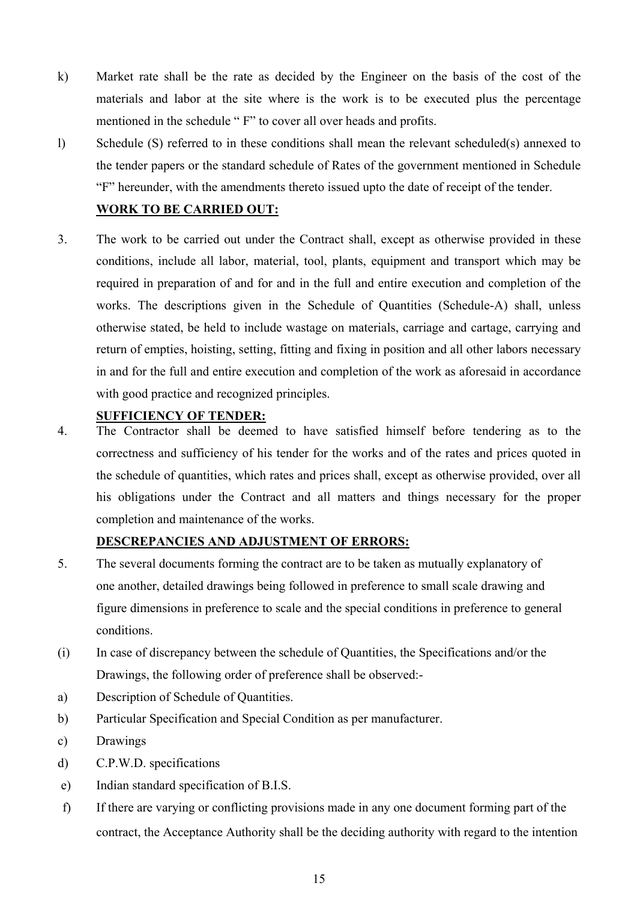k) Market rate shall be the rate as decided by the Engineer on the basis of the cost of the materials and labor at the site where is the work is to be executed plus the percentage mentioned in the schedule " F" to cover all over heads and profits.

l) Schedule (S) referred to in these conditions shall mean the relevant scheduled(s) annexed to the tender papers or the standard schedule of Rates of the government mentioned in Schedule "F" hereunder, with the amendments thereto issued upto the date of receipt of the tender.

**WORK TO BE CARRIED OUT:**

3. The work to be carried out under the Contract shall, except as otherwise provided in these conditions, include all labor, material, tool, plants, equipment and transport which may be required in preparation of and for and in the full and entire execution and completion of the works. The descriptions given in the Schedule of Quantities (Schedule-A) shall, unless otherwise stated, be held to include wastage on materials, carriage and cartage, carrying and return of empties, hoisting, setting, fitting and fixing in position and all other labors necessary in and for the full and entire execution and completion of the work as aforesaid in accordance with good practice and recognized principles.

**SUFFICIENCY OF TENDER:**

4. The Contractor shall be deemed to have satisfied himself before tendering as to the correctness and sufficiency of his tender for the works and of the rates and prices quoted in the schedule of quantities, which rates and prices shall, except as otherwise provided, over all his obligations under the Contract and all matters and things necessary for the proper completion and maintenance of the works.

**DESCREPANCIES AND ADJUSTMENT OF ERRORS:**

5. The several documents forming the contract are to be taken as mutually explanatory of one another, detailed drawings being followed in preference to small scale drawing and figure dimensions in preference to scale and the special conditions in preference to general conditions.

(i) In case of discrepancy between the schedule of Quantities, the Specifications and/or the Drawings, the following order of preference shall be observed:-

a) Description of Schedule of Quantities.

b) Particular Specification and Special Condition as per manufacturer.

c) Drawings

d) C.P.W.D. specifications

e) Indian standard specification of B.I.S.

f) If there are varying or conflicting provisions made in any one document forming part of the contract, the Acceptance Authority shall be the deciding authority with regard to the intention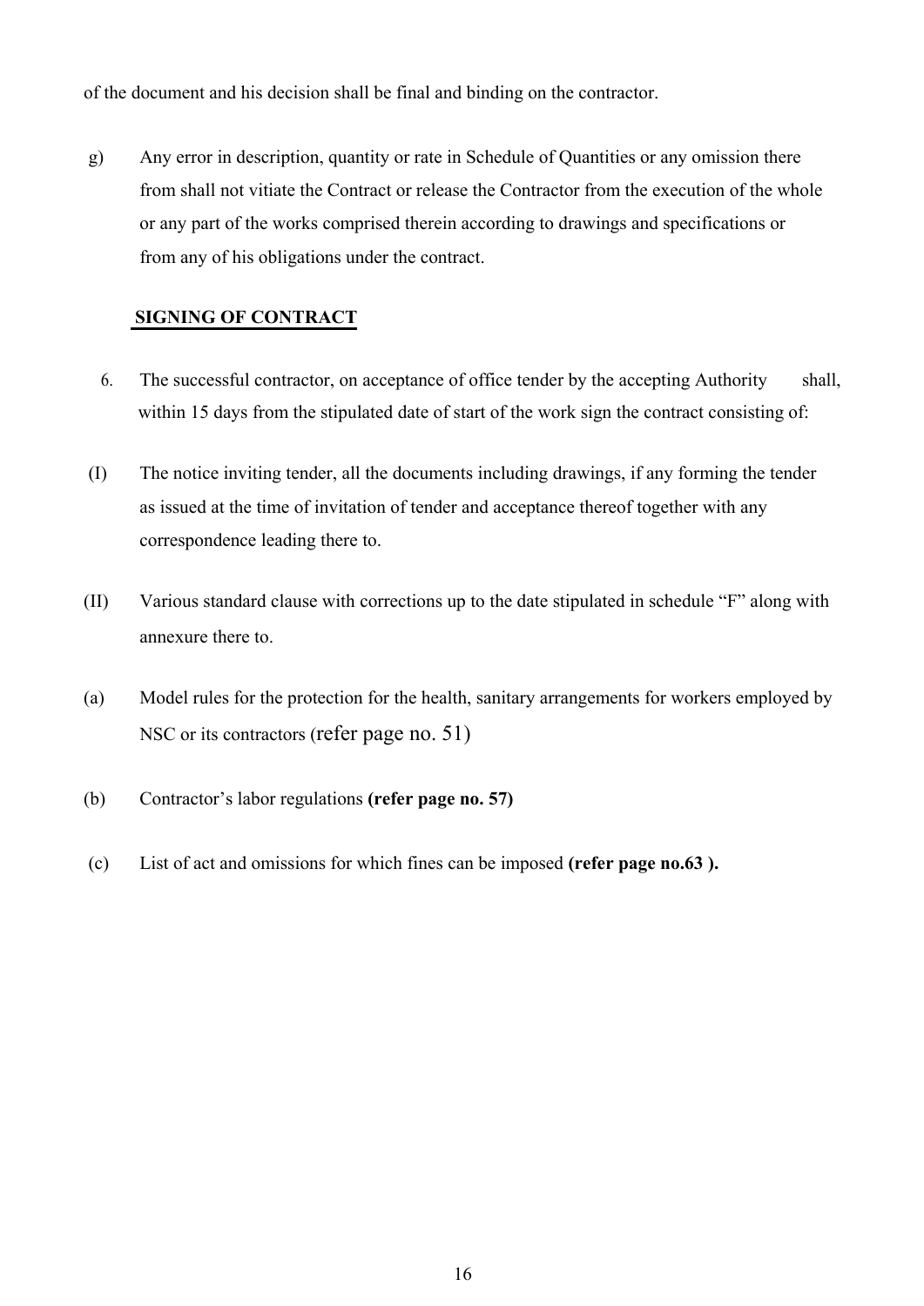of the document and his decision shall be final and binding on the contractor.

g) Any error in description, quantity or rate in Schedule of Quantities or any omission there from shall not vitiate the Contract or release the Contractor from the execution of the whole or any part of the works comprised therein according to drawings and specifications or from any of his obligations under the contract.

## SIGNING OF CONTRACT

6. The successful contractor, on acceptance of office tender by the accepting Authority shall, within 15 days from the stipulated date of start of the work sign the contract consisting of:

(I) The notice inviting tender, all the documents including drawings, if any forming the tender as issued at the time of invitation of tender and acceptance thereof together with any correspondence leading there to.

(II) Various standard clause with corrections up to the date stipulated in schedule "F" along with annexure there to.

(a) Model rules for the protection for the health, sanitary arrangements for workers employed by NSC or its contractors (refer page no. 51)

(b) Contractor's labor regulations **(refer page no. 57)**

(c) List of act and omissions for which fines can be imposed **(refer page no.63 ).**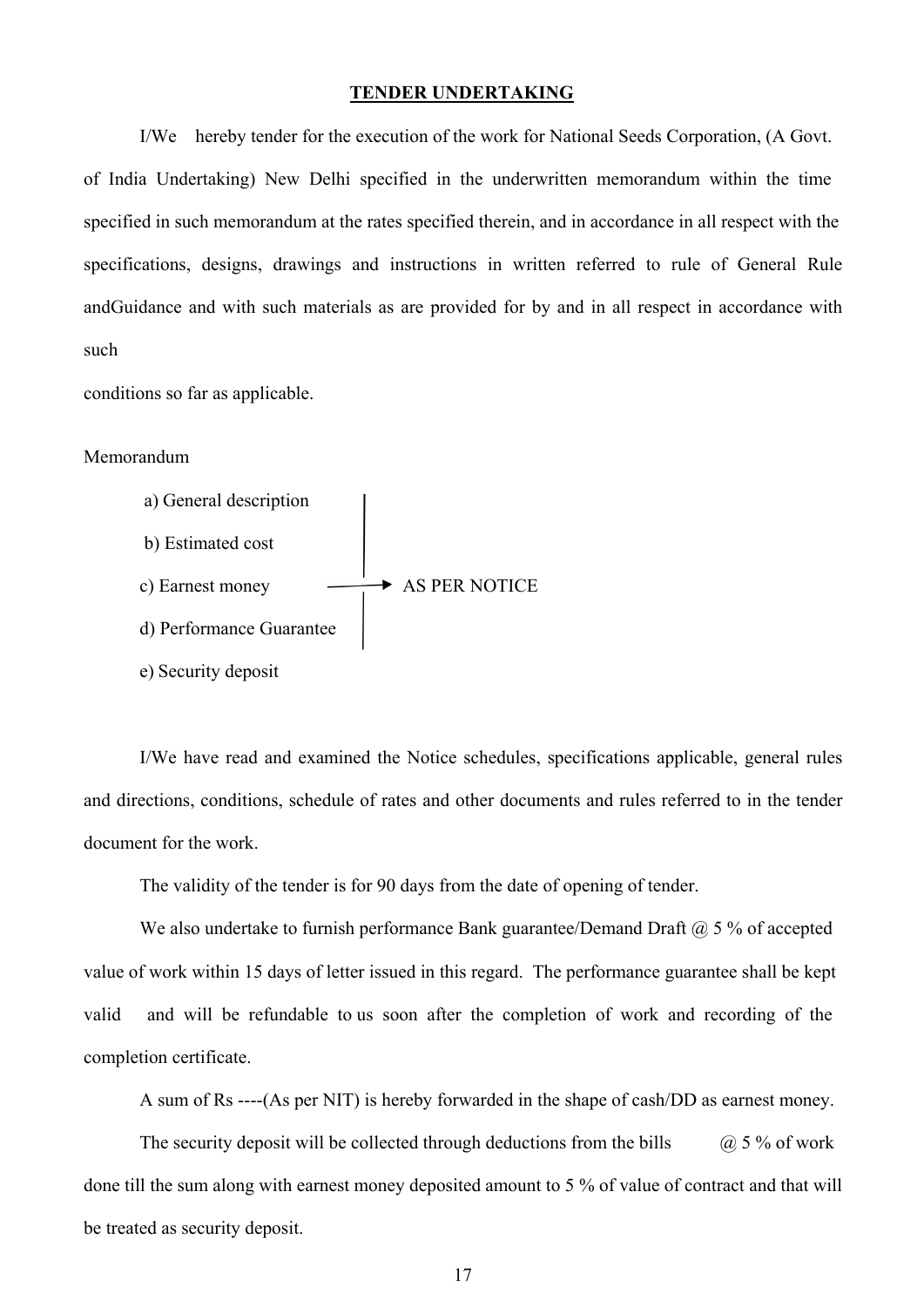## TENDER UNDERTAKING

I/We hereby tender for the execution of the work for National Seeds Corporation, (A Govt. of India Undertaking) New Delhi specified in the underwritten memorandum within the time specified in such memorandum at the rates specified therein, and in accordance in all respect with the specifications, designs, drawings and instructions in written referred to rule of General Rule andGuidance and with such materials as are provided for by and in all respect in accordance with such

conditions so far as applicable.

Memorandum

a) General description
b) Estimated cost
c) Earnest money → AS PER NOTICE
d) Performance Guarantee
e) Security deposit

I/We have read and examined the Notice schedules, specifications applicable, general rules and directions, conditions, schedule of rates and other documents and rules referred to in the tender document for the work.

The validity of the tender is for 90 days from the date of opening of tender.

We also undertake to furnish performance Bank guarantee/Demand Draft @ 5 % of accepted value of work within 15 days of letter issued in this regard. The performance guarantee shall be kept valid and will be refundable to us soon after the completion of work and recording of the completion certificate.

A sum of Rs ----(As per NIT) is hereby forwarded in the shape of cash/DD as earnest money.

The security deposit will be collected through deductions from the bills @ 5 % of work done till the sum along with earnest money deposited amount to 5 % of value of contract and that will be treated as security deposit.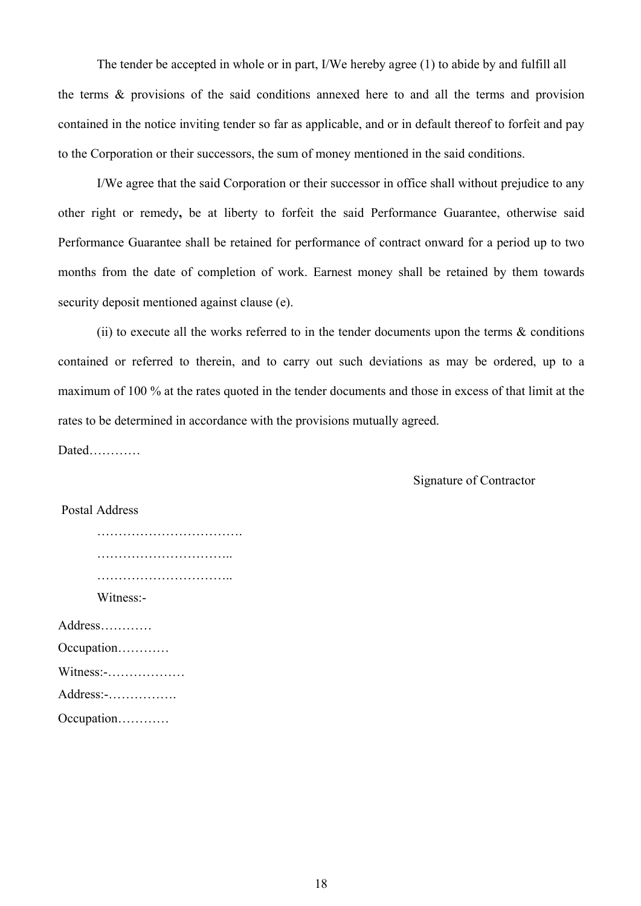The tender be accepted in whole or in part, I/We hereby agree (1) to abide by and fulfill all the terms & provisions of the said conditions annexed here to and all the terms and provision contained in the notice inviting tender so far as applicable, and or in default thereof to forfeit and pay to the Corporation or their successors, the sum of money mentioned in the said conditions.

I/We agree that the said Corporation or their successor in office shall without prejudice to any other right or remedy**,** be at liberty to forfeit the said Performance Guarantee, otherwise said Performance Guarantee shall be retained for performance of contract onward for a period up to two months from the date of completion of work. Earnest money shall be retained by them towards security deposit mentioned against clause (e).

(ii) to execute all the works referred to in the tender documents upon the terms & conditions contained or referred to therein, and to carry out such deviations as may be ordered, up to a maximum of 100 % at the rates quoted in the tender documents and those in excess of that limit at the rates to be determined in accordance with the provisions mutually agreed.

Dated…………

Signature of Contractor

Postal Address

…………………………….

…………………………..

…………………………..

Witness:-

Address…………

Occupation…………

Witness:-………………

Address:-…………….

Occupation…………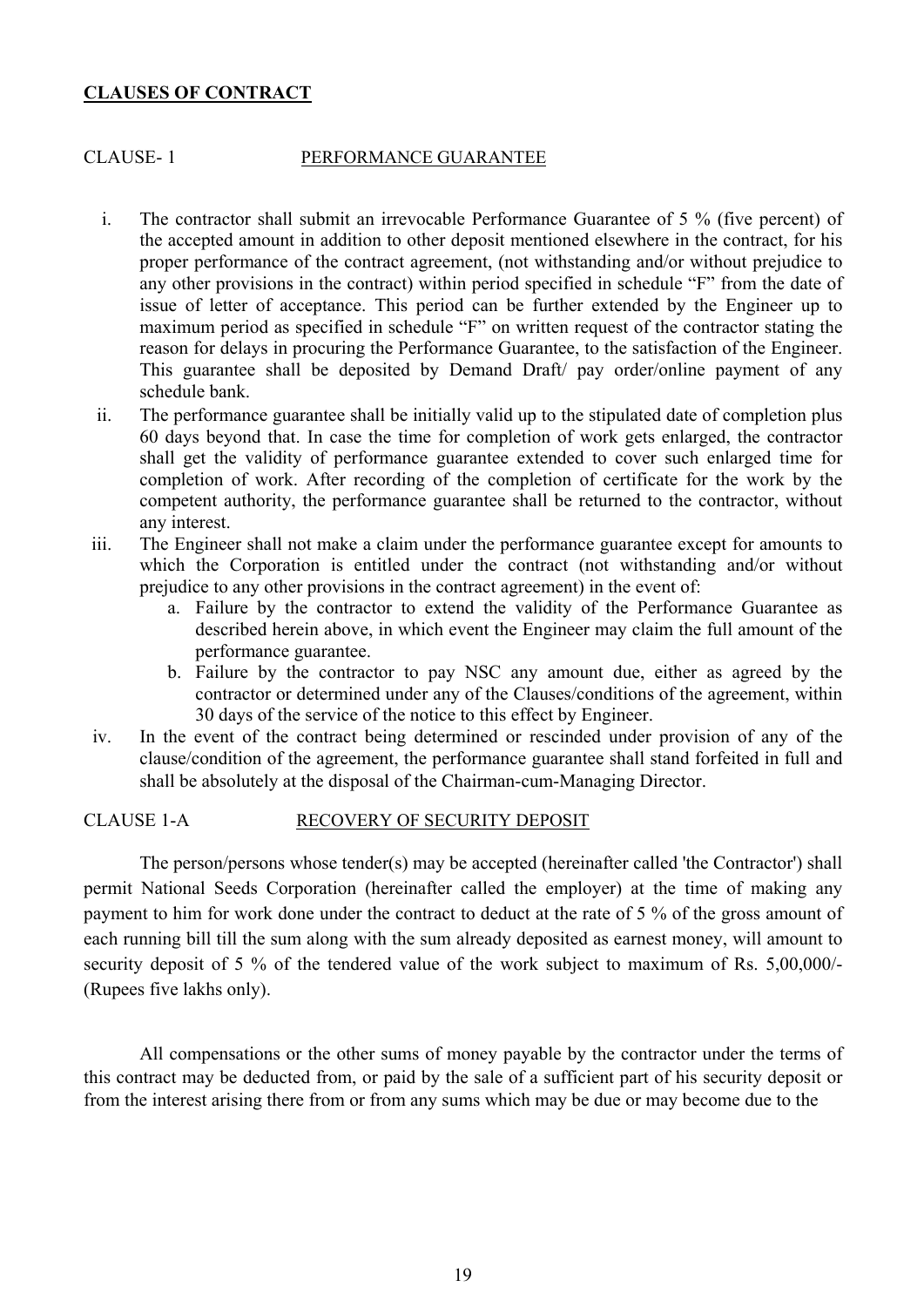## CLAUSES OF CONTRACT

### CLAUSE- 1 PERFORMANCE GUARANTEE

i. The contractor shall submit an irrevocable Performance Guarantee of 5 % (five percent) of the accepted amount in addition to other deposit mentioned elsewhere in the contract, for his proper performance of the contract agreement, (not withstanding and/or without prejudice to any other provisions in the contract) within period specified in schedule "F" from the date of issue of letter of acceptance. This period can be further extended by the Engineer up to maximum period as specified in schedule "F" on written request of the contractor stating the reason for delays in procuring the Performance Guarantee, to the satisfaction of the Engineer. This guarantee shall be deposited by Demand Draft/ pay order/online payment of any schedule bank.

ii. The performance guarantee shall be initially valid up to the stipulated date of completion plus 60 days beyond that. In case the time for completion of work gets enlarged, the contractor shall get the validity of performance guarantee extended to cover such enlarged time for completion of work. After recording of the completion of certificate for the work by the competent authority, the performance guarantee shall be returned to the contractor, without any interest.

iii. The Engineer shall not make a claim under the performance guarantee except for amounts to which the Corporation is entitled under the contract (not withstanding and/or without prejudice to any other provisions in the contract agreement) in the event of:
   a. Failure by the contractor to extend the validity of the Performance Guarantee as described herein above, in which event the Engineer may claim the full amount of the performance guarantee.
   b. Failure by the contractor to pay NSC any amount due, either as agreed by the contractor or determined under any of the Clauses/conditions of the agreement, within 30 days of the service of the notice to this effect by Engineer.

iv. In the event of the contract being determined or rescinded under provision of any of the clause/condition of the agreement, the performance guarantee shall stand forfeited in full and shall be absolutely at the disposal of the Chairman-cum-Managing Director.

### CLAUSE 1-A RECOVERY OF SECURITY DEPOSIT

The person/persons whose tender(s) may be accepted (hereinafter called 'the Contractor') shall permit National Seeds Corporation (hereinafter called the employer) at the time of making any payment to him for work done under the contract to deduct at the rate of 5 % of the gross amount of each running bill till the sum along with the sum already deposited as earnest money, will amount to security deposit of 5 % of the tendered value of the work subject to maximum of Rs. 5,00,000/- (Rupees five lakhs only).

All compensations or the other sums of money payable by the contractor under the terms of this contract may be deducted from, or paid by the sale of a sufficient part of his security deposit or from the interest arising there from or from any sums which may be due or may become due to the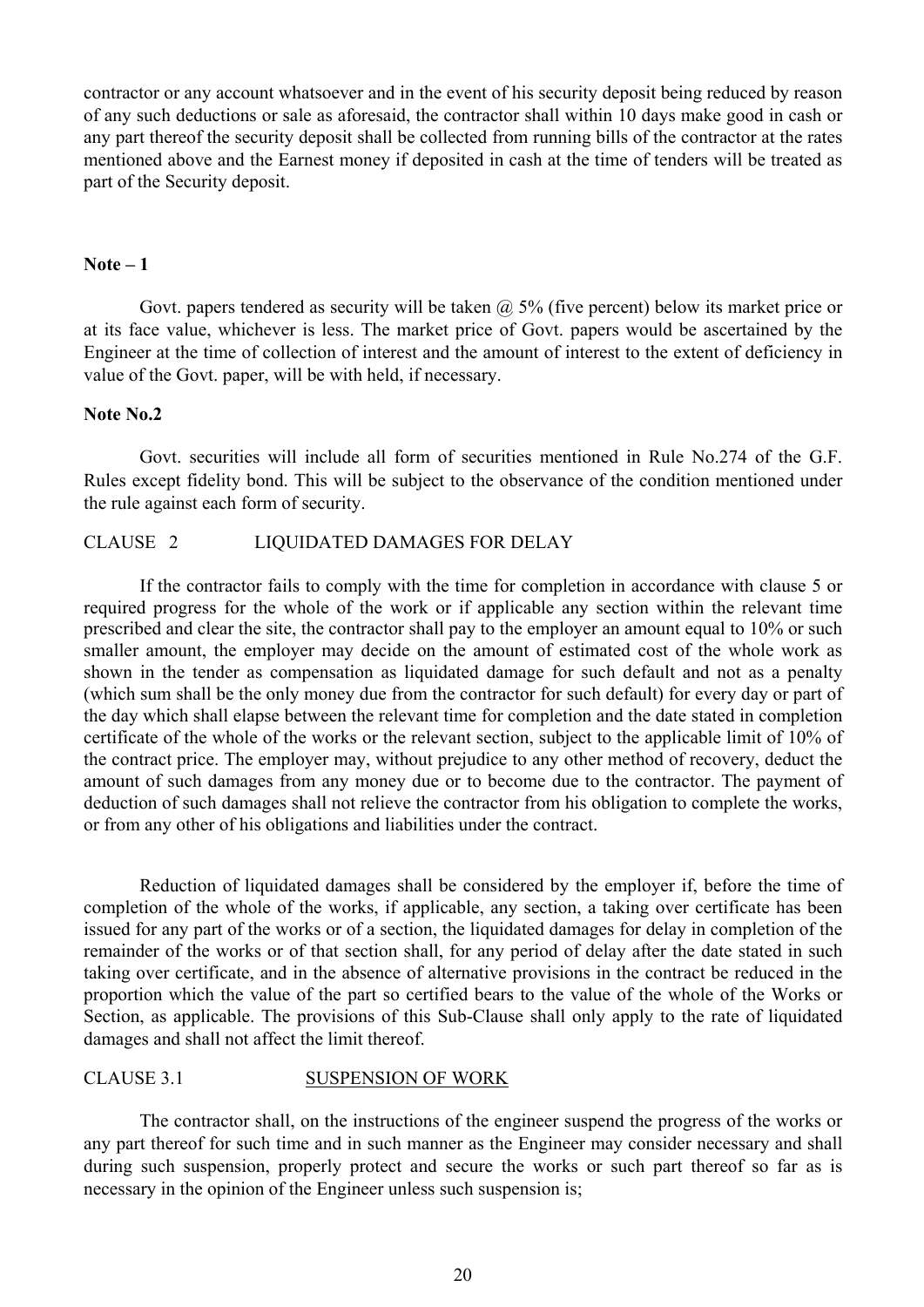contractor or any account whatsoever and in the event of his security deposit being reduced by reason of any such deductions or sale as aforesaid, the contractor shall within 10 days make good in cash or any part thereof the security deposit shall be collected from running bills of the contractor at the rates mentioned above and the Earnest money if deposited in cash at the time of tenders will be treated as part of the Security deposit.

**Note – 1**

Govt. papers tendered as security will be taken @ 5% (five percent) below its market price or at its face value, whichever is less. The market price of Govt. papers would be ascertained by the Engineer at the time of collection of interest and the amount of interest to the extent of deficiency in value of the Govt. paper, will be with held, if necessary.

**Note No.2**

Govt. securities will include all form of securities mentioned in Rule No.274 of the G.F. Rules except fidelity bond. This will be subject to the observance of the condition mentioned under the rule against each form of security.

CLAUSE 2 LIQUIDATED DAMAGES FOR DELAY

If the contractor fails to comply with the time for completion in accordance with clause 5 or required progress for the whole of the work or if applicable any section within the relevant time prescribed and clear the site, the contractor shall pay to the employer an amount equal to 10% or such smaller amount, the employer may decide on the amount of estimated cost of the whole work as shown in the tender as compensation as liquidated damage for such default and not as a penalty (which sum shall be the only money due from the contractor for such default) for every day or part of the day which shall elapse between the relevant time for completion and the date stated in completion certificate of the whole of the works or the relevant section, subject to the applicable limit of 10% of the contract price. The employer may, without prejudice to any other method of recovery, deduct the amount of such damages from any money due or to become due to the contractor. The payment of deduction of such damages shall not relieve the contractor from his obligation to complete the works, or from any other of his obligations and liabilities under the contract.

Reduction of liquidated damages shall be considered by the employer if, before the time of completion of the whole of the works, if applicable, any section, a taking over certificate has been issued for any part of the works or of a section, the liquidated damages for delay in completion of the remainder of the works or of that section shall, for any period of delay after the date stated in such taking over certificate, and in the absence of alternative provisions in the contract be reduced in the proportion which the value of the part so certified bears to the value of the whole of the Works or Section, as applicable. The provisions of this Sub-Clause shall only apply to the rate of liquidated damages and shall not affect the limit thereof.

CLAUSE 3.1 SUSPENSION OF WORK

The contractor shall, on the instructions of the engineer suspend the progress of the works or any part thereof for such time and in such manner as the Engineer may consider necessary and shall during such suspension, properly protect and secure the works or such part thereof so far as is necessary in the opinion of the Engineer unless such suspension is;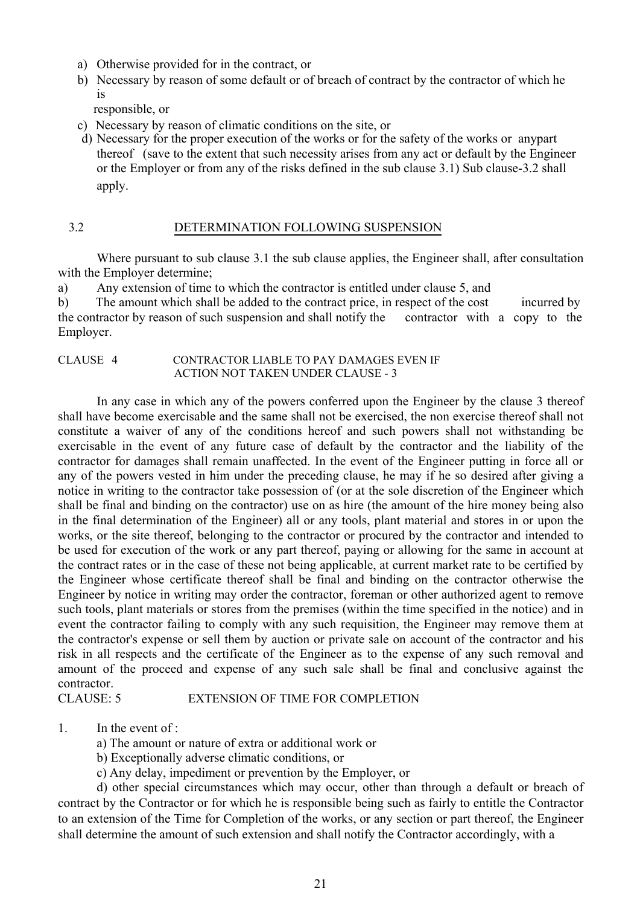a) Otherwise provided for in the contract, or
b) Necessary by reason of some default or of breach of contract by the contractor of which he is responsible, or
c) Necessary by reason of climatic conditions on the site, or
d) Necessary for the proper execution of the works or for the safety of the works or anypart thereof (save to the extent that such necessity arises from any act or default by the Engineer or the Employer or from any of the risks defined in the sub clause 3.1) Sub clause-3.2 shall apply.

### 3.2 DETERMINATION FOLLOWING SUSPENSION

Where pursuant to sub clause 3.1 the sub clause applies, the Engineer shall, after consultation with the Employer determine;

a) Any extension of time to which the contractor is entitled under clause 5, and

b) The amount which shall be added to the contract price, in respect of the cost incurred by the contractor by reason of such suspension and shall notify the contractor with a copy to the Employer.

### CLAUSE 4 CONTRACTOR LIABLE TO PAY DAMAGES EVEN IF ACTION NOT TAKEN UNDER CLAUSE - 3

In any case in which any of the powers conferred upon the Engineer by the clause 3 thereof shall have become exercisable and the same shall not be exercised, the non exercise thereof shall not constitute a waiver of any of the conditions hereof and such powers shall not withstanding be exercisable in the event of any future case of default by the contractor and the liability of the contractor for damages shall remain unaffected. In the event of the Engineer putting in force all or any of the powers vested in him under the preceding clause, he may if he so desired after giving a notice in writing to the contractor take possession of (or at the sole discretion of the Engineer which shall be final and binding on the contractor) use on as hire (the amount of the hire money being also in the final determination of the Engineer) all or any tools, plant material and stores in or upon the works, or the site thereof, belonging to the contractor or procured by the contractor and intended to be used for execution of the work or any part thereof, paying or allowing for the same in account at the contract rates or in the case of these not being applicable, at current market rate to be certified by the Engineer whose certificate thereof shall be final and binding on the contractor otherwise the Engineer by notice in writing may order the contractor, foreman or other authorized agent to remove such tools, plant materials or stores from the premises (within the time specified in the notice) and in event the contractor failing to comply with any such requisition, the Engineer may remove them at the contractor's expense or sell them by auction or private sale on account of the contractor and his risk in all respects and the certificate of the Engineer as to the expense of any such removal and amount of the proceed and expense of any such sale shall be final and conclusive against the contractor.

### CLAUSE: 5 EXTENSION OF TIME FOR COMPLETION

1. In the event of :

   a) The amount or nature of extra or additional work or

   b) Exceptionally adverse climatic conditions, or

   c) Any delay, impediment or prevention by the Employer, or

   d) other special circumstances which may occur, other than through a default or breach of contract by the Contractor or for which he is responsible being such as fairly to entitle the Contractor to an extension of the Time for Completion of the works, or any section or part thereof, the Engineer shall determine the amount of such extension and shall notify the Contractor accordingly, with a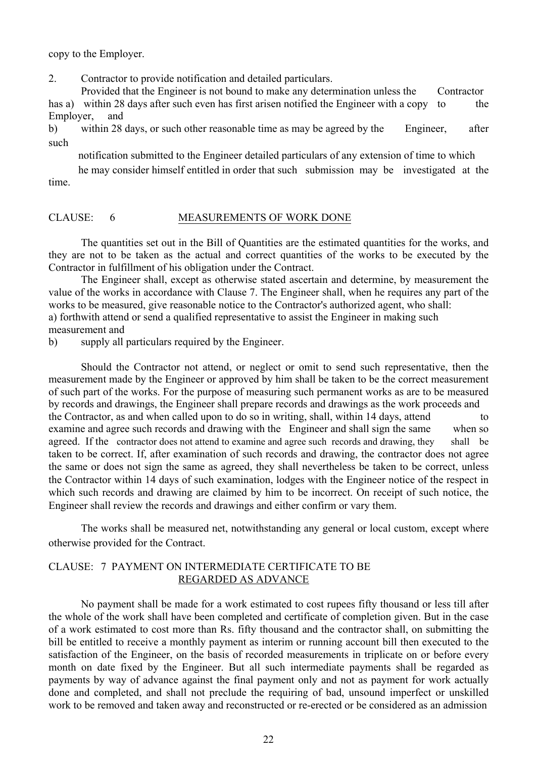copy to the Employer.

2. Contractor to provide notification and detailed particulars.

Provided that the Engineer is not bound to make any determination unless the Contractor has a) within 28 days after such even has first arisen notified the Engineer with a copy to the Employer, and

b) within 28 days, or such other reasonable time as may be agreed by the Engineer, after such notification submitted to the Engineer detailed particulars of any extension of time to which he may consider himself entitled in order that such submission may be investigated at the time.

## CLAUSE: 6 MEASUREMENTS OF WORK DONE

The quantities set out in the Bill of Quantities are the estimated quantities for the works, and they are not to be taken as the actual and correct quantities of the works to be executed by the Contractor in fulfillment of his obligation under the Contract.

The Engineer shall, except as otherwise stated ascertain and determine, by measurement the value of the works in accordance with Clause 7. The Engineer shall, when he requires any part of the works to be measured, give reasonable notice to the Contractor's authorized agent, who shall:

a) forthwith attend or send a qualified representative to assist the Engineer in making such measurement and

b) supply all particulars required by the Engineer.

Should the Contractor not attend, or neglect or omit to send such representative, then the measurement made by the Engineer or approved by him shall be taken to be the correct measurement of such part of the works. For the purpose of measuring such permanent works as are to be measured by records and drawings, the Engineer shall prepare records and drawings as the work proceeds and the Contractor, as and when called upon to do so in writing, shall, within 14 days, attend to examine and agree such records and drawing with the Engineer and shall sign the same when so agreed. If the contractor does not attend to examine and agree such records and drawing, they shall be taken to be correct. If, after examination of such records and drawing, the contractor does not agree the same or does not sign the same as agreed, they shall nevertheless be taken to be correct, unless the Contractor within 14 days of such examination, lodges with the Engineer notice of the respect in which such records and drawing are claimed by him to be incorrect. On receipt of such notice, the Engineer shall review the records and drawings and either confirm or vary them.

The works shall be measured net, notwithstanding any general or local custom, except where otherwise provided for the Contract.

## CLAUSE: 7 PAYMENT ON INTERMEDIATE CERTIFICATE TO BE REGARDED AS ADVANCE

No payment shall be made for a work estimated to cost rupees fifty thousand or less till after the whole of the work shall have been completed and certificate of completion given. But in the case of a work estimated to cost more than Rs. fifty thousand and the contractor shall, on submitting the bill be entitled to receive a monthly payment as interim or running account bill then executed to the satisfaction of the Engineer, on the basis of recorded measurements in triplicate on or before every month on date fixed by the Engineer. But all such intermediate payments shall be regarded as payments by way of advance against the final payment only and not as payment for work actually done and completed, and shall not preclude the requiring of bad, unsound imperfect or unskilled work to be removed and taken away and reconstructed or re-erected or be considered as an admission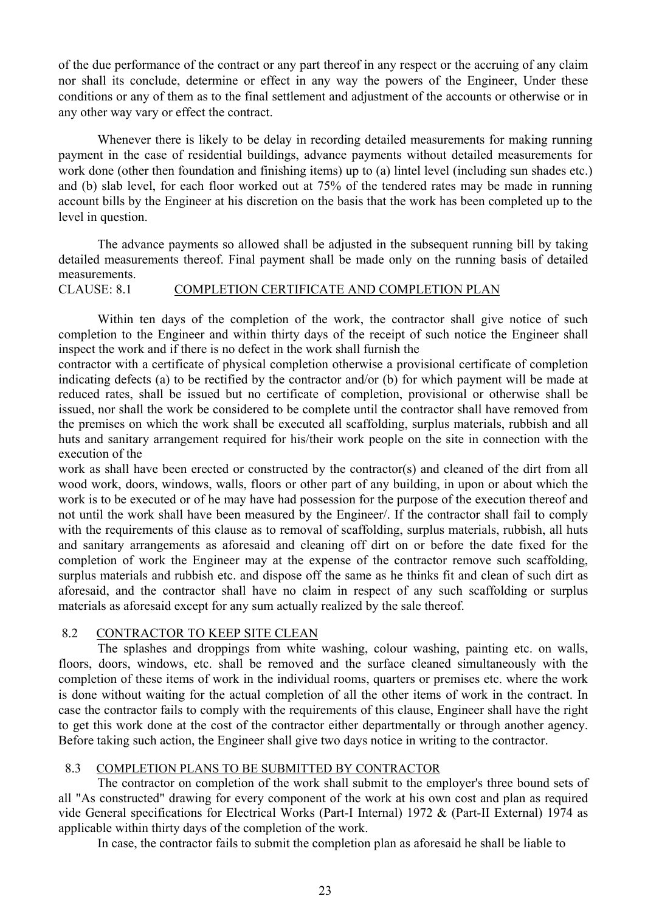of the due performance of the contract or any part thereof in any respect or the accruing of any claim nor shall its conclude, determine or effect in any way the powers of the Engineer, Under these conditions or any of them as to the final settlement and adjustment of the accounts or otherwise or in any other way vary or effect the contract.

Whenever there is likely to be delay in recording detailed measurements for making running payment in the case of residential buildings, advance payments without detailed measurements for work done (other then foundation and finishing items) up to (a) lintel level (including sun shades etc.) and (b) slab level, for each floor worked out at 75% of the tendered rates may be made in running account bills by the Engineer at his discretion on the basis that the work has been completed up to the level in question.

The advance payments so allowed shall be adjusted in the subsequent running bill by taking detailed measurements thereof. Final payment shall be made only on the running basis of detailed measurements.

CLAUSE: 8.1 COMPLETION CERTIFICATE AND COMPLETION PLAN

Within ten days of the completion of the work, the contractor shall give notice of such completion to the Engineer and within thirty days of the receipt of such notice the Engineer shall inspect the work and if there is no defect in the work shall furnish the contractor with a certificate of physical completion otherwise a provisional certificate of completion indicating defects (a) to be rectified by the contractor and/or (b) for which payment will be made at reduced rates, shall be issued but no certificate of completion, provisional or otherwise shall be issued, nor shall the work be considered to be complete until the contractor shall have removed from the premises on which the work shall be executed all scaffolding, surplus materials, rubbish and all huts and sanitary arrangement required for his/their work people on the site in connection with the execution of the work as shall have been erected or constructed by the contractor(s) and cleaned of the dirt from all wood work, doors, windows, walls, floors or other part of any building, in upon or about which the work is to be executed or of he may have had possession for the purpose of the execution thereof and not until the work shall have been measured by the Engineer/. If the contractor shall fail to comply with the requirements of this clause as to removal of scaffolding, surplus materials, rubbish, all huts and sanitary arrangements as aforesaid and cleaning off dirt on or before the date fixed for the completion of work the Engineer may at the expense of the contractor remove such scaffolding, surplus materials and rubbish etc. and dispose off the same as he thinks fit and clean of such dirt as aforesaid, and the contractor shall have no claim in respect of any such scaffolding or surplus materials as aforesaid except for any sum actually realized by the sale thereof.

8.2 CONTRACTOR TO KEEP SITE CLEAN

The splashes and droppings from white washing, colour washing, painting etc. on walls, floors, doors, windows, etc. shall be removed and the surface cleaned simultaneously with the completion of these items of work in the individual rooms, quarters or premises etc. where the work is done without waiting for the actual completion of all the other items of work in the contract. In case the contractor fails to comply with the requirements of this clause, Engineer shall have the right to get this work done at the cost of the contractor either departmentally or through another agency. Before taking such action, the Engineer shall give two days notice in writing to the contractor.

8.3 COMPLETION PLANS TO BE SUBMITTED BY CONTRACTOR

The contractor on completion of the work shall submit to the employer's three bound sets of all "As constructed" drawing for every component of the work at his own cost and plan as required vide General specifications for Electrical Works (Part-I Internal) 1972 & (Part-II External) 1974 as applicable within thirty days of the completion of the work.

In case, the contractor fails to submit the completion plan as aforesaid he shall be liable to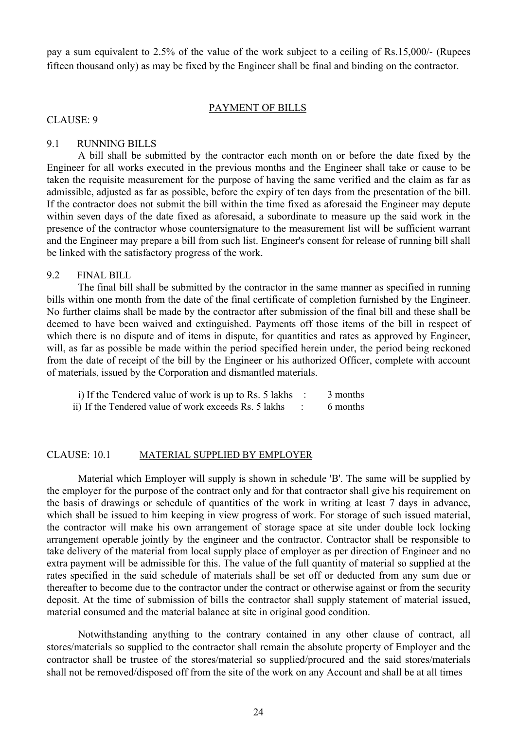pay a sum equivalent to 2.5% of the value of the work subject to a ceiling of Rs.15,000/- (Rupees fifteen thousand only) as may be fixed by the Engineer shall be final and binding on the contractor.

## PAYMENT OF BILLS

CLAUSE: 9

### 9.1 RUNNING BILLS

A bill shall be submitted by the contractor each month on or before the date fixed by the Engineer for all works executed in the previous months and the Engineer shall take or cause to be taken the requisite measurement for the purpose of having the same verified and the claim as far as admissible, adjusted as far as possible, before the expiry of ten days from the presentation of the bill. If the contractor does not submit the bill within the time fixed as aforesaid the Engineer may depute within seven days of the date fixed as aforesaid, a subordinate to measure up the said work in the presence of the contractor whose countersignature to the measurement list will be sufficient warrant and the Engineer may prepare a bill from such list. Engineer's consent for release of running bill shall be linked with the satisfactory progress of the work.

### 9.2 FINAL BILL

The final bill shall be submitted by the contractor in the same manner as specified in running bills within one month from the date of the final certificate of completion furnished by the Engineer. No further claims shall be made by the contractor after submission of the final bill and these shall be deemed to have been waived and extinguished. Payments off those items of the bill in respect of which there is no dispute and of items in dispute, for quantities and rates as approved by Engineer, will, as far as possible be made within the period specified herein under, the period being reckoned from the date of receipt of the bill by the Engineer or his authorized Officer, complete with account of materials, issued by the Corporation and dismantled materials.

i) If the Tendered value of work is up to Rs. 5 lakhs : 3 months
ii) If the Tendered value of work exceeds Rs. 5 lakhs : 6 months

## CLAUSE: 10.1 MATERIAL SUPPLIED BY EMPLOYER

Material which Employer will supply is shown in schedule 'B'. The same will be supplied by the employer for the purpose of the contract only and for that contractor shall give his requirement on the basis of drawings or schedule of quantities of the work in writing at least 7 days in advance, which shall be issued to him keeping in view progress of work. For storage of such issued material, the contractor will make his own arrangement of storage space at site under double lock locking arrangement operable jointly by the engineer and the contractor. Contractor shall be responsible to take delivery of the material from local supply place of employer as per direction of Engineer and no extra payment will be admissible for this. The value of the full quantity of material so supplied at the rates specified in the said schedule of materials shall be set off or deducted from any sum due or thereafter to become due to the contractor under the contract or otherwise against or from the security deposit. At the time of submission of bills the contractor shall supply statement of material issued, material consumed and the material balance at site in original good condition.

Notwithstanding anything to the contrary contained in any other clause of contract, all stores/materials so supplied to the contractor shall remain the absolute property of Employer and the contractor shall be trustee of the stores/material so supplied/procured and the said stores/materials shall not be removed/disposed off from the site of the work on any Account and shall be at all times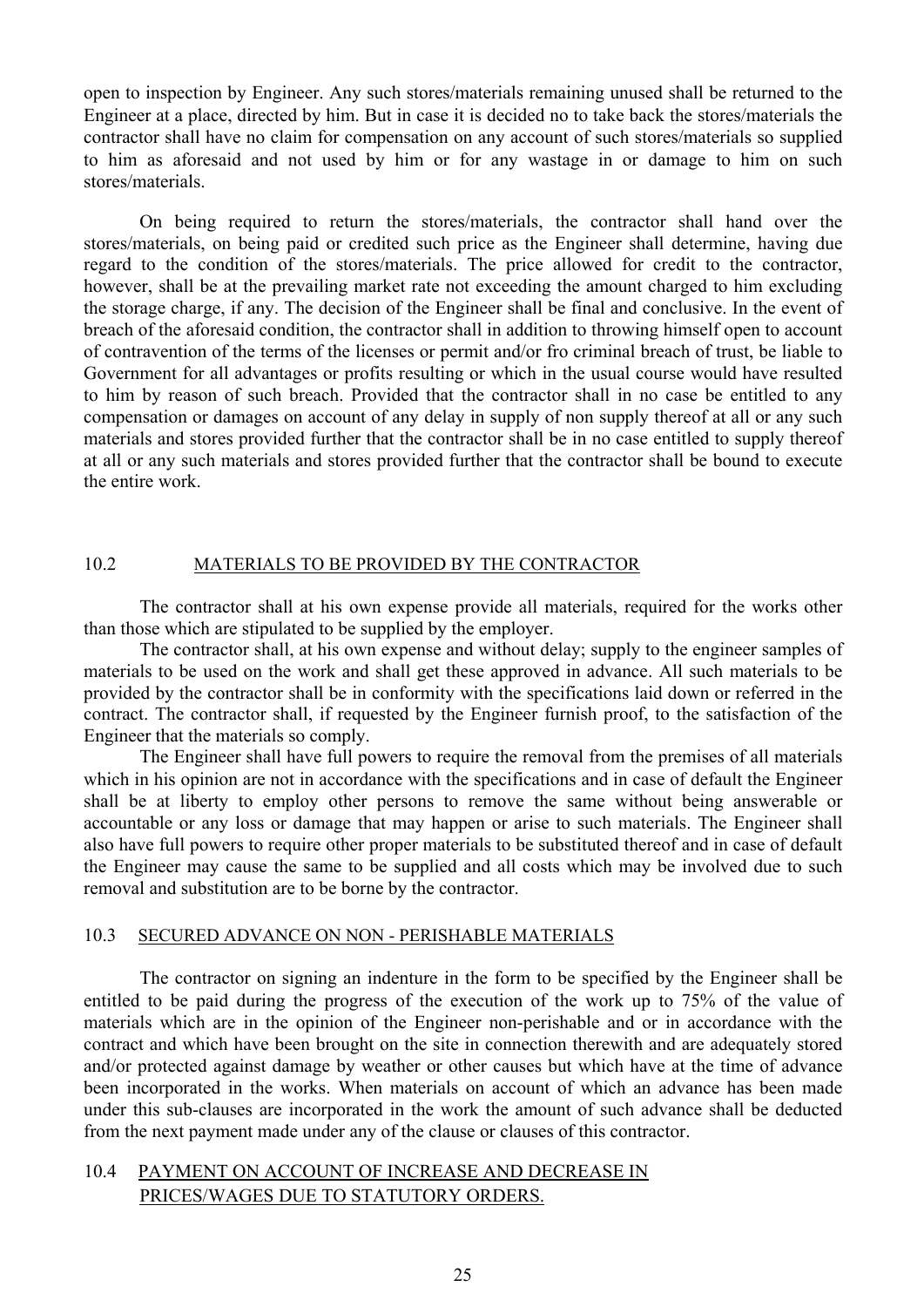open to inspection by Engineer. Any such stores/materials remaining unused shall be returned to the Engineer at a place, directed by him. But in case it is decided no to take back the stores/materials the contractor shall have no claim for compensation on any account of such stores/materials so supplied to him as aforesaid and not used by him or for any wastage in or damage to him on such stores/materials.

On being required to return the stores/materials, the contractor shall hand over the stores/materials, on being paid or credited such price as the Engineer shall determine, having due regard to the condition of the stores/materials. The price allowed for credit to the contractor, however, shall be at the prevailing market rate not exceeding the amount charged to him excluding the storage charge, if any. The decision of the Engineer shall be final and conclusive. In the event of breach of the aforesaid condition, the contractor shall in addition to throwing himself open to account of contravention of the terms of the licenses or permit and/or fro criminal breach of trust, be liable to Government for all advantages or profits resulting or which in the usual course would have resulted to him by reason of such breach. Provided that the contractor shall in no case be entitled to any compensation or damages on account of any delay in supply of non supply thereof at all or any such materials and stores provided further that the contractor shall be in no case entitled to supply thereof at all or any such materials and stores provided further that the contractor shall be bound to execute the entire work.

## 10.2 MATERIALS TO BE PROVIDED BY THE CONTRACTOR

The contractor shall at his own expense provide all materials, required for the works other than those which are stipulated to be supplied by the employer.

The contractor shall, at his own expense and without delay; supply to the engineer samples of materials to be used on the work and shall get these approved in advance. All such materials to be provided by the contractor shall be in conformity with the specifications laid down or referred in the contract. The contractor shall, if requested by the Engineer furnish proof, to the satisfaction of the Engineer that the materials so comply.

The Engineer shall have full powers to require the removal from the premises of all materials which in his opinion are not in accordance with the specifications and in case of default the Engineer shall be at liberty to employ other persons to remove the same without being answerable or accountable or any loss or damage that may happen or arise to such materials. The Engineer shall also have full powers to require other proper materials to be substituted thereof and in case of default the Engineer may cause the same to be supplied and all costs which may be involved due to such removal and substitution are to be borne by the contractor.

## 10.3 SECURED ADVANCE ON NON - PERISHABLE MATERIALS

The contractor on signing an indenture in the form to be specified by the Engineer shall be entitled to be paid during the progress of the execution of the work up to 75% of the value of materials which are in the opinion of the Engineer non-perishable and or in accordance with the contract and which have been brought on the site in connection therewith and are adequately stored and/or protected against damage by weather or other causes but which have at the time of advance been incorporated in the works. When materials on account of which an advance has been made under this sub-clauses are incorporated in the work the amount of such advance shall be deducted from the next payment made under any of the clause or clauses of this contractor.

## 10.4 PAYMENT ON ACCOUNT OF INCREASE AND DECREASE IN PRICES/WAGES DUE TO STATUTORY ORDERS.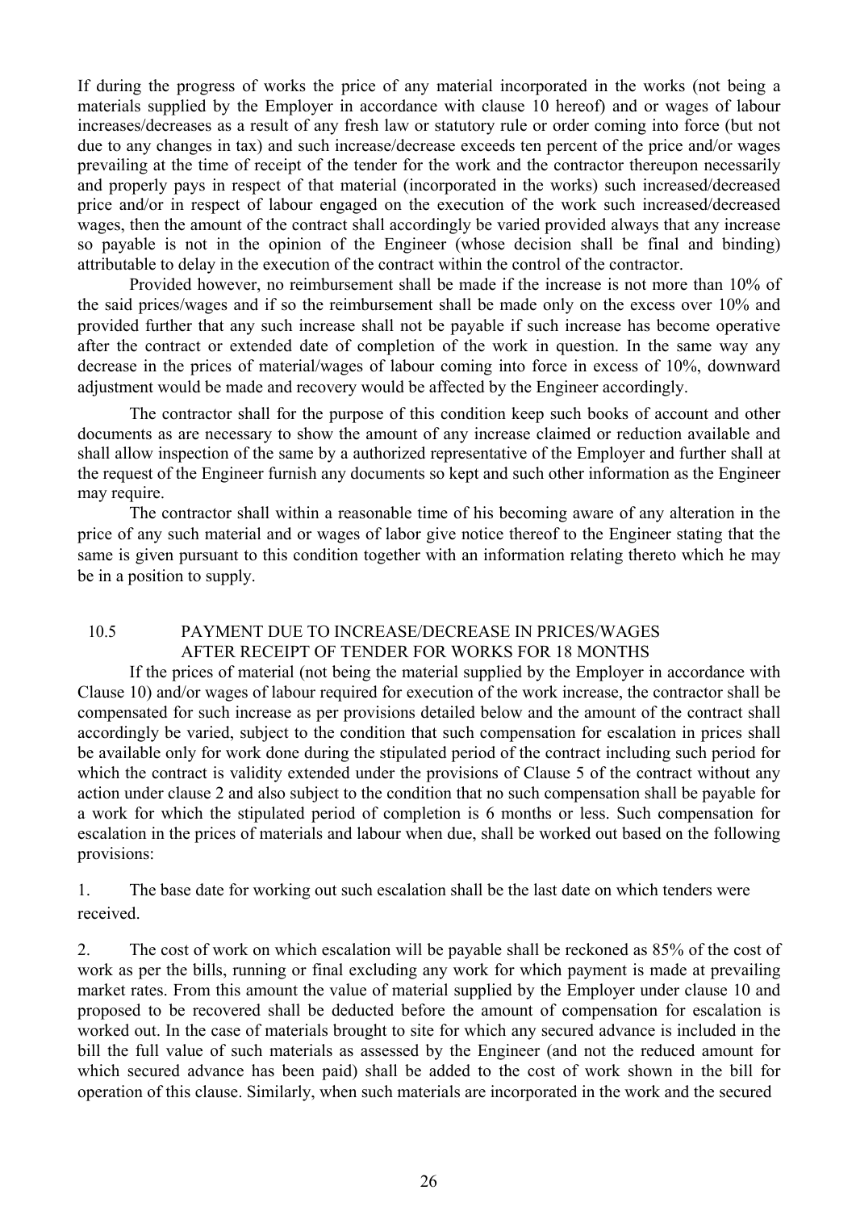If during the progress of works the price of any material incorporated in the works (not being a materials supplied by the Employer in accordance with clause 10 hereof) and or wages of labour increases/decreases as a result of any fresh law or statutory rule or order coming into force (but not due to any changes in tax) and such increase/decrease exceeds ten percent of the price and/or wages prevailing at the time of receipt of the tender for the work and the contractor thereupon necessarily and properly pays in respect of that material (incorporated in the works) such increased/decreased price and/or in respect of labour engaged on the execution of the work such increased/decreased wages, then the amount of the contract shall accordingly be varied provided always that any increase so payable is not in the opinion of the Engineer (whose decision shall be final and binding) attributable to delay in the execution of the contract within the control of the contractor.

Provided however, no reimbursement shall be made if the increase is not more than 10% of the said prices/wages and if so the reimbursement shall be made only on the excess over 10% and provided further that any such increase shall not be payable if such increase has become operative after the contract or extended date of completion of the work in question. In the same way any decrease in the prices of material/wages of labour coming into force in excess of 10%, downward adjustment would be made and recovery would be affected by the Engineer accordingly.

The contractor shall for the purpose of this condition keep such books of account and other documents as are necessary to show the amount of any increase claimed or reduction available and shall allow inspection of the same by a authorized representative of the Employer and further shall at the request of the Engineer furnish any documents so kept and such other information as the Engineer may require.

The contractor shall within a reasonable time of his becoming aware of any alteration in the price of any such material and or wages of labor give notice thereof to the Engineer stating that the same is given pursuant to this condition together with an information relating thereto which he may be in a position to supply.

## 10.5 PAYMENT DUE TO INCREASE/DECREASE IN PRICES/WAGES AFTER RECEIPT OF TENDER FOR WORKS FOR 18 MONTHS

If the prices of material (not being the material supplied by the Employer in accordance with Clause 10) and/or wages of labour required for execution of the work increase, the contractor shall be compensated for such increase as per provisions detailed below and the amount of the contract shall accordingly be varied, subject to the condition that such compensation for escalation in prices shall be available only for work done during the stipulated period of the contract including such period for which the contract is validity extended under the provisions of Clause 5 of the contract without any action under clause 2 and also subject to the condition that no such compensation shall be payable for a work for which the stipulated period of completion is 6 months or less. Such compensation for escalation in the prices of materials and labour when due, shall be worked out based on the following provisions:

1. The base date for working out such escalation shall be the last date on which tenders were received.

2. The cost of work on which escalation will be payable shall be reckoned as 85% of the cost of work as per the bills, running or final excluding any work for which payment is made at prevailing market rates. From this amount the value of material supplied by the Employer under clause 10 and proposed to be recovered shall be deducted before the amount of compensation for escalation is worked out. In the case of materials brought to site for which any secured advance is included in the bill the full value of such materials as assessed by the Engineer (and not the reduced amount for which secured advance has been paid) shall be added to the cost of work shown in the bill for operation of this clause. Similarly, when such materials are incorporated in the work and the secured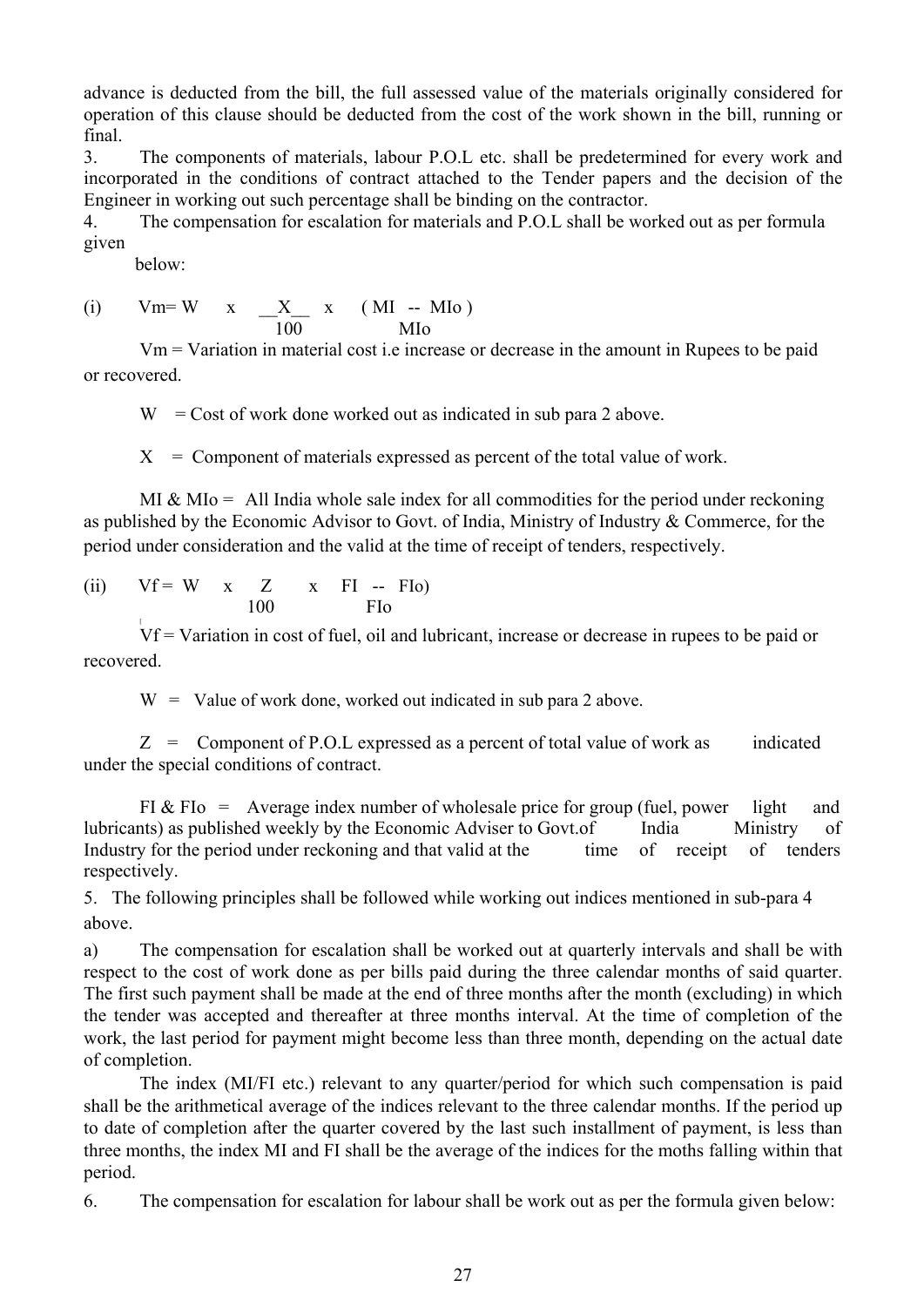advance is deducted from the bill, the full assessed value of the materials originally considered for operation of this clause should be deducted from the cost of the work shown in the bill, running or final.

3. The components of materials, labour P.O.L etc. shall be predetermined for every work and incorporated in the conditions of contract attached to the Tender papers and the decision of the Engineer in working out such percentage shall be binding on the contractor.

4. The compensation for escalation for materials and P.O.L shall be worked out as per formula given below:

(i) $$Vm = W \times \frac{X}{100} \times \frac{(MI - MIo)}{MIo}$$

Vm = Variation in material cost i.e increase or decrease in the amount in Rupees to be paid or recovered.

W = Cost of work done worked out as indicated in sub para 2 above.

X = Component of materials expressed as percent of the total value of work.

MI & MIo = All India whole sale index for all commodities for the period under reckoning as published by the Economic Advisor to Govt. of India, Ministry of Industry & Commerce, for the period under consideration and the valid at the time of receipt of tenders, respectively.

(ii) $$Vf = W \times \frac{Z}{100} \times \frac{FI - FIo)}{FIo}$$

Vf = Variation in cost of fuel, oil and lubricant, increase or decrease in rupees to be paid or recovered.

W = Value of work done, worked out indicated in sub para 2 above.

Z = Component of P.O.L expressed as a percent of total value of work as indicated under the special conditions of contract.

FI & FIo = Average index number of wholesale price for group (fuel, power light and lubricants) as published weekly by the Economic Adviser to Govt.of India Ministry of Industry for the period under reckoning and that valid at the time of receipt of tenders respectively.

5. The following principles shall be followed while working out indices mentioned in sub-para 4 above.

a) The compensation for escalation shall be worked out at quarterly intervals and shall be with respect to the cost of work done as per bills paid during the three calendar months of said quarter. The first such payment shall be made at the end of three months after the month (excluding) in which the tender was accepted and thereafter at three months interval. At the time of completion of the work, the last period for payment might become less than three month, depending on the actual date of completion.

The index (MI/FI etc.) relevant to any quarter/period for which such compensation is paid shall be the arithmetical average of the indices relevant to the three calendar months. If the period up to date of completion after the quarter covered by the last such installment of payment, is less than three months, the index MI and FI shall be the average of the indices for the moths falling within that period.

6. The compensation for escalation for labour shall be work out as per the formula given below: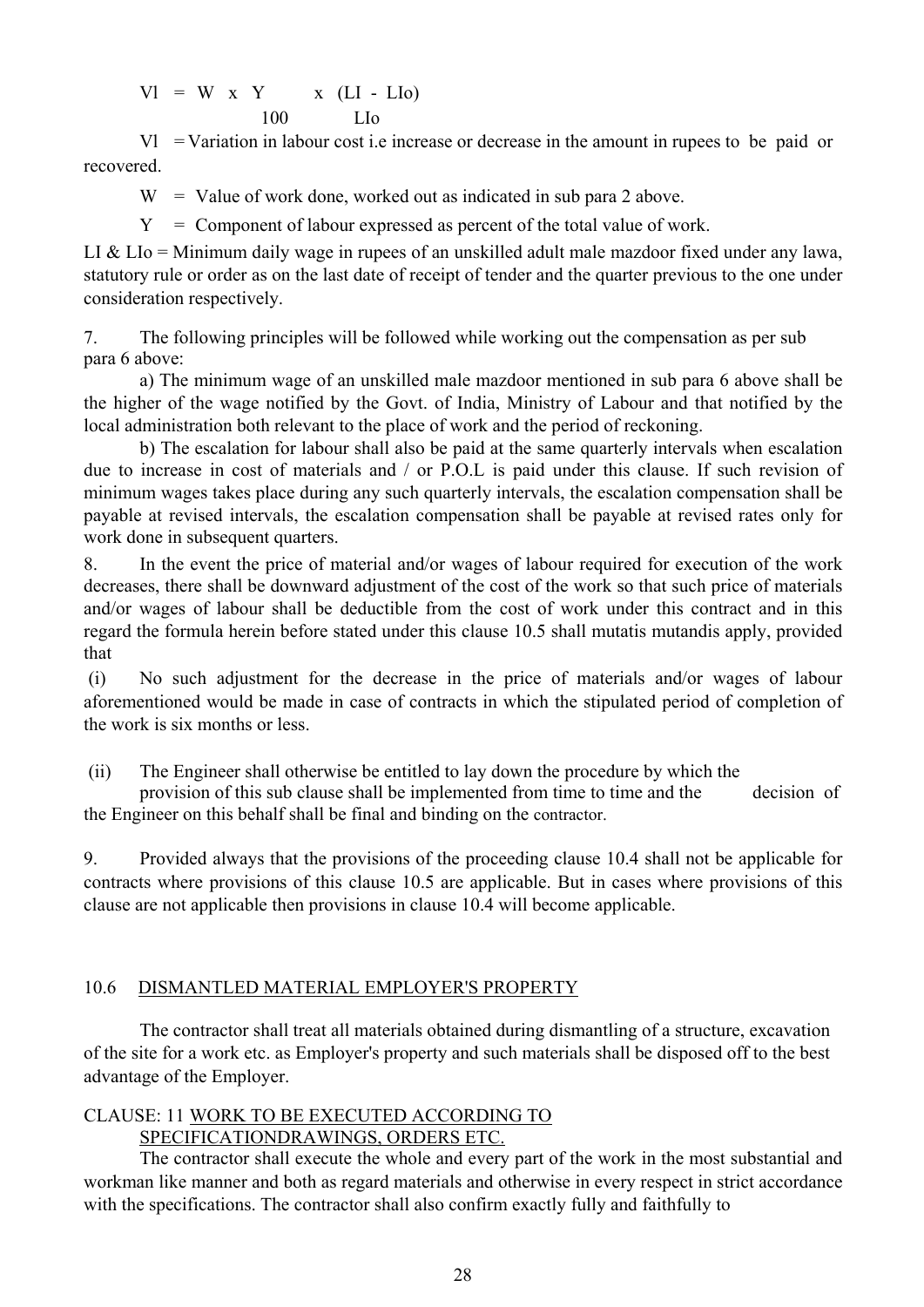$$Vl = W \times \frac{Y}{100} \times \frac{(LI - LIo)}{LIo}$$

Vl = Variation in labour cost i.e increase or decrease in the amount in rupees to be paid or recovered.

W = Value of work done, worked out as indicated in sub para 2 above.

Y = Component of labour expressed as percent of the total value of work.

LI & LIo = Minimum daily wage in rupees of an unskilled adult male mazdoor fixed under any lawa, statutory rule or order as on the last date of receipt of tender and the quarter previous to the one under consideration respectively.

7. The following principles will be followed while working out the compensation as per sub para 6 above:

a) The minimum wage of an unskilled male mazdoor mentioned in sub para 6 above shall be the higher of the wage notified by the Govt. of India, Ministry of Labour and that notified by the local administration both relevant to the place of work and the period of reckoning.

b) The escalation for labour shall also be paid at the same quarterly intervals when escalation due to increase in cost of materials and / or P.O.L is paid under this clause. If such revision of minimum wages takes place during any such quarterly intervals, the escalation compensation shall be payable at revised intervals, the escalation compensation shall be payable at revised rates only for work done in subsequent quarters.

8. In the event the price of material and/or wages of labour required for execution of the work decreases, there shall be downward adjustment of the cost of the work so that such price of materials and/or wages of labour shall be deductible from the cost of work under this contract and in this regard the formula herein before stated under this clause 10.5 shall mutatis mutandis apply, provided that

(i) No such adjustment for the decrease in the price of materials and/or wages of labour aforementioned would be made in case of contracts in which the stipulated period of completion of the work is six months or less.

(ii) The Engineer shall otherwise be entitled to lay down the procedure by which the provision of this sub clause shall be implemented from time to time and the decision of the Engineer on this behalf shall be final and binding on the contractor.

9. Provided always that the provisions of the proceeding clause 10.4 shall not be applicable for contracts where provisions of this clause 10.5 are applicable. But in cases where provisions of this clause are not applicable then provisions in clause 10.4 will become applicable.

10.6 DISMANTLED MATERIAL EMPLOYER'S PROPERTY

The contractor shall treat all materials obtained during dismantling of a structure, excavation of the site for a work etc. as Employer's property and such materials shall be disposed off to the best advantage of the Employer.

CLAUSE: 11 WORK TO BE EXECUTED ACCORDING TO SPECIFICATIONDRAWINGS, ORDERS ETC.

The contractor shall execute the whole and every part of the work in the most substantial and workman like manner and both as regard materials and otherwise in every respect in strict accordance with the specifications. The contractor shall also confirm exactly fully and faithfully to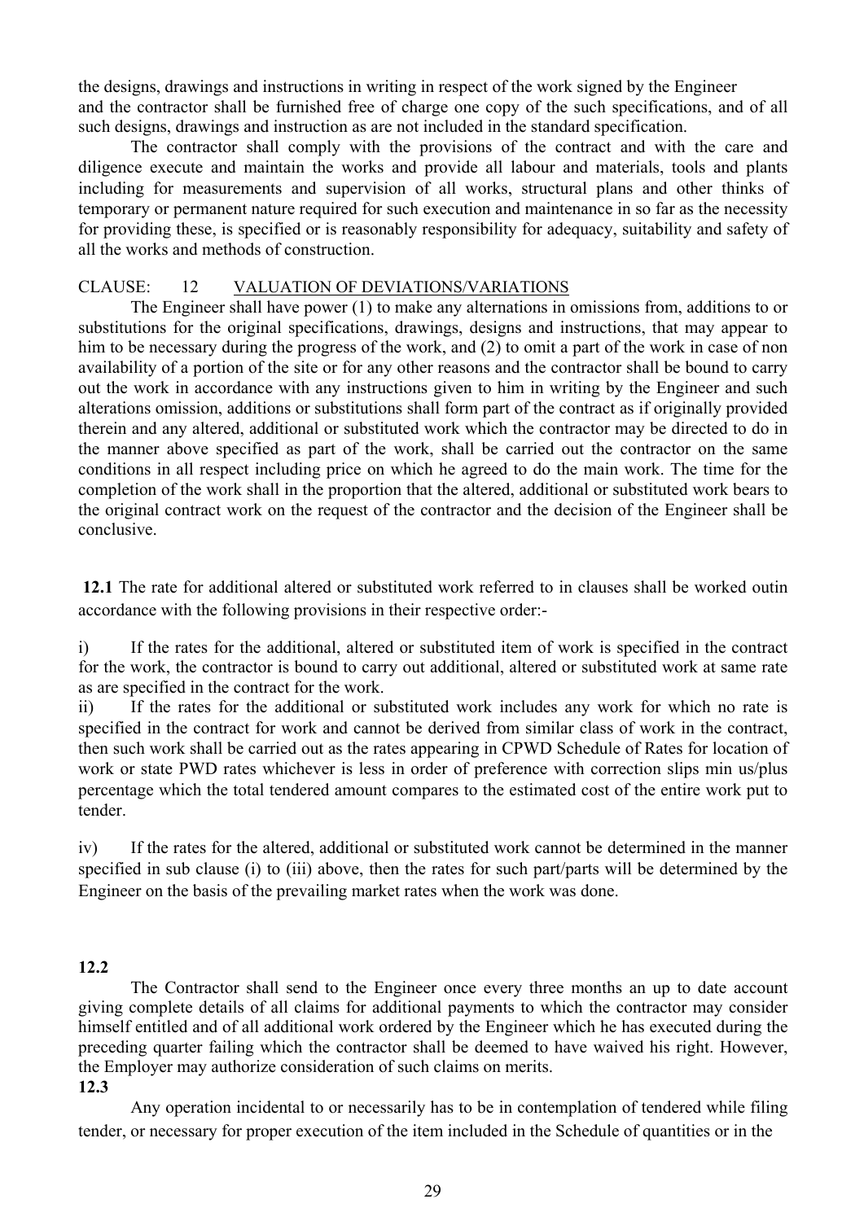the designs, drawings and instructions in writing in respect of the work signed by the Engineer and the contractor shall be furnished free of charge one copy of the such specifications, and of all such designs, drawings and instruction as are not included in the standard specification.

The contractor shall comply with the provisions of the contract and with the care and diligence execute and maintain the works and provide all labour and materials, tools and plants including for measurements and supervision of all works, structural plans and other thinks of temporary or permanent nature required for such execution and maintenance in so far as the necessity for providing these, is specified or is reasonably responsibility for adequacy, suitability and safety of all the works and methods of construction.

CLAUSE: 12 VALUATION OF DEVIATIONS/VARIATIONS

The Engineer shall have power (1) to make any alternations in omissions from, additions to or substitutions for the original specifications, drawings, designs and instructions, that may appear to him to be necessary during the progress of the work, and (2) to omit a part of the work in case of non availability of a portion of the site or for any other reasons and the contractor shall be bound to carry out the work in accordance with any instructions given to him in writing by the Engineer and such alterations omission, additions or substitutions shall form part of the contract as if originally provided therein and any altered, additional or substituted work which the contractor may be directed to do in the manner above specified as part of the work, shall be carried out the contractor on the same conditions in all respect including price on which he agreed to do the main work. The time for the completion of the work shall in the proportion that the altered, additional or substituted work bears to the original contract work on the request of the contractor and the decision of the Engineer shall be conclusive.

**12.1** The rate for additional altered or substituted work referred to in clauses shall be worked outin accordance with the following provisions in their respective order:-

i) If the rates for the additional, altered or substituted item of work is specified in the contract for the work, the contractor is bound to carry out additional, altered or substituted work at same rate as are specified in the contract for the work.

ii) If the rates for the additional or substituted work includes any work for which no rate is specified in the contract for work and cannot be derived from similar class of work in the contract, then such work shall be carried out as the rates appearing in CPWD Schedule of Rates for location of work or state PWD rates whichever is less in order of preference with correction slips min us/plus percentage which the total tendered amount compares to the estimated cost of the entire work put to tender.

iv) If the rates for the altered, additional or substituted work cannot be determined in the manner specified in sub clause (i) to (iii) above, then the rates for such part/parts will be determined by the Engineer on the basis of the prevailing market rates when the work was done.

**12.2**

The Contractor shall send to the Engineer once every three months an up to date account giving complete details of all claims for additional payments to which the contractor may consider himself entitled and of all additional work ordered by the Engineer which he has executed during the preceding quarter failing which the contractor shall be deemed to have waived his right. However, the Employer may authorize consideration of such claims on merits.

**12.3**

Any operation incidental to or necessarily has to be in contemplation of tendered while filing tender, or necessary for proper execution of the item included in the Schedule of quantities or in the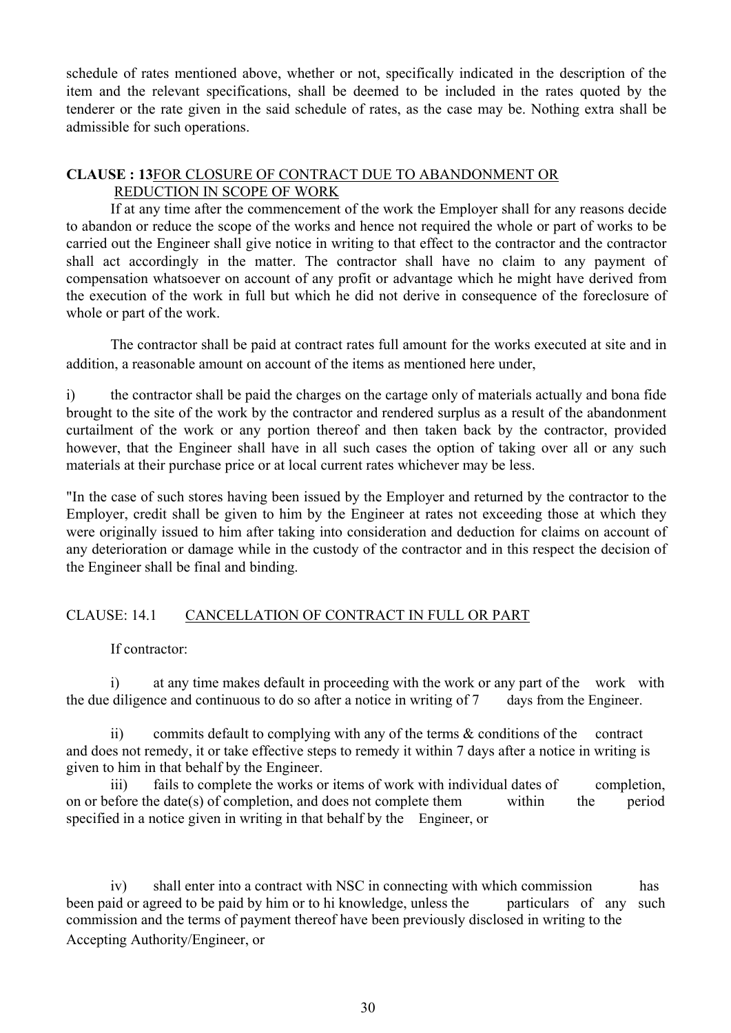schedule of rates mentioned above, whether or not, specifically indicated in the description of the item and the relevant specifications, shall be deemed to be included in the rates quoted by the tenderer or the rate given in the said schedule of rates, as the case may be. Nothing extra shall be admissible for such operations.

**CLAUSE : 13**FOR CLOSURE OF CONTRACT DUE TO ABANDONMENT OR REDUCTION IN SCOPE OF WORK

If at any time after the commencement of the work the Employer shall for any reasons decide to abandon or reduce the scope of the works and hence not required the whole or part of works to be carried out the Engineer shall give notice in writing to that effect to the contractor and the contractor shall act accordingly in the matter. The contractor shall have no claim to any payment of compensation whatsoever on account of any profit or advantage which he might have derived from the execution of the work in full but which he did not derive in consequence of the foreclosure of whole or part of the work.

The contractor shall be paid at contract rates full amount for the works executed at site and in addition, a reasonable amount on account of the items as mentioned here under,

i) the contractor shall be paid the charges on the cartage only of materials actually and bona fide brought to the site of the work by the contractor and rendered surplus as a result of the abandonment curtailment of the work or any portion thereof and then taken back by the contractor, provided however, that the Engineer shall have in all such cases the option of taking over all or any such materials at their purchase price or at local current rates whichever may be less.

"In the case of such stores having been issued by the Employer and returned by the contractor to the Employer, credit shall be given to him by the Engineer at rates not exceeding those at which they were originally issued to him after taking into consideration and deduction for claims on account of any deterioration or damage while in the custody of the contractor and in this respect the decision of the Engineer shall be final and binding.

CLAUSE: 14.1 CANCELLATION OF CONTRACT IN FULL OR PART

If contractor:

i) at any time makes default in proceeding with the work or any part of the work with the due diligence and continuous to do so after a notice in writing of 7 days from the Engineer.

ii) commits default to complying with any of the terms & conditions of the contract and does not remedy, it or take effective steps to remedy it within 7 days after a notice in writing is given to him in that behalf by the Engineer.

iii) fails to complete the works or items of work with individual dates of completion, on or before the date(s) of completion, and does not complete them within the period specified in a notice given in writing in that behalf by the Engineer, or

iv) shall enter into a contract with NSC in connecting with which commission has been paid or agreed to be paid by him or to hi knowledge, unless the particulars of any such commission and the terms of payment thereof have been previously disclosed in writing to the Accepting Authority/Engineer, or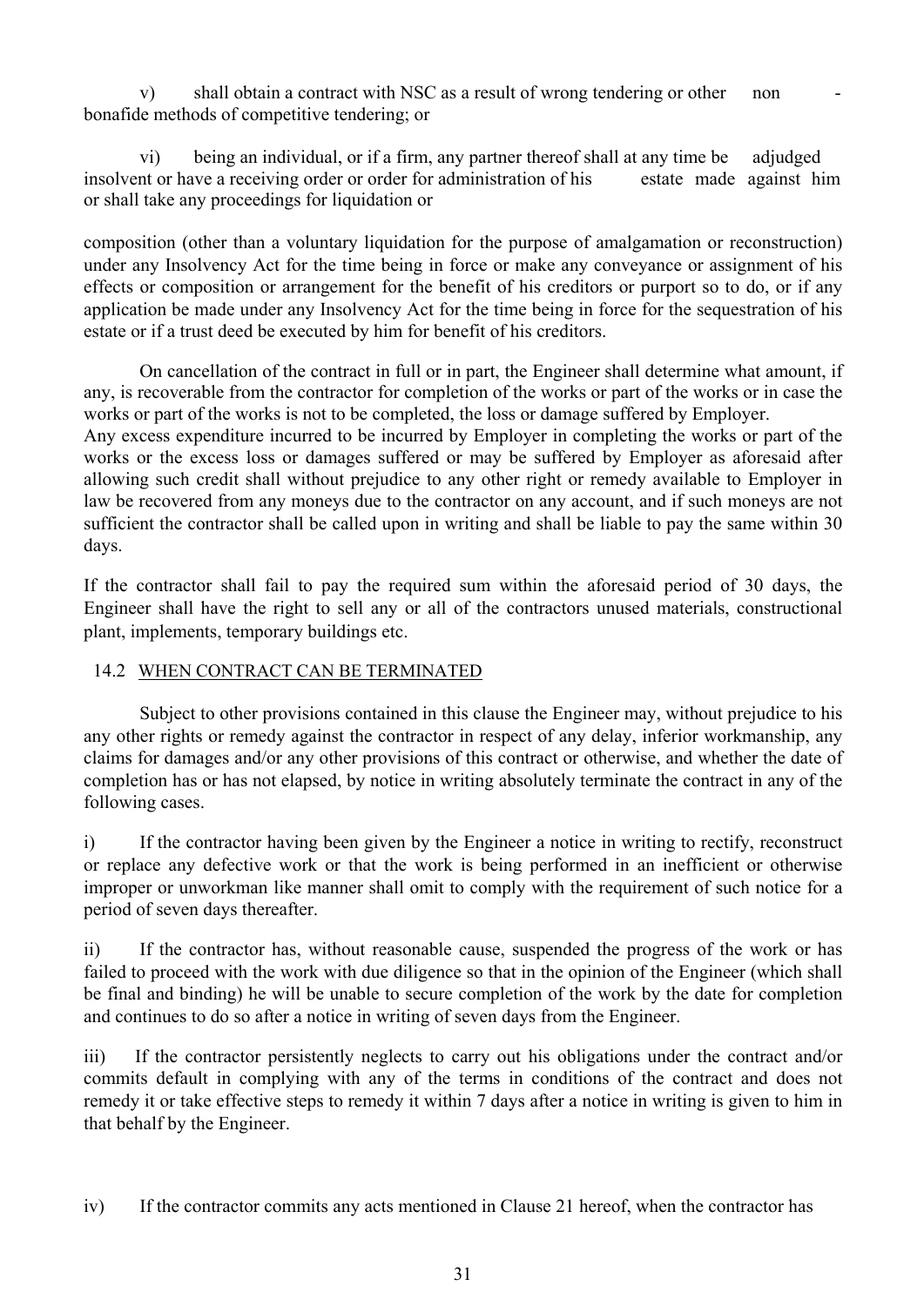v) shall obtain a contract with NSC as a result of wrong tendering or other non - bonafide methods of competitive tendering; or

vi) being an individual, or if a firm, any partner thereof shall at any time be adjudged insolvent or have a receiving order or order for administration of his estate made against him or shall take any proceedings for liquidation or

composition (other than a voluntary liquidation for the purpose of amalgamation or reconstruction) under any Insolvency Act for the time being in force or make any conveyance or assignment of his effects or composition or arrangement for the benefit of his creditors or purport so to do, or if any application be made under any Insolvency Act for the time being in force for the sequestration of his estate or if a trust deed be executed by him for benefit of his creditors.

On cancellation of the contract in full or in part, the Engineer shall determine what amount, if any, is recoverable from the contractor for completion of the works or part of the works or in case the works or part of the works is not to be completed, the loss or damage suffered by Employer. Any excess expenditure incurred to be incurred by Employer in completing the works or part of the works or the excess loss or damages suffered or may be suffered by Employer as aforesaid after allowing such credit shall without prejudice to any other right or remedy available to Employer in law be recovered from any moneys due to the contractor on any account, and if such moneys are not sufficient the contractor shall be called upon in writing and shall be liable to pay the same within 30 days.

If the contractor shall fail to pay the required sum within the aforesaid period of 30 days, the Engineer shall have the right to sell any or all of the contractors unused materials, constructional plant, implements, temporary buildings etc.

### 14.2 WHEN CONTRACT CAN BE TERMINATED

Subject to other provisions contained in this clause the Engineer may, without prejudice to his any other rights or remedy against the contractor in respect of any delay, inferior workmanship, any claims for damages and/or any other provisions of this contract or otherwise, and whether the date of completion has or has not elapsed, by notice in writing absolutely terminate the contract in any of the following cases.

i) If the contractor having been given by the Engineer a notice in writing to rectify, reconstruct or replace any defective work or that the work is being performed in an inefficient or otherwise improper or unworkman like manner shall omit to comply with the requirement of such notice for a period of seven days thereafter.

ii) If the contractor has, without reasonable cause, suspended the progress of the work or has failed to proceed with the work with due diligence so that in the opinion of the Engineer (which shall be final and binding) he will be unable to secure completion of the work by the date for completion and continues to do so after a notice in writing of seven days from the Engineer.

iii) If the contractor persistently neglects to carry out his obligations under the contract and/or commits default in complying with any of the terms in conditions of the contract and does not remedy it or take effective steps to remedy it within 7 days after a notice in writing is given to him in that behalf by the Engineer.

iv) If the contractor commits any acts mentioned in Clause 21 hereof, when the contractor has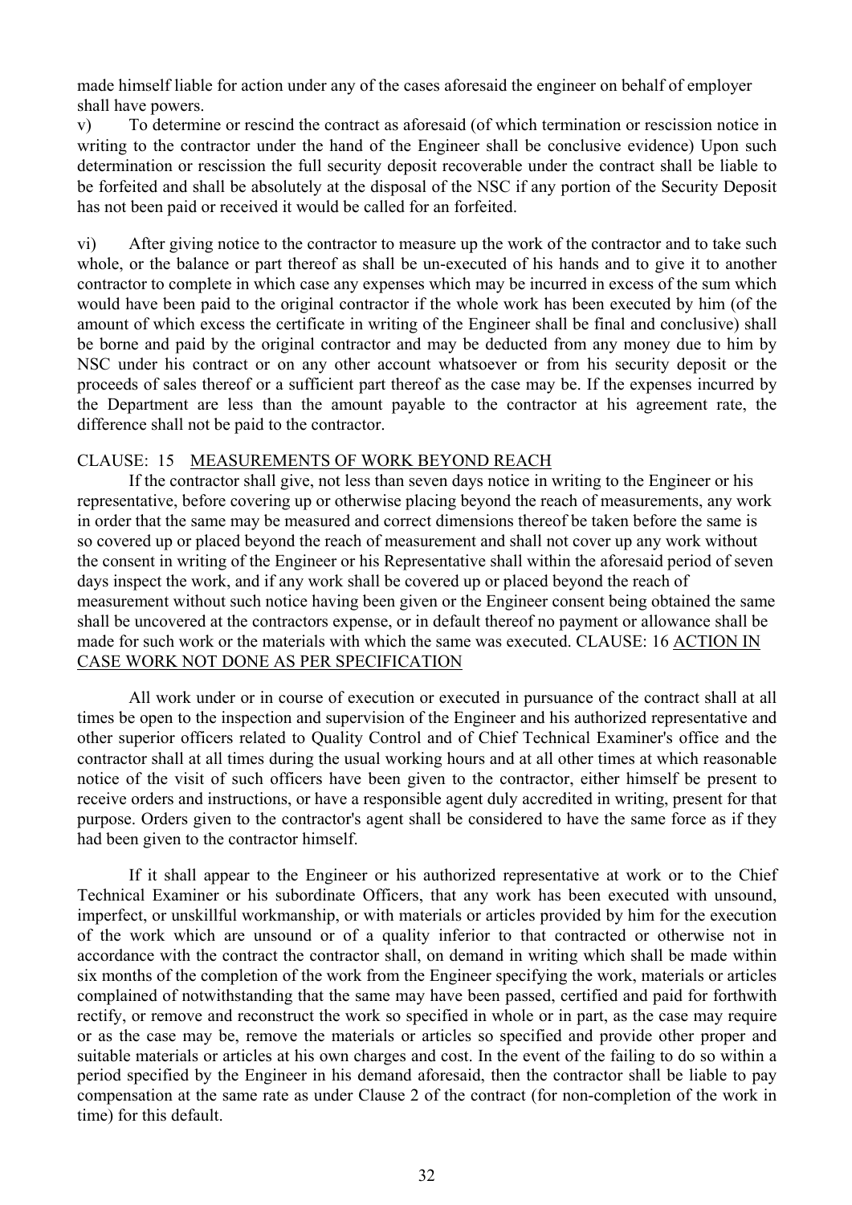made himself liable for action under any of the cases aforesaid the engineer on behalf of employer shall have powers.

v) To determine or rescind the contract as aforesaid (of which termination or rescission notice in writing to the contractor under the hand of the Engineer shall be conclusive evidence) Upon such determination or rescission the full security deposit recoverable under the contract shall be liable to be forfeited and shall be absolutely at the disposal of the NSC if any portion of the Security Deposit has not been paid or received it would be called for an forfeited.

vi) After giving notice to the contractor to measure up the work of the contractor and to take such whole, or the balance or part thereof as shall be un-executed of his hands and to give it to another contractor to complete in which case any expenses which may be incurred in excess of the sum which would have been paid to the original contractor if the whole work has been executed by him (of the amount of which excess the certificate in writing of the Engineer shall be final and conclusive) shall be borne and paid by the original contractor and may be deducted from any money due to him by NSC under his contract or on any other account whatsoever or from his security deposit or the proceeds of sales thereof or a sufficient part thereof as the case may be. If the expenses incurred by the Department are less than the amount payable to the contractor at his agreement rate, the difference shall not be paid to the contractor.

CLAUSE: 15 MEASUREMENTS OF WORK BEYOND REACH

If the contractor shall give, not less than seven days notice in writing to the Engineer or his representative, before covering up or otherwise placing beyond the reach of measurements, any work in order that the same may be measured and correct dimensions thereof be taken before the same is so covered up or placed beyond the reach of measurement and shall not cover up any work without the consent in writing of the Engineer or his Representative shall within the aforesaid period of seven days inspect the work, and if any work shall be covered up or placed beyond the reach of measurement without such notice having been given or the Engineer consent being obtained the same shall be uncovered at the contractors expense, or in default thereof no payment or allowance shall be made for such work or the materials with which the same was executed. CLAUSE: 16 ACTION IN CASE WORK NOT DONE AS PER SPECIFICATION

All work under or in course of execution or executed in pursuance of the contract shall at all times be open to the inspection and supervision of the Engineer and his authorized representative and other superior officers related to Quality Control and of Chief Technical Examiner's office and the contractor shall at all times during the usual working hours and at all other times at which reasonable notice of the visit of such officers have been given to the contractor, either himself be present to receive orders and instructions, or have a responsible agent duly accredited in writing, present for that purpose. Orders given to the contractor's agent shall be considered to have the same force as if they had been given to the contractor himself.

If it shall appear to the Engineer or his authorized representative at work or to the Chief Technical Examiner or his subordinate Officers, that any work has been executed with unsound, imperfect, or unskillful workmanship, or with materials or articles provided by him for the execution of the work which are unsound or of a quality inferior to that contracted or otherwise not in accordance with the contract the contractor shall, on demand in writing which shall be made within six months of the completion of the work from the Engineer specifying the work, materials or articles complained of notwithstanding that the same may have been passed, certified and paid for forthwith rectify, or remove and reconstruct the work so specified in whole or in part, as the case may require or as the case may be, remove the materials or articles so specified and provide other proper and suitable materials or articles at his own charges and cost. In the event of the failing to do so within a period specified by the Engineer in his demand aforesaid, then the contractor shall be liable to pay compensation at the same rate as under Clause 2 of the contract (for non-completion of the work in time) for this default.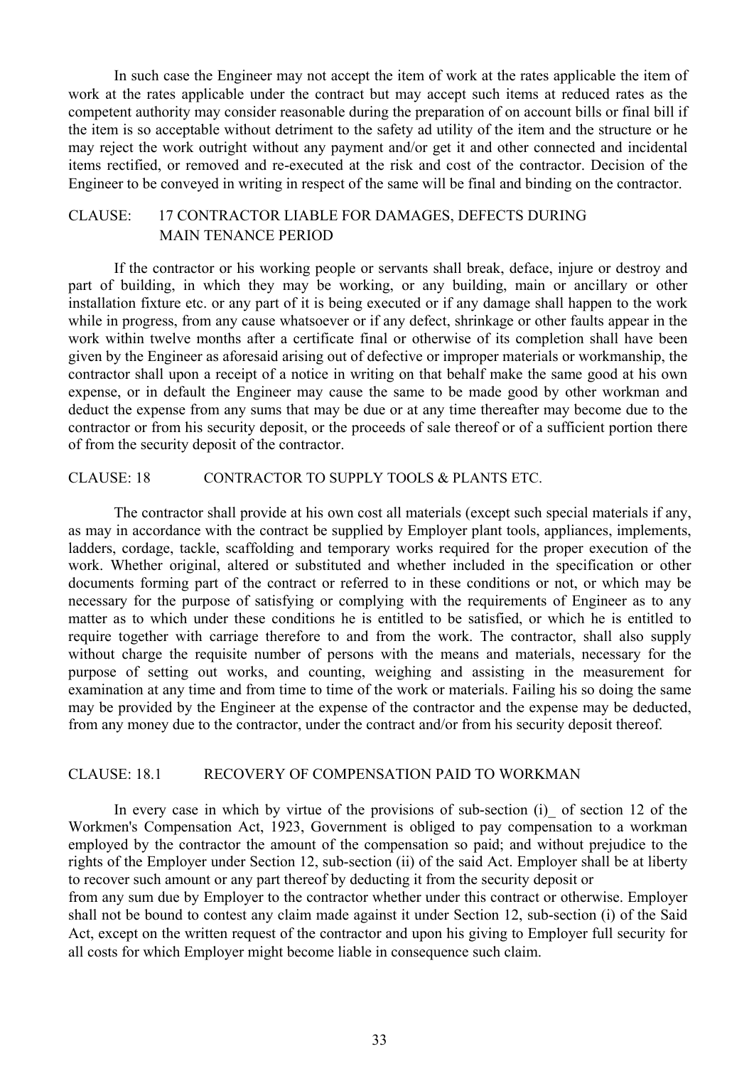In such case the Engineer may not accept the item of work at the rates applicable the item of work at the rates applicable under the contract but may accept such items at reduced rates as the competent authority may consider reasonable during the preparation of on account bills or final bill if the item is so acceptable without detriment to the safety ad utility of the item and the structure or he may reject the work outright without any payment and/or get it and other connected and incidental items rectified, or removed and re-executed at the risk and cost of the contractor. Decision of the Engineer to be conveyed in writing in respect of the same will be final and binding on the contractor.

## CLAUSE: 17 CONTRACTOR LIABLE FOR DAMAGES, DEFECTS DURING MAIN TENANCE PERIOD

If the contractor or his working people or servants shall break, deface, injure or destroy and part of building, in which they may be working, or any building, main or ancillary or other installation fixture etc. or any part of it is being executed or if any damage shall happen to the work while in progress, from any cause whatsoever or if any defect, shrinkage or other faults appear in the work within twelve months after a certificate final or otherwise of its completion shall have been given by the Engineer as aforesaid arising out of defective or improper materials or workmanship, the contractor shall upon a receipt of a notice in writing on that behalf make the same good at his own expense, or in default the Engineer may cause the same to be made good by other workman and deduct the expense from any sums that may be due or at any time thereafter may become due to the contractor or from his security deposit, or the proceeds of sale thereof or of a sufficient portion there of from the security deposit of the contractor.

## CLAUSE: 18 CONTRACTOR TO SUPPLY TOOLS & PLANTS ETC.

The contractor shall provide at his own cost all materials (except such special materials if any, as may in accordance with the contract be supplied by Employer plant tools, appliances, implements, ladders, cordage, tackle, scaffolding and temporary works required for the proper execution of the work. Whether original, altered or substituted and whether included in the specification or other documents forming part of the contract or referred to in these conditions or not, or which may be necessary for the purpose of satisfying or complying with the requirements of Engineer as to any matter as to which under these conditions he is entitled to be satisfied, or which he is entitled to require together with carriage therefore to and from the work. The contractor, shall also supply without charge the requisite number of persons with the means and materials, necessary for the purpose of setting out works, and counting, weighing and assisting in the measurement for examination at any time and from time to time of the work or materials. Failing his so doing the same may be provided by the Engineer at the expense of the contractor and the expense may be deducted, from any money due to the contractor, under the contract and/or from his security deposit thereof.

## CLAUSE: 18.1 RECOVERY OF COMPENSATION PAID TO WORKMAN

In every case in which by virtue of the provisions of sub-section (i)_ of section 12 of the Workmen's Compensation Act, 1923, Government is obliged to pay compensation to a workman employed by the contractor the amount of the compensation so paid; and without prejudice to the rights of the Employer under Section 12, sub-section (ii) of the said Act. Employer shall be at liberty to recover such amount or any part thereof by deducting it from the security deposit or from any sum due by Employer to the contractor whether under this contract or otherwise. Employer shall not be bound to contest any claim made against it under Section 12, sub-section (i) of the Said Act, except on the written request of the contractor and upon his giving to Employer full security for all costs for which Employer might become liable in consequence such claim.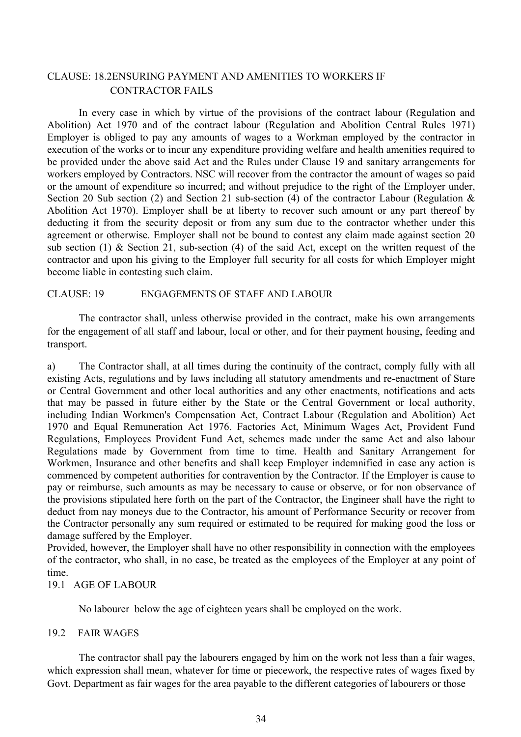## CLAUSE: 18.2ENSURING PAYMENT AND AMENITIES TO WORKERS IF CONTRACTOR FAILS

In every case in which by virtue of the provisions of the contract labour (Regulation and Abolition) Act 1970 and of the contract labour (Regulation and Abolition Central Rules 1971) Employer is obliged to pay any amounts of wages to a Workman employed by the contractor in execution of the works or to incur any expenditure providing welfare and health amenities required to be provided under the above said Act and the Rules under Clause 19 and sanitary arrangements for workers employed by Contractors. NSC will recover from the contractor the amount of wages so paid or the amount of expenditure so incurred; and without prejudice to the right of the Employer under, Section 20 Sub section (2) and Section 21 sub-section (4) of the contractor Labour (Regulation & Abolition Act 1970). Employer shall be at liberty to recover such amount or any part thereof by deducting it from the security deposit or from any sum due to the contractor whether under this agreement or otherwise. Employer shall not be bound to contest any claim made against section 20 sub section (1) & Section 21, sub-section (4) of the said Act, except on the written request of the contractor and upon his giving to the Employer full security for all costs for which Employer might become liable in contesting such claim.

## CLAUSE: 19 ENGAGEMENTS OF STAFF AND LABOUR

The contractor shall, unless otherwise provided in the contract, make his own arrangements for the engagement of all staff and labour, local or other, and for their payment housing, feeding and transport.

a) The Contractor shall, at all times during the continuity of the contract, comply fully with all existing Acts, regulations and by laws including all statutory amendments and re-enactment of Stare or Central Government and other local authorities and any other enactments, notifications and acts that may be passed in future either by the State or the Central Government or local authority, including Indian Workmen's Compensation Act, Contract Labour (Regulation and Abolition) Act 1970 and Equal Remuneration Act 1976. Factories Act, Minimum Wages Act, Provident Fund Regulations, Employees Provident Fund Act, schemes made under the same Act and also labour Regulations made by Government from time to time. Health and Sanitary Arrangement for Workmen, Insurance and other benefits and shall keep Employer indemnified in case any action is commenced by competent authorities for contravention by the Contractor. If the Employer is cause to pay or reimburse, such amounts as may be necessary to cause or observe, or for non observance of the provisions stipulated here forth on the part of the Contractor, the Engineer shall have the right to deduct from nay moneys due to the Contractor, his amount of Performance Security or recover from the Contractor personally any sum required or estimated to be required for making good the loss or damage suffered by the Employer.

Provided, however, the Employer shall have no other responsibility in connection with the employees of the contractor, who shall, in no case, be treated as the employees of the Employer at any point of time.

### 19.1 AGE OF LABOUR

No labourer below the age of eighteen years shall be employed on the work.

### 19.2 FAIR WAGES

The contractor shall pay the labourers engaged by him on the work not less than a fair wages, which expression shall mean, whatever for time or piecework, the respective rates of wages fixed by Govt. Department as fair wages for the area payable to the different categories of labourers or those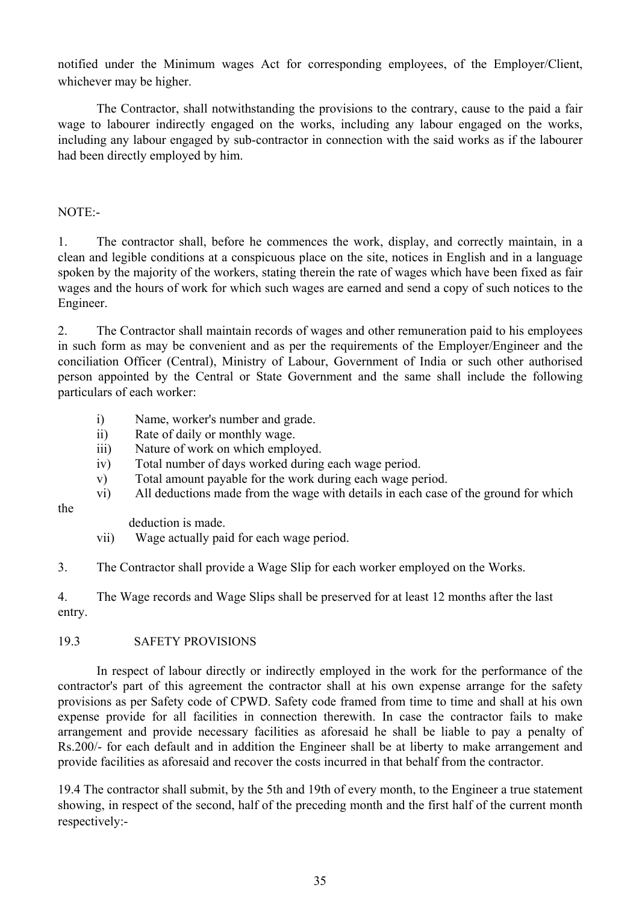notified under the Minimum wages Act for corresponding employees, of the Employer/Client, whichever may be higher.

The Contractor, shall notwithstanding the provisions to the contrary, cause to the paid a fair wage to labourer indirectly engaged on the works, including any labour engaged on the works, including any labour engaged by sub-contractor in connection with the said works as if the labourer had been directly employed by him.

NOTE:-

1. The contractor shall, before he commences the work, display, and correctly maintain, in a clean and legible conditions at a conspicuous place on the site, notices in English and in a language spoken by the majority of the workers, stating therein the rate of wages which have been fixed as fair wages and the hours of work for which such wages are earned and send a copy of such notices to the Engineer.

2. The Contractor shall maintain records of wages and other remuneration paid to his employees in such form as may be convenient and as per the requirements of the Employer/Engineer and the conciliation Officer (Central), Ministry of Labour, Government of India or such other authorised person appointed by the Central or State Government and the same shall include the following particulars of each worker:

   i) Name, worker's number and grade.
   ii) Rate of daily or monthly wage.
   iii) Nature of work on which employed.
   iv) Total number of days worked during each wage period.
   v) Total amount payable for the work during each wage period.
   vi) All deductions made from the wage with details in each case of the ground for which the deduction is made.
   vii) Wage actually paid for each wage period.

3. The Contractor shall provide a Wage Slip for each worker employed on the Works.

4. The Wage records and Wage Slips shall be preserved for at least 12 months after the last entry.

## 19.3 SAFETY PROVISIONS

In respect of labour directly or indirectly employed in the work for the performance of the contractor's part of this agreement the contractor shall at his own expense arrange for the safety provisions as per Safety code of CPWD. Safety code framed from time to time and shall at his own expense provide for all facilities in connection therewith. In case the contractor fails to make arrangement and provide necessary facilities as aforesaid he shall be liable to pay a penalty of Rs.200/- for each default and in addition the Engineer shall be at liberty to make arrangement and provide facilities as aforesaid and recover the costs incurred in that behalf from the contractor.

19.4 The contractor shall submit, by the 5th and 19th of every month, to the Engineer a true statement showing, in respect of the second, half of the preceding month and the first half of the current month respectively:-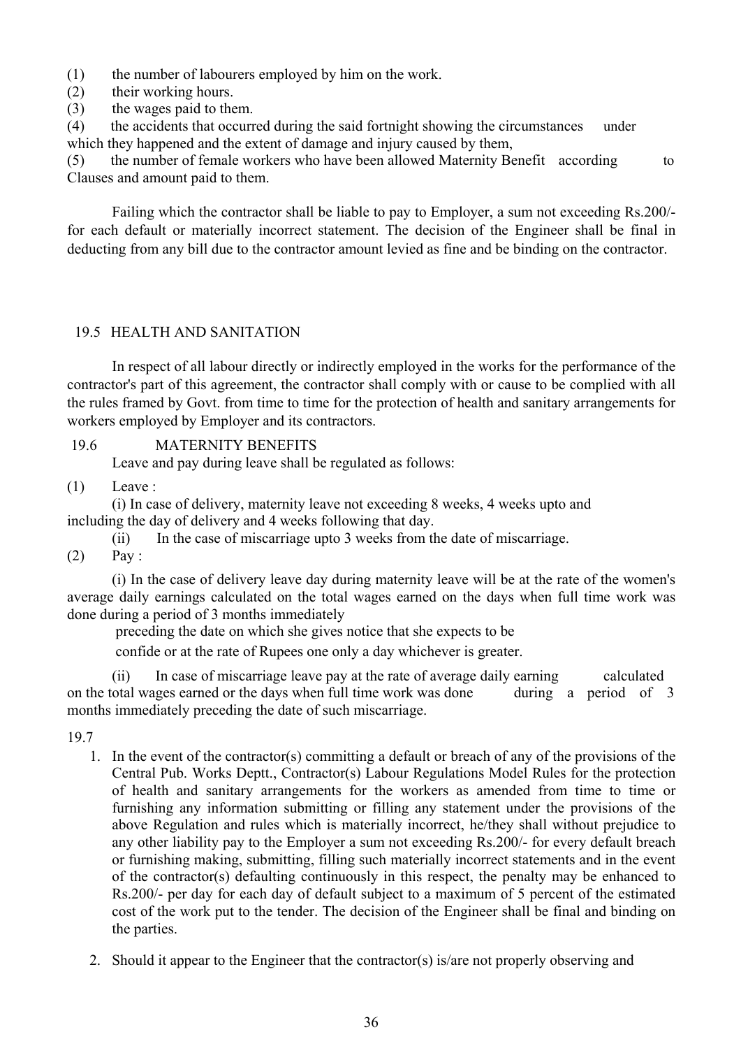(1) the number of labourers employed by him on the work.
(2) their working hours.
(3) the wages paid to them.
(4) the accidents that occurred during the said fortnight showing the circumstances under which they happened and the extent of damage and injury caused by them,
(5) the number of female workers who have been allowed Maternity Benefit according to Clauses and amount paid to them.

Failing which the contractor shall be liable to pay to Employer, a sum not exceeding Rs.200/- for each default or materially incorrect statement. The decision of the Engineer shall be final in deducting from any bill due to the contractor amount levied as fine and be binding on the contractor.

## 19.5 HEALTH AND SANITATION

In respect of all labour directly or indirectly employed in the works for the performance of the contractor's part of this agreement, the contractor shall comply with or cause to be complied with all the rules framed by Govt. from time to time for the protection of health and sanitary arrangements for workers employed by Employer and its contractors.

## 19.6 MATERNITY BENEFITS

Leave and pay during leave shall be regulated as follows:

(1) Leave :

(i) In case of delivery, maternity leave not exceeding 8 weeks, 4 weeks upto and including the day of delivery and 4 weeks following that day.

(ii) In the case of miscarriage upto 3 weeks from the date of miscarriage.

(2) Pay :

(i) In the case of delivery leave day during maternity leave will be at the rate of the women's average daily earnings calculated on the total wages earned on the days when full time work was done during a period of 3 months immediately preceding the date on which she gives notice that she expects to be confide or at the rate of Rupees one only a day whichever is greater.

(ii) In case of miscarriage leave pay at the rate of average daily earning calculated on the total wages earned or the days when full time work was done during a period of 3 months immediately preceding the date of such miscarriage.

19.7

1. In the event of the contractor(s) committing a default or breach of any of the provisions of the Central Pub. Works Deptt., Contractor(s) Labour Regulations Model Rules for the protection of health and sanitary arrangements for the workers as amended from time to time or furnishing any information submitting or filling any statement under the provisions of the above Regulation and rules which is materially incorrect, he/they shall without prejudice to any other liability pay to the Employer a sum not exceeding Rs.200/- for every default breach or furnishing making, submitting, filling such materially incorrect statements and in the event of the contractor(s) defaulting continuously in this respect, the penalty may be enhanced to Rs.200/- per day for each day of default subject to a maximum of 5 percent of the estimated cost of the work put to the tender. The decision of the Engineer shall be final and binding on the parties.

2. Should it appear to the Engineer that the contractor(s) is/are not properly observing and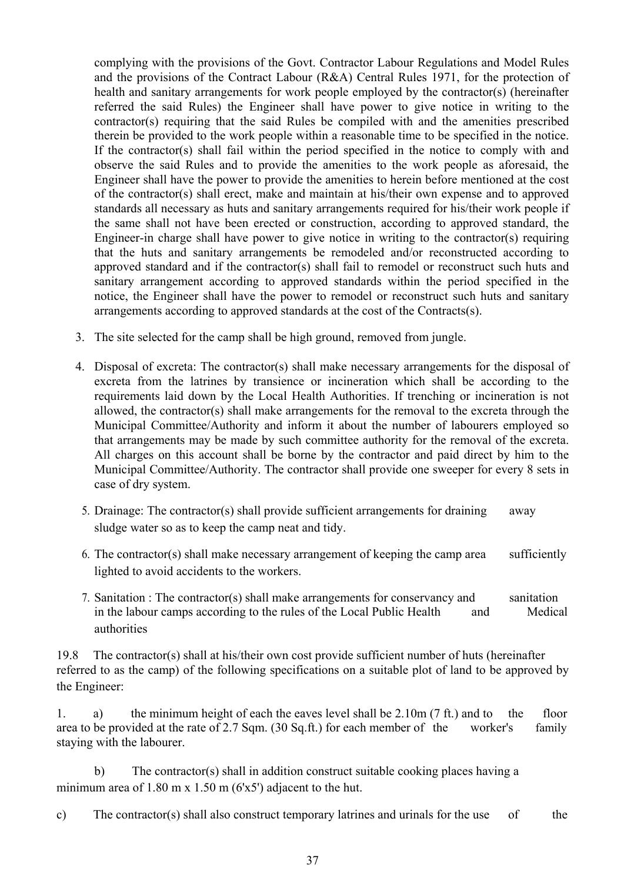complying with the provisions of the Govt. Contractor Labour Regulations and Model Rules and the provisions of the Contract Labour (R&A) Central Rules 1971, for the protection of health and sanitary arrangements for work people employed by the contractor(s) (hereinafter referred the said Rules) the Engineer shall have power to give notice in writing to the contractor(s) requiring that the said Rules be compiled with and the amenities prescribed therein be provided to the work people within a reasonable time to be specified in the notice. If the contractor(s) shall fail within the period specified in the notice to comply with and observe the said Rules and to provide the amenities to the work people as aforesaid, the Engineer shall have the power to provide the amenities to herein before mentioned at the cost of the contractor(s) shall erect, make and maintain at his/their own expense and to approved standards all necessary as huts and sanitary arrangements required for his/their work people if the same shall not have been erected or construction, according to approved standard, the Engineer-in charge shall have power to give notice in writing to the contractor(s) requiring that the huts and sanitary arrangements be remodeled and/or reconstructed according to approved standard and if the contractor(s) shall fail to remodel or reconstruct such huts and sanitary arrangement according to approved standards within the period specified in the notice, the Engineer shall have the power to remodel or reconstruct such huts and sanitary arrangements according to approved standards at the cost of the Contracts(s).

3. The site selected for the camp shall be high ground, removed from jungle.

4. Disposal of excreta: The contractor(s) shall make necessary arrangements for the disposal of excreta from the latrines by transience or incineration which shall be according to the requirements laid down by the Local Health Authorities. If trenching or incineration is not allowed, the contractor(s) shall make arrangements for the removal to the excreta through the Municipal Committee/Authority and inform it about the number of labourers employed so that arrangements may be made by such committee authority for the removal of the excreta. All charges on this account shall be borne by the contractor and paid direct by him to the Municipal Committee/Authority. The contractor shall provide one sweeper for every 8 sets in case of dry system.

5. Drainage: The contractor(s) shall provide sufficient arrangements for draining away sludge water so as to keep the camp neat and tidy.

6. The contractor(s) shall make necessary arrangement of keeping the camp area sufficiently lighted to avoid accidents to the workers.

7. Sanitation : The contractor(s) shall make arrangements for conservancy and sanitation in the labour camps according to the rules of the Local Public Health and Medical authorities

19.8 The contractor(s) shall at his/their own cost provide sufficient number of huts (hereinafter referred to as the camp) of the following specifications on a suitable plot of land to be approved by the Engineer:

1. a) the minimum height of each the eaves level shall be 2.10m (7 ft.) and to the floor area to be provided at the rate of 2.7 Sqm. (30 Sq.ft.) for each member of the worker's family staying with the labourer.

b) The contractor(s) shall in addition construct suitable cooking places having a minimum area of 1.80 m x 1.50 m (6'x5') adjacent to the hut.

c) The contractor(s) shall also construct temporary latrines and urinals for the use of the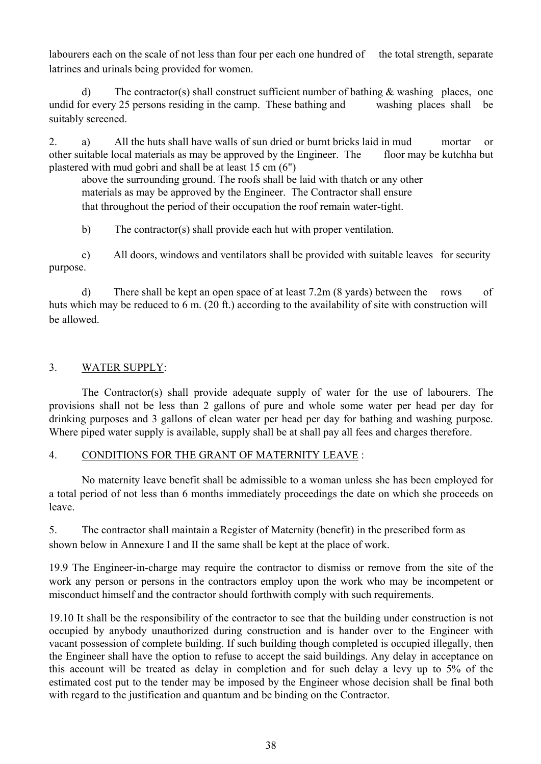labourers each on the scale of not less than four per each one hundred of the total strength, separate latrines and urinals being provided for women.

d) The contractor(s) shall construct sufficient number of bathing & washing places, one undid for every 25 persons residing in the camp. These bathing and washing places shall be suitably screened.

2. a) All the huts shall have walls of sun dried or burnt bricks laid in mud mortar or other suitable local materials as may be approved by the Engineer. The floor may be kutchha but plastered with mud gobri and shall be at least 15 cm (6") above the surrounding ground. The roofs shall be laid with thatch or any other materials as may be approved by the Engineer. The Contractor shall ensure that throughout the period of their occupation the roof remain water-tight.

b) The contractor(s) shall provide each hut with proper ventilation.

c) All doors, windows and ventilators shall be provided with suitable leaves for security purpose.

d) There shall be kept an open space of at least 7.2m (8 yards) between the rows of huts which may be reduced to 6 m. (20 ft.) according to the availability of site with construction will be allowed.

3. WATER SUPPLY:

The Contractor(s) shall provide adequate supply of water for the use of labourers. The provisions shall not be less than 2 gallons of pure and whole some water per head per day for drinking purposes and 3 gallons of clean water per head per day for bathing and washing purpose. Where piped water supply is available, supply shall be at shall pay all fees and charges therefore.

4. CONDITIONS FOR THE GRANT OF MATERNITY LEAVE :

No maternity leave benefit shall be admissible to a woman unless she has been employed for a total period of not less than 6 months immediately proceedings the date on which she proceeds on leave.

5. The contractor shall maintain a Register of Maternity (benefit) in the prescribed form as shown below in Annexure I and II the same shall be kept at the place of work.

19.9 The Engineer-in-charge may require the contractor to dismiss or remove from the site of the work any person or persons in the contractors employ upon the work who may be incompetent or misconduct himself and the contractor should forthwith comply with such requirements.

19.10 It shall be the responsibility of the contractor to see that the building under construction is not occupied by anybody unauthorized during construction and is hander over to the Engineer with vacant possession of complete building. If such building though completed is occupied illegally, then the Engineer shall have the option to refuse to accept the said buildings. Any delay in acceptance on this account will be treated as delay in completion and for such delay a levy up to 5% of the estimated cost put to the tender may be imposed by the Engineer whose decision shall be final both with regard to the justification and quantum and be binding on the Contractor.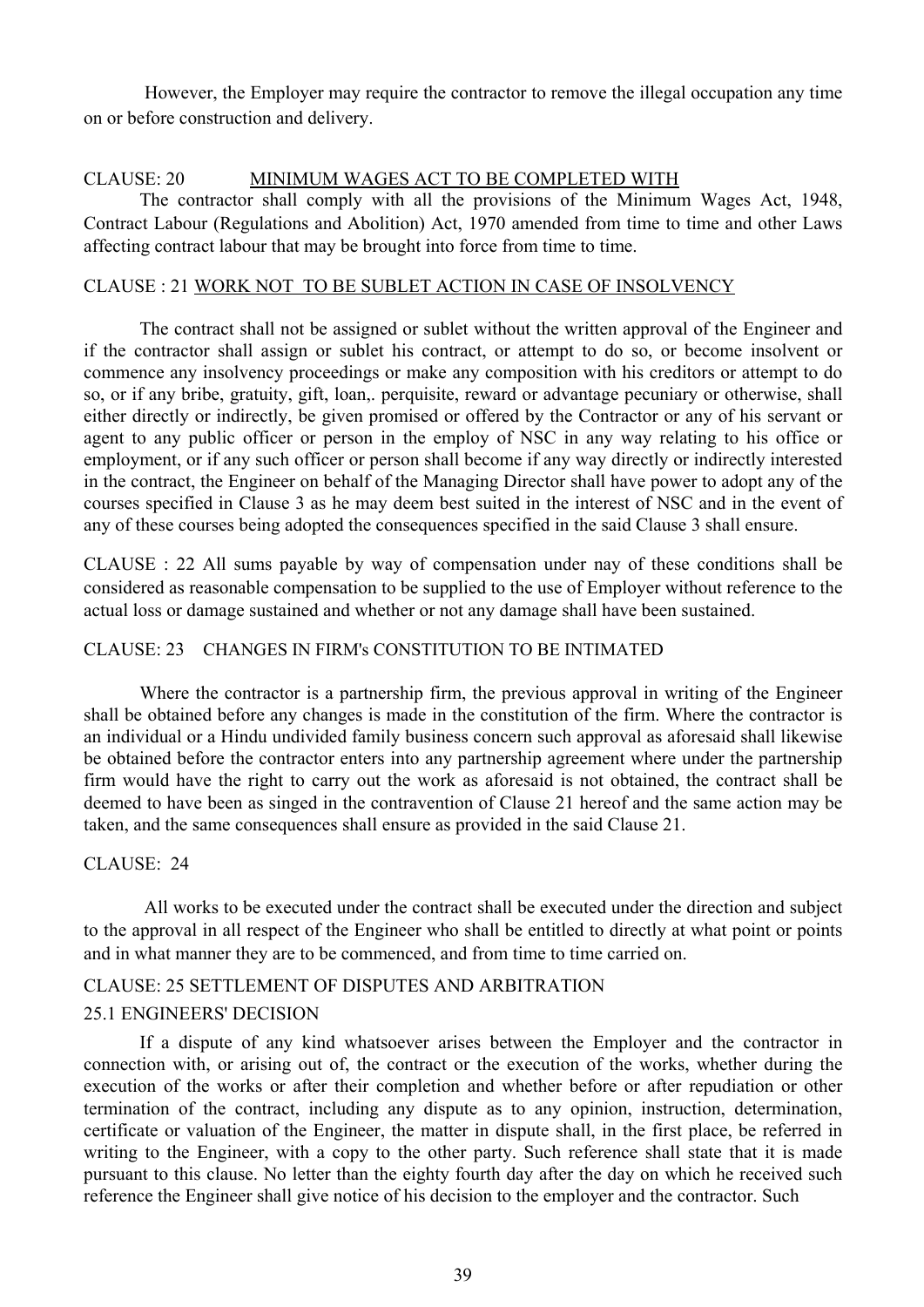However, the Employer may require the contractor to remove the illegal occupation any time on or before construction and delivery.

CLAUSE: 20 MINIMUM WAGES ACT TO BE COMPLETED WITH

The contractor shall comply with all the provisions of the Minimum Wages Act, 1948, Contract Labour (Regulations and Abolition) Act, 1970 amended from time to time and other Laws affecting contract labour that may be brought into force from time to time.

CLAUSE : 21 WORK NOT TO BE SUBLET ACTION IN CASE OF INSOLVENCY

The contract shall not be assigned or sublet without the written approval of the Engineer and if the contractor shall assign or sublet his contract, or attempt to do so, or become insolvent or commence any insolvency proceedings or make any composition with his creditors or attempt to do so, or if any bribe, gratuity, gift, loan,. perquisite, reward or advantage pecuniary or otherwise, shall either directly or indirectly, be given promised or offered by the Contractor or any of his servant or agent to any public officer or person in the employ of NSC in any way relating to his office or employment, or if any such officer or person shall become if any way directly or indirectly interested in the contract, the Engineer on behalf of the Managing Director shall have power to adopt any of the courses specified in Clause 3 as he may deem best suited in the interest of NSC and in the event of any of these courses being adopted the consequences specified in the said Clause 3 shall ensure.

CLAUSE : 22 All sums payable by way of compensation under nay of these conditions shall be considered as reasonable compensation to be supplied to the use of Employer without reference to the actual loss or damage sustained and whether or not any damage shall have been sustained.

CLAUSE: 23 CHANGES IN FIRM's CONSTITUTION TO BE INTIMATED

Where the contractor is a partnership firm, the previous approval in writing of the Engineer shall be obtained before any changes is made in the constitution of the firm. Where the contractor is an individual or a Hindu undivided family business concern such approval as aforesaid shall likewise be obtained before the contractor enters into any partnership agreement where under the partnership firm would have the right to carry out the work as aforesaid is not obtained, the contract shall be deemed to have been as singed in the contravention of Clause 21 hereof and the same action may be taken, and the same consequences shall ensure as provided in the said Clause 21.

CLAUSE: 24

All works to be executed under the contract shall be executed under the direction and subject to the approval in all respect of the Engineer who shall be entitled to directly at what point or points and in what manner they are to be commenced, and from time to time carried on.

CLAUSE: 25 SETTLEMENT OF DISPUTES AND ARBITRATION

25.1 ENGINEERS' DECISION

If a dispute of any kind whatsoever arises between the Employer and the contractor in connection with, or arising out of, the contract or the execution of the works, whether during the execution of the works or after their completion and whether before or after repudiation or other termination of the contract, including any dispute as to any opinion, instruction, determination, certificate or valuation of the Engineer, the matter in dispute shall, in the first place, be referred in writing to the Engineer, with a copy to the other party. Such reference shall state that it is made pursuant to this clause. No letter than the eighty fourth day after the day on which he received such reference the Engineer shall give notice of his decision to the employer and the contractor. Such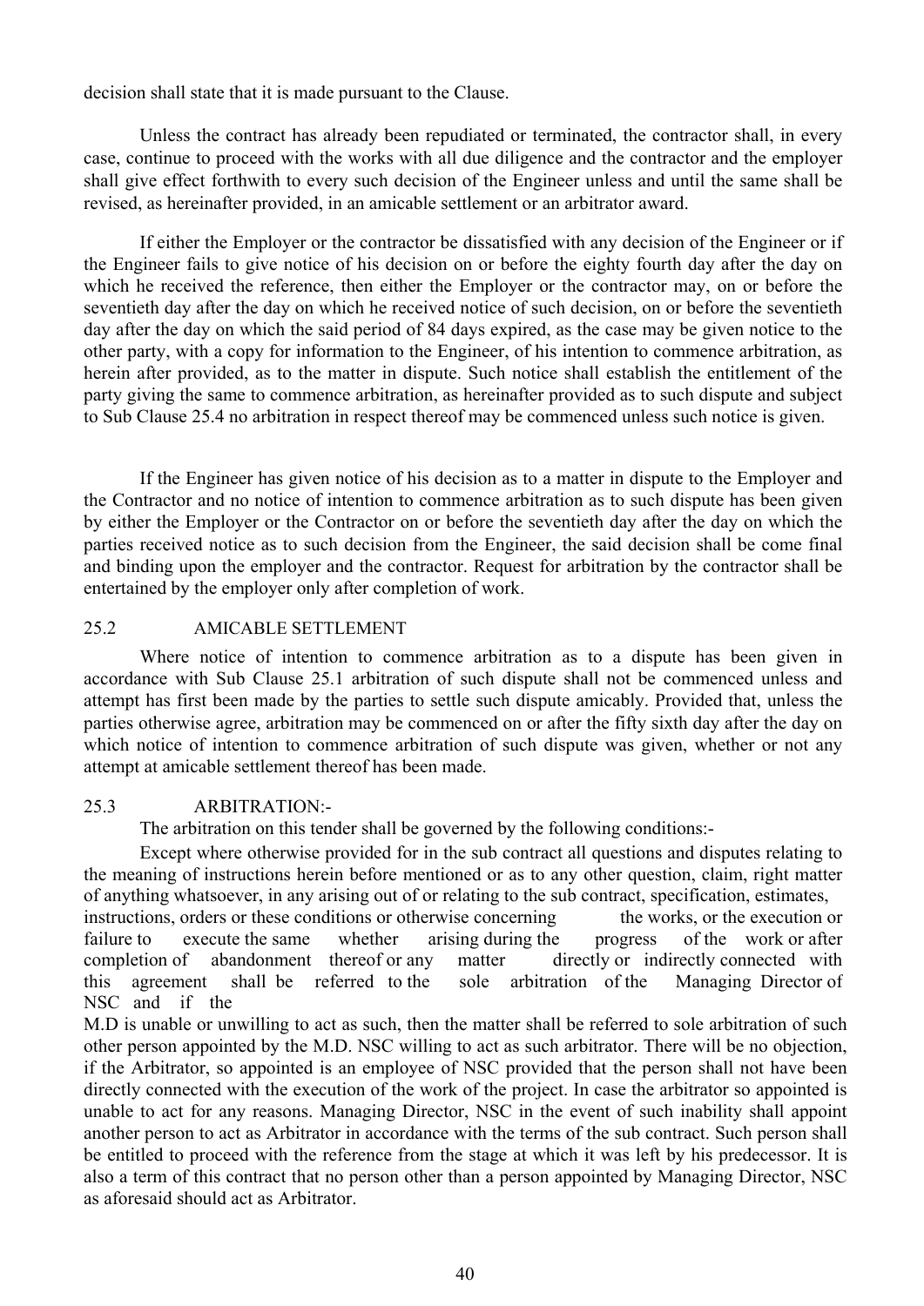decision shall state that it is made pursuant to the Clause.

Unless the contract has already been repudiated or terminated, the contractor shall, in every case, continue to proceed with the works with all due diligence and the contractor and the employer shall give effect forthwith to every such decision of the Engineer unless and until the same shall be revised, as hereinafter provided, in an amicable settlement or an arbitrator award.

If either the Employer or the contractor be dissatisfied with any decision of the Engineer or if the Engineer fails to give notice of his decision on or before the eighty fourth day after the day on which he received the reference, then either the Employer or the contractor may, on or before the seventieth day after the day on which he received notice of such decision, on or before the seventieth day after the day on which the said period of 84 days expired, as the case may be given notice to the other party, with a copy for information to the Engineer, of his intention to commence arbitration, as herein after provided, as to the matter in dispute. Such notice shall establish the entitlement of the party giving the same to commence arbitration, as hereinafter provided as to such dispute and subject to Sub Clause 25.4 no arbitration in respect thereof may be commenced unless such notice is given.

If the Engineer has given notice of his decision as to a matter in dispute to the Employer and the Contractor and no notice of intention to commence arbitration as to such dispute has been given by either the Employer or the Contractor on or before the seventieth day after the day on which the parties received notice as to such decision from the Engineer, the said decision shall be come final and binding upon the employer and the contractor. Request for arbitration by the contractor shall be entertained by the employer only after completion of work.

25.2 AMICABLE SETTLEMENT

Where notice of intention to commence arbitration as to a dispute has been given in accordance with Sub Clause 25.1 arbitration of such dispute shall not be commenced unless and attempt has first been made by the parties to settle such dispute amicably. Provided that, unless the parties otherwise agree, arbitration may be commenced on or after the fifty sixth day after the day on which notice of intention to commence arbitration of such dispute was given, whether or not any attempt at amicable settlement thereof has been made.

25.3 ARBITRATION:-

The arbitration on this tender shall be governed by the following conditions:-

Except where otherwise provided for in the sub contract all questions and disputes relating to the meaning of instructions herein before mentioned or as to any other question, claim, right matter of anything whatsoever, in any arising out of or relating to the sub contract, specification, estimates, instructions, orders or these conditions or otherwise concerning the works, or the execution or failure to execute the same whether arising during the progress of the work or after completion of abandonment thereof or any matter directly or indirectly connected with this agreement shall be referred to the sole arbitration of the Managing Director of NSC and if the M.D is unable or unwilling to act as such, then the matter shall be referred to sole arbitration of such other person appointed by the M.D. NSC willing to act as such arbitrator. There will be no objection, if the Arbitrator, so appointed is an employee of NSC provided that the person shall not have been directly connected with the execution of the work of the project. In case the arbitrator so appointed is unable to act for any reasons. Managing Director, NSC in the event of such inability shall appoint another person to act as Arbitrator in accordance with the terms of the sub contract. Such person shall be entitled to proceed with the reference from the stage at which it was left by his predecessor. It is also a term of this contract that no person other than a person appointed by Managing Director, NSC as aforesaid should act as Arbitrator.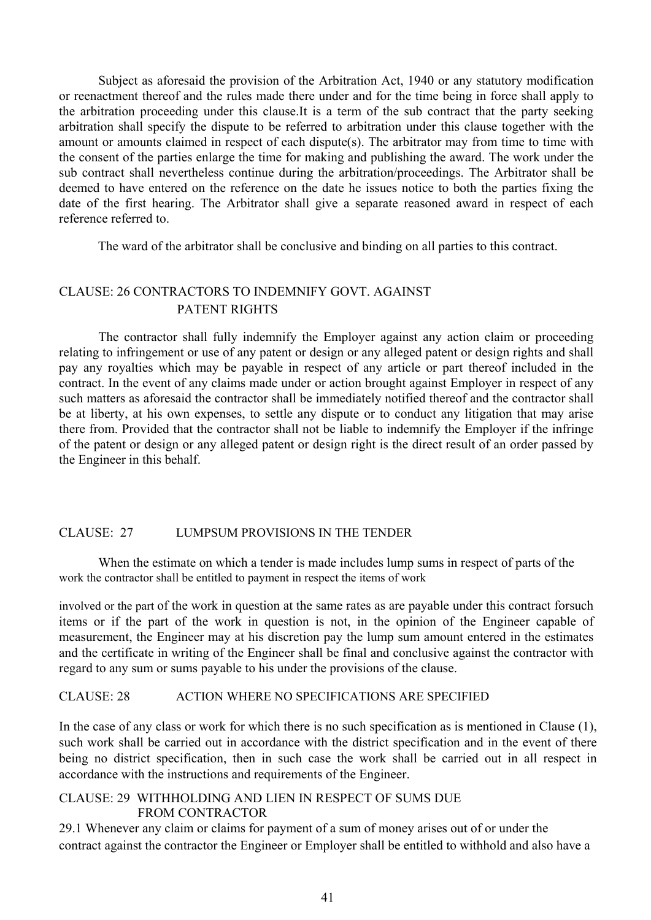Subject as aforesaid the provision of the Arbitration Act, 1940 or any statutory modification or reenactment thereof and the rules made there under and for the time being in force shall apply to the arbitration proceeding under this clause.It is a term of the sub contract that the party seeking arbitration shall specify the dispute to be referred to arbitration under this clause together with the amount or amounts claimed in respect of each dispute(s). The arbitrator may from time to time with the consent of the parties enlarge the time for making and publishing the award. The work under the sub contract shall nevertheless continue during the arbitration/proceedings. The Arbitrator shall be deemed to have entered on the reference on the date he issues notice to both the parties fixing the date of the first hearing. The Arbitrator shall give a separate reasoned award in respect of each reference referred to.

The ward of the arbitrator shall be conclusive and binding on all parties to this contract.

## CLAUSE: 26 CONTRACTORS TO INDEMNIFY GOVT. AGAINST PATENT RIGHTS

The contractor shall fully indemnify the Employer against any action claim or proceeding relating to infringement or use of any patent or design or any alleged patent or design rights and shall pay any royalties which may be payable in respect of any article or part thereof included in the contract. In the event of any claims made under or action brought against Employer in respect of any such matters as aforesaid the contractor shall be immediately notified thereof and the contractor shall be at liberty, at his own expenses, to settle any dispute or to conduct any litigation that may arise there from. Provided that the contractor shall not be liable to indemnify the Employer if the infringe of the patent or design or any alleged patent or design right is the direct result of an order passed by the Engineer in this behalf.

## CLAUSE: 27 LUMPSUM PROVISIONS IN THE TENDER

When the estimate on which a tender is made includes lump sums in respect of parts of the work the contractor shall be entitled to payment in respect the items of work

involved or the part of the work in question at the same rates as are payable under this contract forsuch items or if the part of the work in question is not, in the opinion of the Engineer capable of measurement, the Engineer may at his discretion pay the lump sum amount entered in the estimates and the certificate in writing of the Engineer shall be final and conclusive against the contractor with regard to any sum or sums payable to his under the provisions of the clause.

## CLAUSE: 28 ACTION WHERE NO SPECIFICATIONS ARE SPECIFIED

In the case of any class or work for which there is no such specification as is mentioned in Clause (1), such work shall be carried out in accordance with the district specification and in the event of there being no district specification, then in such case the work shall be carried out in all respect in accordance with the instructions and requirements of the Engineer.

## CLAUSE: 29 WITHHOLDING AND LIEN IN RESPECT OF SUMS DUE FROM CONTRACTOR

29.1 Whenever any claim or claims for payment of a sum of money arises out of or under the contract against the contractor the Engineer or Employer shall be entitled to withhold and also have a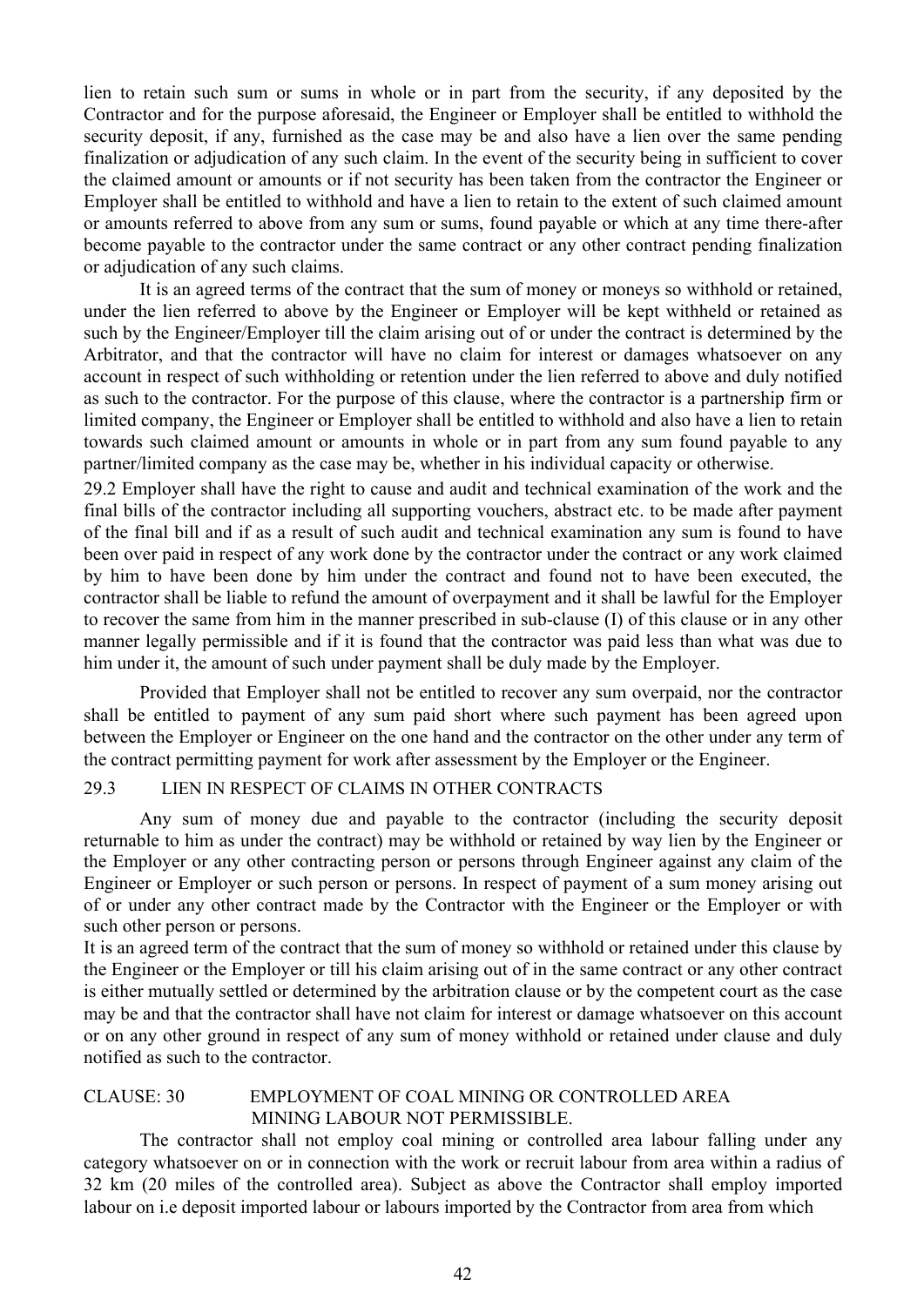lien to retain such sum or sums in whole or in part from the security, if any deposited by the Contractor and for the purpose aforesaid, the Engineer or Employer shall be entitled to withhold the security deposit, if any, furnished as the case may be and also have a lien over the same pending finalization or adjudication of any such claim. In the event of the security being in sufficient to cover the claimed amount or amounts or if not security has been taken from the contractor the Engineer or Employer shall be entitled to withhold and have a lien to retain to the extent of such claimed amount or amounts referred to above from any sum or sums, found payable or which at any time there-after become payable to the contractor under the same contract or any other contract pending finalization or adjudication of any such claims.

It is an agreed terms of the contract that the sum of money or moneys so withhold or retained, under the lien referred to above by the Engineer or Employer will be kept withheld or retained as such by the Engineer/Employer till the claim arising out of or under the contract is determined by the Arbitrator, and that the contractor will have no claim for interest or damages whatsoever on any account in respect of such withholding or retention under the lien referred to above and duly notified as such to the contractor. For the purpose of this clause, where the contractor is a partnership firm or limited company, the Engineer or Employer shall be entitled to withhold and also have a lien to retain towards such claimed amount or amounts in whole or in part from any sum found payable to any partner/limited company as the case may be, whether in his individual capacity or otherwise.

29.2 Employer shall have the right to cause and audit and technical examination of the work and the final bills of the contractor including all supporting vouchers, abstract etc. to be made after payment of the final bill and if as a result of such audit and technical examination any sum is found to have been over paid in respect of any work done by the contractor under the contract or any work claimed by him to have been done by him under the contract and found not to have been executed, the contractor shall be liable to refund the amount of overpayment and it shall be lawful for the Employer to recover the same from him in the manner prescribed in sub-clause (I) of this clause or in any other manner legally permissible and if it is found that the contractor was paid less than what was due to him under it, the amount of such under payment shall be duly made by the Employer.

Provided that Employer shall not be entitled to recover any sum overpaid, nor the contractor shall be entitled to payment of any sum paid short where such payment has been agreed upon between the Employer or Engineer on the one hand and the contractor on the other under any term of the contract permitting payment for work after assessment by the Employer or the Engineer.

29.3 LIEN IN RESPECT OF CLAIMS IN OTHER CONTRACTS

Any sum of money due and payable to the contractor (including the security deposit returnable to him as under the contract) may be withhold or retained by way lien by the Engineer or the Employer or any other contracting person or persons through Engineer against any claim of the Engineer or Employer or such person or persons. In respect of payment of a sum money arising out of or under any other contract made by the Contractor with the Engineer or the Employer or with such other person or persons.

It is an agreed term of the contract that the sum of money so withhold or retained under this clause by the Engineer or the Employer or till his claim arising out of in the same contract or any other contract is either mutually settled or determined by the arbitration clause or by the competent court as the case may be and that the contractor shall have not claim for interest or damage whatsoever on this account or on any other ground in respect of any sum of money withhold or retained under clause and duly notified as such to the contractor.

CLAUSE: 30 EMPLOYMENT OF COAL MINING OR CONTROLLED AREA MINING LABOUR NOT PERMISSIBLE.

The contractor shall not employ coal mining or controlled area labour falling under any category whatsoever on or in connection with the work or recruit labour from area within a radius of 32 km (20 miles of the controlled area). Subject as above the Contractor shall employ imported labour on i.e deposit imported labour or labours imported by the Contractor from area from which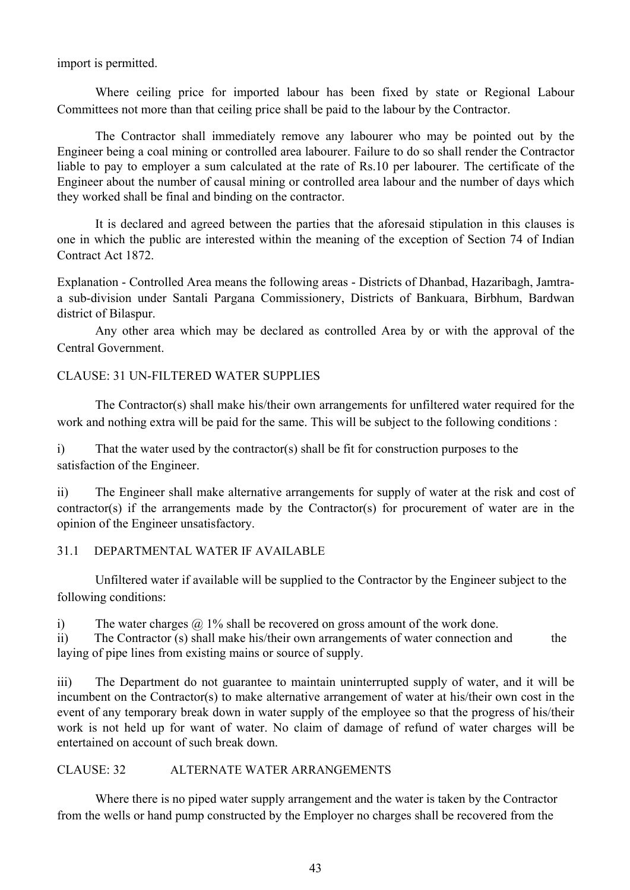import is permitted.

Where ceiling price for imported labour has been fixed by state or Regional Labour Committees not more than that ceiling price shall be paid to the labour by the Contractor.

The Contractor shall immediately remove any labourer who may be pointed out by the Engineer being a coal mining or controlled area labourer. Failure to do so shall render the Contractor liable to pay to employer a sum calculated at the rate of Rs.10 per labourer. The certificate of the Engineer about the number of causal mining or controlled area labour and the number of days which they worked shall be final and binding on the contractor.

It is declared and agreed between the parties that the aforesaid stipulation in this clauses is one in which the public are interested within the meaning of the exception of Section 74 of Indian Contract Act 1872.

Explanation - Controlled Area means the following areas - Districts of Dhanbad, Hazaribagh, Jamtra-a sub-division under Santali Pargana Commissionery, Districts of Bankuara, Birbhum, Bardwan district of Bilaspur.

Any other area which may be declared as controlled Area by or with the approval of the Central Government.

## CLAUSE: 31 UN-FILTERED WATER SUPPLIES

The Contractor(s) shall make his/their own arrangements for unfiltered water required for the work and nothing extra will be paid for the same. This will be subject to the following conditions :

i) That the water used by the contractor(s) shall be fit for construction purposes to the satisfaction of the Engineer.

ii) The Engineer shall make alternative arrangements for supply of water at the risk and cost of contractor(s) if the arrangements made by the Contractor(s) for procurement of water are in the opinion of the Engineer unsatisfactory.

### 31.1 DEPARTMENTAL WATER IF AVAILABLE

Unfiltered water if available will be supplied to the Contractor by the Engineer subject to the following conditions:

i) The water charges @ 1% shall be recovered on gross amount of the work done.

ii) The Contractor (s) shall make his/their own arrangements of water connection and the laying of pipe lines from existing mains or source of supply.

iii) The Department do not guarantee to maintain uninterrupted supply of water, and it will be incumbent on the Contractor(s) to make alternative arrangement of water at his/their own cost in the event of any temporary break down in water supply of the employee so that the progress of his/their work is not held up for want of water. No claim of damage of refund of water charges will be entertained on account of such break down.

## CLAUSE: 32 ALTERNATE WATER ARRANGEMENTS

Where there is no piped water supply arrangement and the water is taken by the Contractor from the wells or hand pump constructed by the Employer no charges shall be recovered from the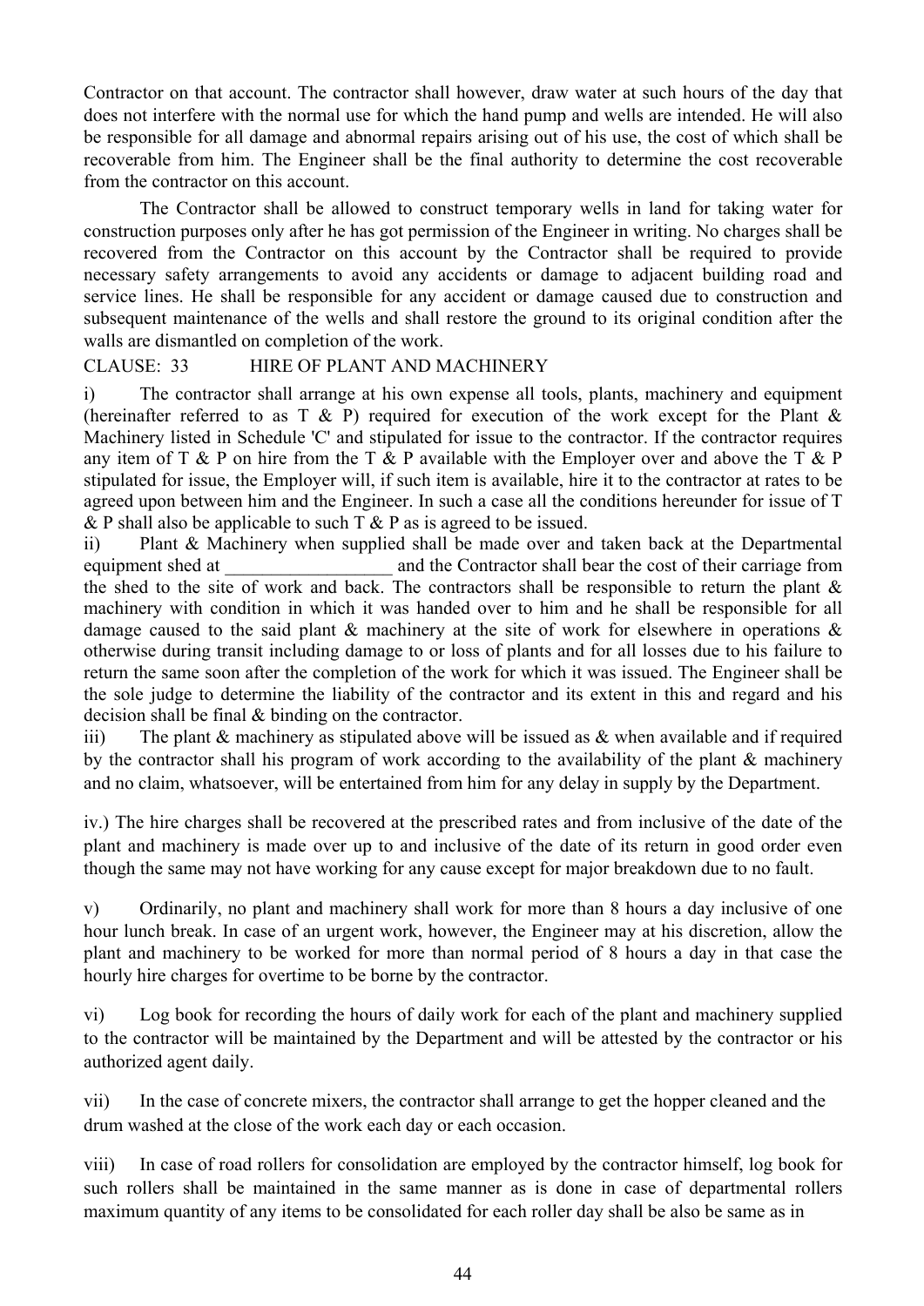Contractor on that account. The contractor shall however, draw water at such hours of the day that does not interfere with the normal use for which the hand pump and wells are intended. He will also be responsible for all damage and abnormal repairs arising out of his use, the cost of which shall be recoverable from him. The Engineer shall be the final authority to determine the cost recoverable from the contractor on this account.

The Contractor shall be allowed to construct temporary wells in land for taking water for construction purposes only after he has got permission of the Engineer in writing. No charges shall be recovered from the Contractor on this account by the Contractor shall be required to provide necessary safety arrangements to avoid any accidents or damage to adjacent building road and service lines. He shall be responsible for any accident or damage caused due to construction and subsequent maintenance of the wells and shall restore the ground to its original condition after the walls are dismantled on completion of the work.

CLAUSE: 33 HIRE OF PLANT AND MACHINERY

i) The contractor shall arrange at his own expense all tools, plants, machinery and equipment (hereinafter referred to as T & P) required for execution of the work except for the Plant & Machinery listed in Schedule 'C' and stipulated for issue to the contractor. If the contractor requires any item of T & P on hire from the T & P available with the Employer over and above the T & P stipulated for issue, the Employer will, if such item is available, hire it to the contractor at rates to be agreed upon between him and the Engineer. In such a case all the conditions hereunder for issue of T & P shall also be applicable to such T & P as is agreed to be issued.

ii) Plant & Machinery when supplied shall be made over and taken back at the Departmental equipment shed at __________________ and the Contractor shall bear the cost of their carriage from the shed to the site of work and back. The contractors shall be responsible to return the plant & machinery with condition in which it was handed over to him and he shall be responsible for all damage caused to the said plant & machinery at the site of work for elsewhere in operations & otherwise during transit including damage to or loss of plants and for all losses due to his failure to return the same soon after the completion of the work for which it was issued. The Engineer shall be the sole judge to determine the liability of the contractor and its extent in this and regard and his decision shall be final & binding on the contractor.

iii) The plant & machinery as stipulated above will be issued as & when available and if required by the contractor shall his program of work according to the availability of the plant & machinery and no claim, whatsoever, will be entertained from him for any delay in supply by the Department.

iv.) The hire charges shall be recovered at the prescribed rates and from inclusive of the date of the plant and machinery is made over up to and inclusive of the date of its return in good order even though the same may not have working for any cause except for major breakdown due to no fault.

v) Ordinarily, no plant and machinery shall work for more than 8 hours a day inclusive of one hour lunch break. In case of an urgent work, however, the Engineer may at his discretion, allow the plant and machinery to be worked for more than normal period of 8 hours a day in that case the hourly hire charges for overtime to be borne by the contractor.

vi) Log book for recording the hours of daily work for each of the plant and machinery supplied to the contractor will be maintained by the Department and will be attested by the contractor or his authorized agent daily.

vii) In the case of concrete mixers, the contractor shall arrange to get the hopper cleaned and the drum washed at the close of the work each day or each occasion.

viii) In case of road rollers for consolidation are employed by the contractor himself, log book for such rollers shall be maintained in the same manner as is done in case of departmental rollers maximum quantity of any items to be consolidated for each roller day shall be also be same as in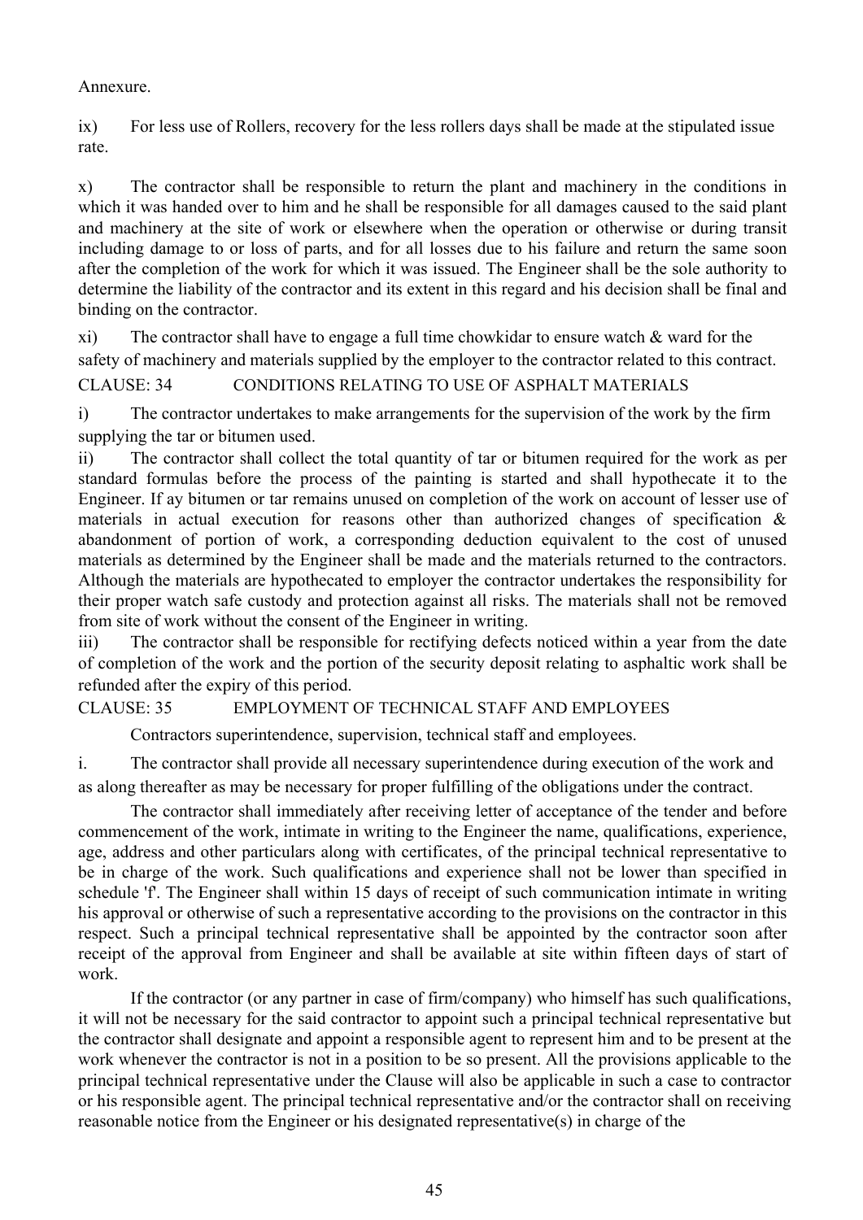Annexure.

ix) For less use of Rollers, recovery for the less rollers days shall be made at the stipulated issue rate.

x) The contractor shall be responsible to return the plant and machinery in the conditions in which it was handed over to him and he shall be responsible for all damages caused to the said plant and machinery at the site of work or elsewhere when the operation or otherwise or during transit including damage to or loss of parts, and for all losses due to his failure and return the same soon after the completion of the work for which it was issued. The Engineer shall be the sole authority to determine the liability of the contractor and its extent in this regard and his decision shall be final and binding on the contractor.

xi) The contractor shall have to engage a full time chowkidar to ensure watch & ward for the safety of machinery and materials supplied by the employer to the contractor related to this contract.

CLAUSE: 34 CONDITIONS RELATING TO USE OF ASPHALT MATERIALS

i) The contractor undertakes to make arrangements for the supervision of the work by the firm supplying the tar or bitumen used.

ii) The contractor shall collect the total quantity of tar or bitumen required for the work as per standard formulas before the process of the painting is started and shall hypothecate it to the Engineer. If ay bitumen or tar remains unused on completion of the work on account of lesser use of materials in actual execution for reasons other than authorized changes of specification & abandonment of portion of work, a corresponding deduction equivalent to the cost of unused materials as determined by the Engineer shall be made and the materials returned to the contractors. Although the materials are hypothecated to employer the contractor undertakes the responsibility for their proper watch safe custody and protection against all risks. The materials shall not be removed from site of work without the consent of the Engineer in writing.

iii) The contractor shall be responsible for rectifying defects noticed within a year from the date of completion of the work and the portion of the security deposit relating to asphaltic work shall be refunded after the expiry of this period.

CLAUSE: 35 EMPLOYMENT OF TECHNICAL STAFF AND EMPLOYEES

Contractors superintendence, supervision, technical staff and employees.

i. The contractor shall provide all necessary superintendence during execution of the work and as along thereafter as may be necessary for proper fulfilling of the obligations under the contract.

The contractor shall immediately after receiving letter of acceptance of the tender and before commencement of the work, intimate in writing to the Engineer the name, qualifications, experience, age, address and other particulars along with certificates, of the principal technical representative to be in charge of the work. Such qualifications and experience shall not be lower than specified in schedule 'f'. The Engineer shall within 15 days of receipt of such communication intimate in writing his approval or otherwise of such a representative according to the provisions on the contractor in this respect. Such a principal technical representative shall be appointed by the contractor soon after receipt of the approval from Engineer and shall be available at site within fifteen days of start of work.

If the contractor (or any partner in case of firm/company) who himself has such qualifications, it will not be necessary for the said contractor to appoint such a principal technical representative but the contractor shall designate and appoint a responsible agent to represent him and to be present at the work whenever the contractor is not in a position to be so present. All the provisions applicable to the principal technical representative under the Clause will also be applicable in such a case to contractor or his responsible agent. The principal technical representative and/or the contractor shall on receiving reasonable notice from the Engineer or his designated representative(s) in charge of the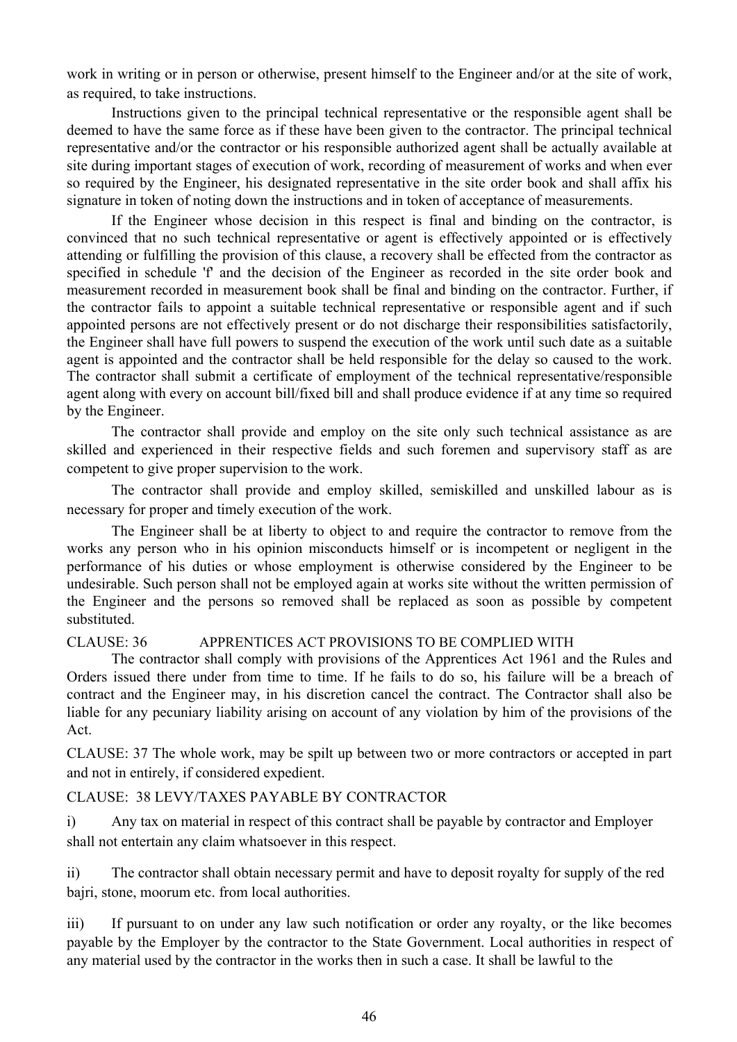work in writing or in person or otherwise, present himself to the Engineer and/or at the site of work, as required, to take instructions.

Instructions given to the principal technical representative or the responsible agent shall be deemed to have the same force as if these have been given to the contractor. The principal technical representative and/or the contractor or his responsible authorized agent shall be actually available at site during important stages of execution of work, recording of measurement of works and when ever so required by the Engineer, his designated representative in the site order book and shall affix his signature in token of noting down the instructions and in token of acceptance of measurements.

If the Engineer whose decision in this respect is final and binding on the contractor, is convinced that no such technical representative or agent is effectively appointed or is effectively attending or fulfilling the provision of this clause, a recovery shall be effected from the contractor as specified in schedule 'f' and the decision of the Engineer as recorded in the site order book and measurement recorded in measurement book shall be final and binding on the contractor. Further, if the contractor fails to appoint a suitable technical representative or responsible agent and if such appointed persons are not effectively present or do not discharge their responsibilities satisfactorily, the Engineer shall have full powers to suspend the execution of the work until such date as a suitable agent is appointed and the contractor shall be held responsible for the delay so caused to the work. The contractor shall submit a certificate of employment of the technical representative/responsible agent along with every on account bill/fixed bill and shall produce evidence if at any time so required by the Engineer.

The contractor shall provide and employ on the site only such technical assistance as are skilled and experienced in their respective fields and such foremen and supervisory staff as are competent to give proper supervision to the work.

The contractor shall provide and employ skilled, semiskilled and unskilled labour as is necessary for proper and timely execution of the work.

The Engineer shall be at liberty to object to and require the contractor to remove from the works any person who in his opinion misconducts himself or is incompetent or negligent in the performance of his duties or whose employment is otherwise considered by the Engineer to be undesirable. Such person shall not be employed again at works site without the written permission of the Engineer and the persons so removed shall be replaced as soon as possible by competent substituted.

CLAUSE: 36 APPRENTICES ACT PROVISIONS TO BE COMPLIED WITH

The contractor shall comply with provisions of the Apprentices Act 1961 and the Rules and Orders issued there under from time to time. If he fails to do so, his failure will be a breach of contract and the Engineer may, in his discretion cancel the contract. The Contractor shall also be liable for any pecuniary liability arising on account of any violation by him of the provisions of the Act.

CLAUSE: 37 The whole work, may be spilt up between two or more contractors or accepted in part and not in entirely, if considered expedient.

CLAUSE: 38 LEVY/TAXES PAYABLE BY CONTRACTOR

i) Any tax on material in respect of this contract shall be payable by contractor and Employer shall not entertain any claim whatsoever in this respect.

ii) The contractor shall obtain necessary permit and have to deposit royalty for supply of the red bajri, stone, moorum etc. from local authorities.

iii) If pursuant to on under any law such notification or order any royalty, or the like becomes payable by the Employer by the contractor to the State Government. Local authorities in respect of any material used by the contractor in the works then in such a case. It shall be lawful to the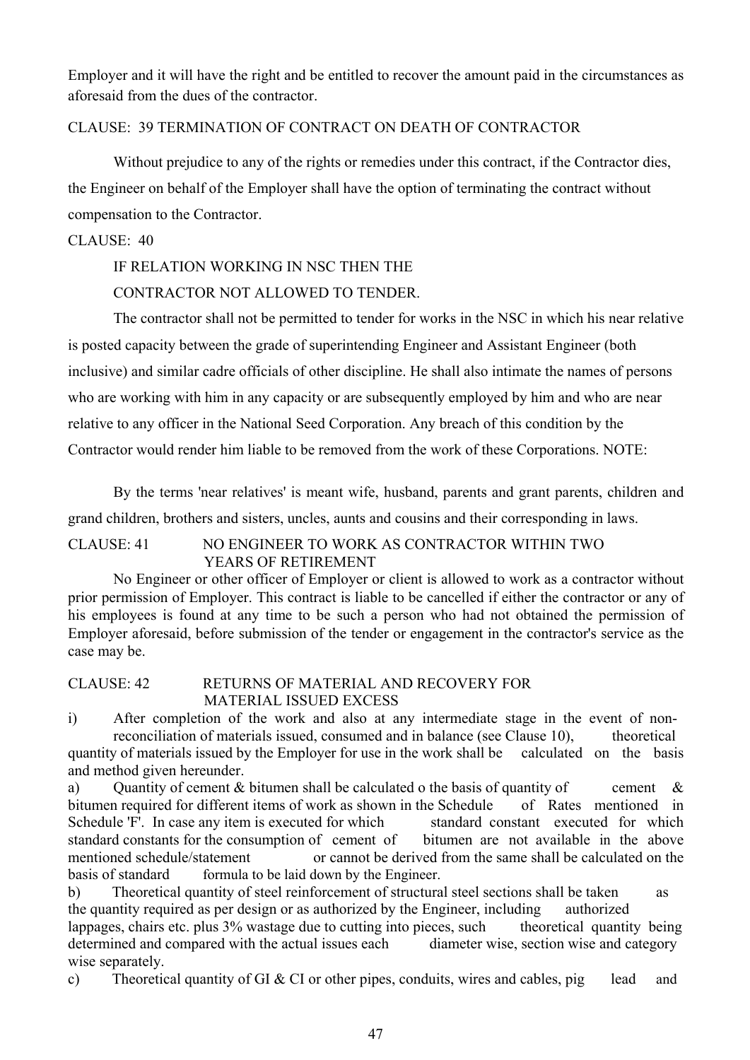Employer and it will have the right and be entitled to recover the amount paid in the circumstances as aforesaid from the dues of the contractor.

CLAUSE: 39 TERMINATION OF CONTRACT ON DEATH OF CONTRACTOR

Without prejudice to any of the rights or remedies under this contract, if the Contractor dies, the Engineer on behalf of the Employer shall have the option of terminating the contract without compensation to the Contractor.

CLAUSE: 40

IF RELATION WORKING IN NSC THEN THE

CONTRACTOR NOT ALLOWED TO TENDER.

The contractor shall not be permitted to tender for works in the NSC in which his near relative is posted capacity between the grade of superintending Engineer and Assistant Engineer (both inclusive) and similar cadre officials of other discipline. He shall also intimate the names of persons who are working with him in any capacity or are subsequently employed by him and who are near relative to any officer in the National Seed Corporation. Any breach of this condition by the Contractor would render him liable to be removed from the work of these Corporations. NOTE:

By the terms 'near relatives' is meant wife, husband, parents and grant parents, children and grand children, brothers and sisters, uncles, aunts and cousins and their corresponding in laws.

CLAUSE: 41 NO ENGINEER TO WORK AS CONTRACTOR WITHIN TWO YEARS OF RETIREMENT

No Engineer or other officer of Employer or client is allowed to work as a contractor without prior permission of Employer. This contract is liable to be cancelled if either the contractor or any of his employees is found at any time to be such a person who had not obtained the permission of Employer aforesaid, before submission of the tender or engagement in the contractor's service as the case may be.

CLAUSE: 42 RETURNS OF MATERIAL AND RECOVERY FOR MATERIAL ISSUED EXCESS

i) After completion of the work and also at any intermediate stage in the event of non-reconciliation of materials issued, consumed and in balance (see Clause 10), theoretical quantity of materials issued by the Employer for use in the work shall be calculated on the basis and method given hereunder.

a) Quantity of cement & bitumen shall be calculated o the basis of quantity of cement & bitumen required for different items of work as shown in the Schedule of Rates mentioned in Schedule 'F'. In case any item is executed for which standard constant executed for which standard constants for the consumption of cement of bitumen are not available in the above mentioned schedule/statement or cannot be derived from the same shall be calculated on the basis of standard formula to be laid down by the Engineer.

b) Theoretical quantity of steel reinforcement of structural steel sections shall be taken as the quantity required as per design or as authorized by the Engineer, including authorized lappages, chairs etc. plus 3% wastage due to cutting into pieces, such theoretical quantity being determined and compared with the actual issues each diameter wise, section wise and category wise separately.

c) Theoretical quantity of GI & CI or other pipes, conduits, wires and cables, pig lead and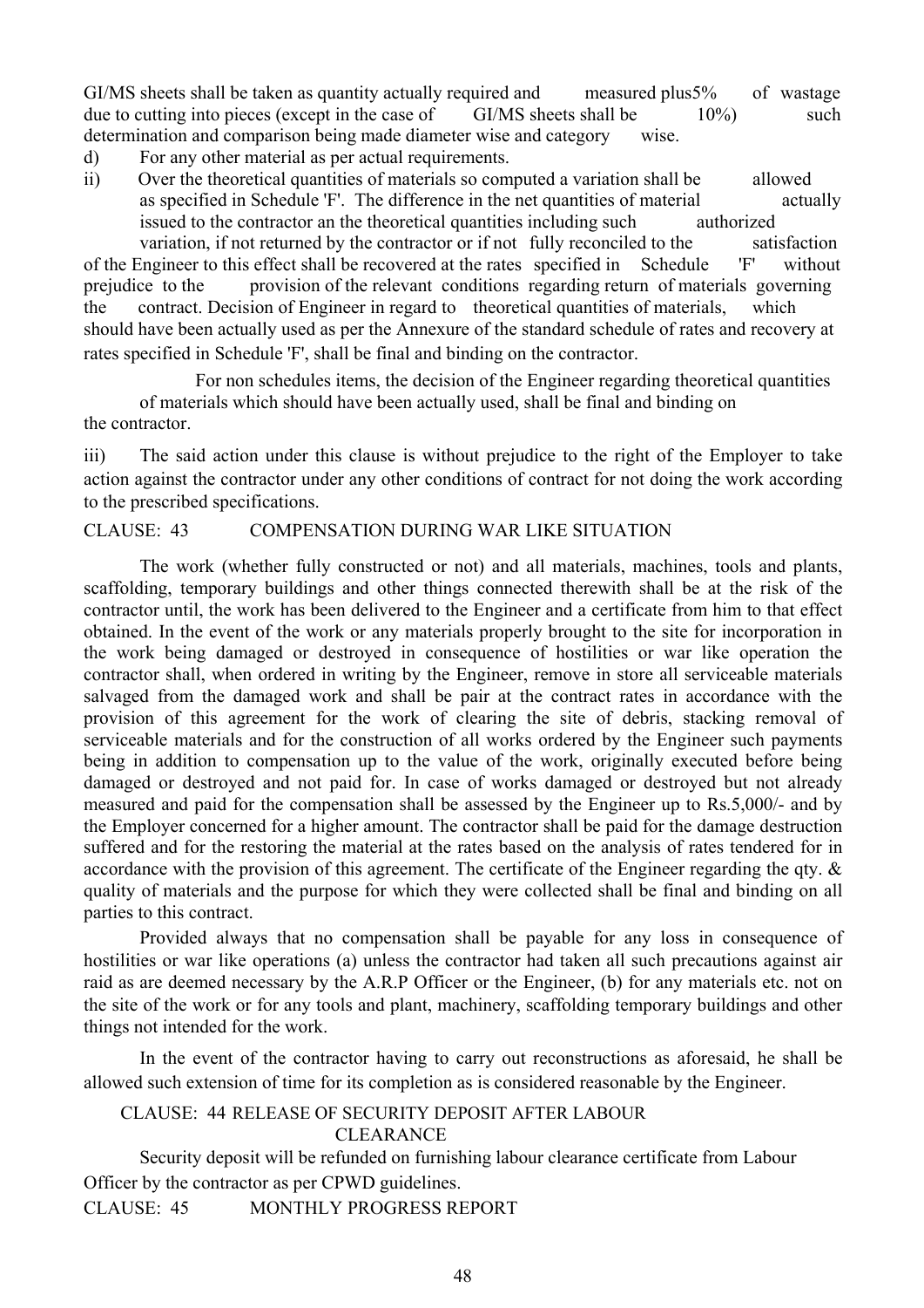GI/MS sheets shall be taken as quantity actually required and measured plus5% of wastage due to cutting into pieces (except in the case of GI/MS sheets shall be 10%) such determination and comparison being made diameter wise and category wise.

d) For any other material as per actual requirements.

ii) Over the theoretical quantities of materials so computed a variation shall be allowed as specified in Schedule 'F'. The difference in the net quantities of material actually issued to the contractor an the theoretical quantities including such authorized variation, if not returned by the contractor or if not fully reconciled to the satisfaction of the Engineer to this effect shall be recovered at the rates specified in Schedule 'F' without prejudice to the provision of the relevant conditions regarding return of materials governing the contract. Decision of Engineer in regard to theoretical quantities of materials, which should have been actually used as per the Annexure of the standard schedule of rates and recovery at rates specified in Schedule 'F', shall be final and binding on the contractor.

For non schedules items, the decision of the Engineer regarding theoretical quantities of materials which should have been actually used, shall be final and binding on the contractor.

iii) The said action under this clause is without prejudice to the right of the Employer to take action against the contractor under any other conditions of contract for not doing the work according to the prescribed specifications.

CLAUSE: 43 COMPENSATION DURING WAR LIKE SITUATION

The work (whether fully constructed or not) and all materials, machines, tools and plants, scaffolding, temporary buildings and other things connected therewith shall be at the risk of the contractor until, the work has been delivered to the Engineer and a certificate from him to that effect obtained. In the event of the work or any materials properly brought to the site for incorporation in the work being damaged or destroyed in consequence of hostilities or war like operation the contractor shall, when ordered in writing by the Engineer, remove in store all serviceable materials salvaged from the damaged work and shall be pair at the contract rates in accordance with the provision of this agreement for the work of clearing the site of debris, stacking removal of serviceable materials and for the construction of all works ordered by the Engineer such payments being in addition to compensation up to the value of the work, originally executed before being damaged or destroyed and not paid for. In case of works damaged or destroyed but not already measured and paid for the compensation shall be assessed by the Engineer up to Rs.5,000/- and by the Employer concerned for a higher amount. The contractor shall be paid for the damage destruction suffered and for the restoring the material at the rates based on the analysis of rates tendered for in accordance with the provision of this agreement. The certificate of the Engineer regarding the qty. & quality of materials and the purpose for which they were collected shall be final and binding on all parties to this contract.

Provided always that no compensation shall be payable for any loss in consequence of hostilities or war like operations (a) unless the contractor had taken all such precautions against air raid as are deemed necessary by the A.R.P Officer or the Engineer, (b) for any materials etc. not on the site of the work or for any tools and plant, machinery, scaffolding temporary buildings and other things not intended for the work.

In the event of the contractor having to carry out reconstructions as aforesaid, he shall be allowed such extension of time for its completion as is considered reasonable by the Engineer.

CLAUSE: 44 RELEASE OF SECURITY DEPOSIT AFTER LABOUR CLEARANCE

Security deposit will be refunded on furnishing labour clearance certificate from Labour Officer by the contractor as per CPWD guidelines.

CLAUSE: 45 MONTHLY PROGRESS REPORT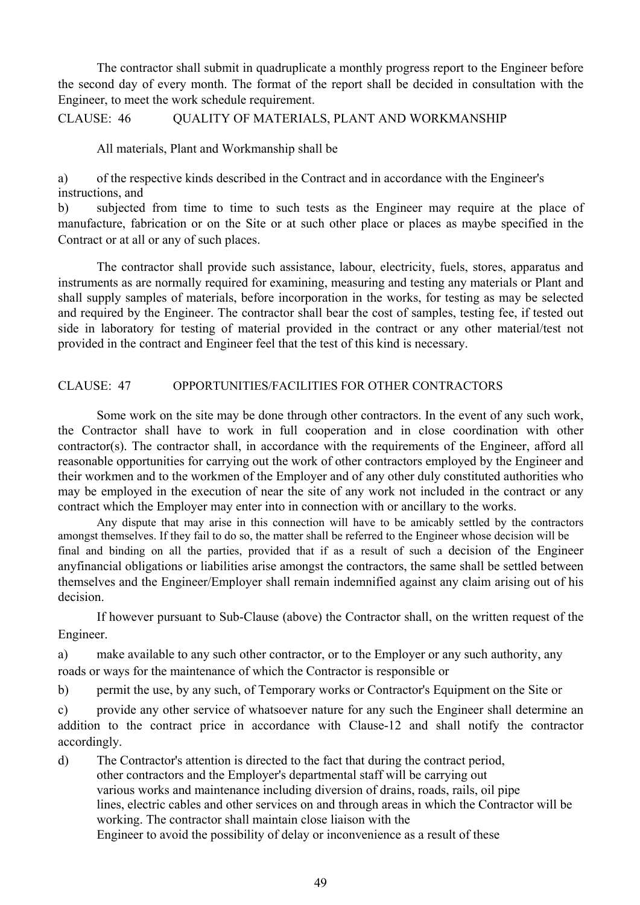The contractor shall submit in quadruplicate a monthly progress report to the Engineer before the second day of every month. The format of the report shall be decided in consultation with the Engineer, to meet the work schedule requirement.

## CLAUSE: 46 QUALITY OF MATERIALS, PLANT AND WORKMANSHIP

All materials, Plant and Workmanship shall be

a) of the respective kinds described in the Contract and in accordance with the Engineer's instructions, and

b) subjected from time to time to such tests as the Engineer may require at the place of manufacture, fabrication or on the Site or at such other place or places as maybe specified in the Contract or at all or any of such places.

The contractor shall provide such assistance, labour, electricity, fuels, stores, apparatus and instruments as are normally required for examining, measuring and testing any materials or Plant and shall supply samples of materials, before incorporation in the works, for testing as may be selected and required by the Engineer. The contractor shall bear the cost of samples, testing fee, if tested out side in laboratory for testing of material provided in the contract or any other material/test not provided in the contract and Engineer feel that the test of this kind is necessary.

## CLAUSE: 47 OPPORTUNITIES/FACILITIES FOR OTHER CONTRACTORS

Some work on the site may be done through other contractors. In the event of any such work, the Contractor shall have to work in full cooperation and in close coordination with other contractor(s). The contractor shall, in accordance with the requirements of the Engineer, afford all reasonable opportunities for carrying out the work of other contractors employed by the Engineer and their workmen and to the workmen of the Employer and of any other duly constituted authorities who may be employed in the execution of near the site of any work not included in the contract or any contract which the Employer may enter into in connection with or ancillary to the works.

Any dispute that may arise in this connection will have to be amicably settled by the contractors amongst themselves. If they fail to do so, the matter shall be referred to the Engineer whose decision will be final and binding on all the parties, provided that if as a result of such a decision of the Engineer anyfinancial obligations or liabilities arise amongst the contractors, the same shall be settled between themselves and the Engineer/Employer shall remain indemnified against any claim arising out of his decision.

If however pursuant to Sub-Clause (above) the Contractor shall, on the written request of the Engineer.

a) make available to any such other contractor, or to the Employer or any such authority, any roads or ways for the maintenance of which the Contractor is responsible or

b) permit the use, by any such, of Temporary works or Contractor's Equipment on the Site or

c) provide any other service of whatsoever nature for any such the Engineer shall determine an addition to the contract price in accordance with Clause-12 and shall notify the contractor accordingly.

d) The Contractor's attention is directed to the fact that during the contract period, other contractors and the Employer's departmental staff will be carrying out various works and maintenance including diversion of drains, roads, rails, oil pipe lines, electric cables and other services on and through areas in which the Contractor will be working. The contractor shall maintain close liaison with the Engineer to avoid the possibility of delay or inconvenience as a result of these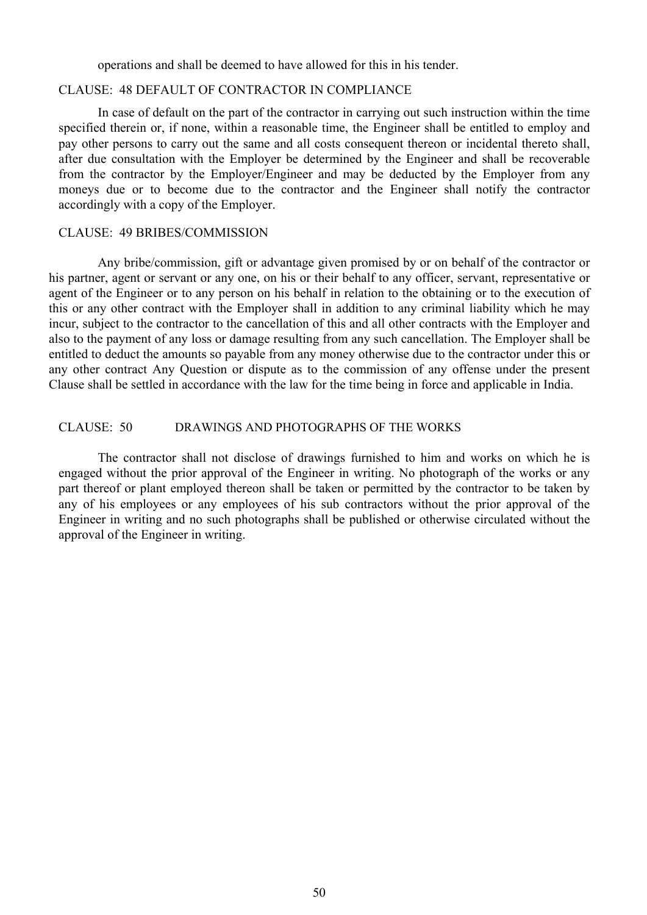operations and shall be deemed to have allowed for this in his tender.

### CLAUSE: 48 DEFAULT OF CONTRACTOR IN COMPLIANCE

In case of default on the part of the contractor in carrying out such instruction within the time specified therein or, if none, within a reasonable time, the Engineer shall be entitled to employ and pay other persons to carry out the same and all costs consequent thereon or incidental thereto shall, after due consultation with the Employer be determined by the Engineer and shall be recoverable from the contractor by the Employer/Engineer and may be deducted by the Employer from any moneys due or to become due to the contractor and the Engineer shall notify the contractor accordingly with a copy of the Employer.

### CLAUSE: 49 BRIBES/COMMISSION

Any bribe/commission, gift or advantage given promised by or on behalf of the contractor or his partner, agent or servant or any one, on his or their behalf to any officer, servant, representative or agent of the Engineer or to any person on his behalf in relation to the obtaining or to the execution of this or any other contract with the Employer shall in addition to any criminal liability which he may incur, subject to the contractor to the cancellation of this and all other contracts with the Employer and also to the payment of any loss or damage resulting from any such cancellation. The Employer shall be entitled to deduct the amounts so payable from any money otherwise due to the contractor under this or any other contract Any Question or dispute as to the commission of any offense under the present Clause shall be settled in accordance with the law for the time being in force and applicable in India.

### CLAUSE: 50 DRAWINGS AND PHOTOGRAPHS OF THE WORKS

The contractor shall not disclose of drawings furnished to him and works on which he is engaged without the prior approval of the Engineer in writing. No photograph of the works or any part thereof or plant employed thereon shall be taken or permitted by the contractor to be taken by any of his employees or any employees of his sub contractors without the prior approval of the Engineer in writing and no such photographs shall be published or otherwise circulated without the approval of the Engineer in writing.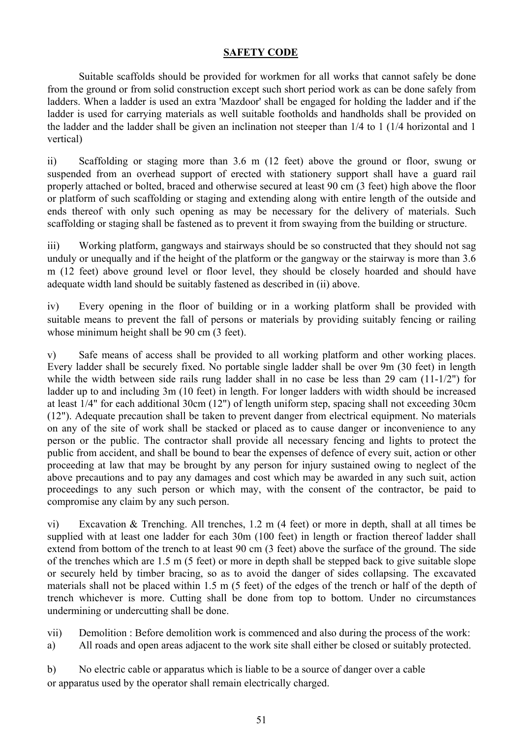## SAFETY CODE

Suitable scaffolds should be provided for workmen for all works that cannot safely be done from the ground or from solid construction except such short period work as can be done safely from ladders. When a ladder is used an extra 'Mazdoor' shall be engaged for holding the ladder and if the ladder is used for carrying materials as well suitable footholds and handholds shall be provided on the ladder and the ladder shall be given an inclination not steeper than 1/4 to 1 (1/4 horizontal and 1 vertical)

ii) Scaffolding or staging more than 3.6 m (12 feet) above the ground or floor, swung or suspended from an overhead support of erected with stationery support shall have a guard rail properly attached or bolted, braced and otherwise secured at least 90 cm (3 feet) high above the floor or platform of such scaffolding or staging and extending along with entire length of the outside and ends thereof with only such opening as may be necessary for the delivery of materials. Such scaffolding or staging shall be fastened as to prevent it from swaying from the building or structure.

iii) Working platform, gangways and stairways should be so constructed that they should not sag unduly or unequally and if the height of the platform or the gangway or the stairway is more than 3.6 m (12 feet) above ground level or floor level, they should be closely hoarded and should have adequate width land should be suitably fastened as described in (ii) above.

iv) Every opening in the floor of building or in a working platform shall be provided with suitable means to prevent the fall of persons or materials by providing suitably fencing or railing whose minimum height shall be 90 cm (3 feet).

v) Safe means of access shall be provided to all working platform and other working places. Every ladder shall be securely fixed. No portable single ladder shall be over 9m (30 feet) in length while the width between side rails rung ladder shall in no case be less than 29 cam (11-1/2") for ladder up to and including 3m (10 feet) in length. For longer ladders with width should be increased at least 1/4" for each additional 30cm (12") of length uniform step, spacing shall not exceeding 30cm (12"). Adequate precaution shall be taken to prevent danger from electrical equipment. No materials on any of the site of work shall be stacked or placed as to cause danger or inconvenience to any person or the public. The contractor shall provide all necessary fencing and lights to protect the public from accident, and shall be bound to bear the expenses of defence of every suit, action or other proceeding at law that may be brought by any person for injury sustained owing to neglect of the above precautions and to pay any damages and cost which may be awarded in any such suit, action proceedings to any such person or which may, with the consent of the contractor, be paid to compromise any claim by any such person.

vi) Excavation & Trenching. All trenches, 1.2 m (4 feet) or more in depth, shall at all times be supplied with at least one ladder for each 30m (100 feet) in length or fraction thereof ladder shall extend from bottom of the trench to at least 90 cm (3 feet) above the surface of the ground. The side of the trenches which are 1.5 m (5 feet) or more in depth shall be stepped back to give suitable slope or securely held by timber bracing, so as to avoid the danger of sides collapsing. The excavated materials shall not be placed within 1.5 m (5 feet) of the edges of the trench or half of the depth of trench whichever is more. Cutting shall be done from top to bottom. Under no circumstances undermining or undercutting shall be done.

vii) Demolition : Before demolition work is commenced and also during the process of the work:

a) All roads and open areas adjacent to the work site shall either be closed or suitably protected.

b) No electric cable or apparatus which is liable to be a source of danger over a cable or apparatus used by the operator shall remain electrically charged.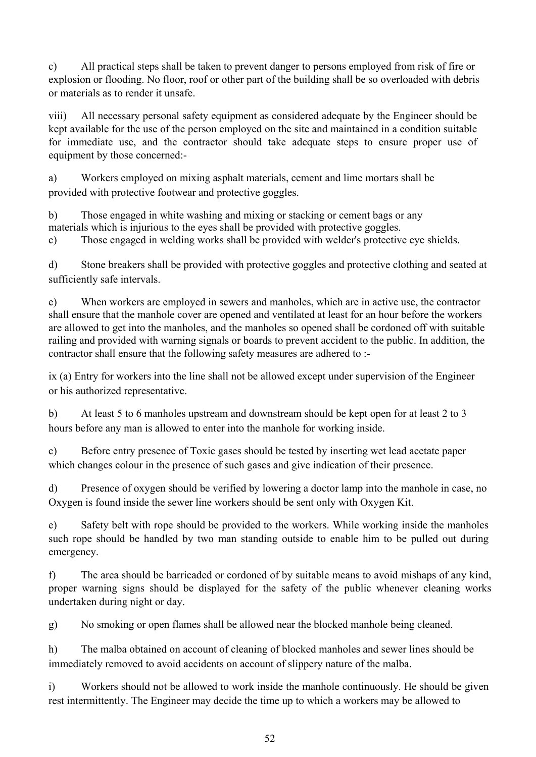c) All practical steps shall be taken to prevent danger to persons employed from risk of fire or explosion or flooding. No floor, roof or other part of the building shall be so overloaded with debris or materials as to render it unsafe.

viii) All necessary personal safety equipment as considered adequate by the Engineer should be kept available for the use of the person employed on the site and maintained in a condition suitable for immediate use, and the contractor should take adequate steps to ensure proper use of equipment by those concerned:-

a) Workers employed on mixing asphalt materials, cement and lime mortars shall be provided with protective footwear and protective goggles.

b) Those engaged in white washing and mixing or stacking or cement bags or any materials which is injurious to the eyes shall be provided with protective goggles.

c) Those engaged in welding works shall be provided with welder's protective eye shields.

d) Stone breakers shall be provided with protective goggles and protective clothing and seated at sufficiently safe intervals.

e) When workers are employed in sewers and manholes, which are in active use, the contractor shall ensure that the manhole cover are opened and ventilated at least for an hour before the workers are allowed to get into the manholes, and the manholes so opened shall be cordoned off with suitable railing and provided with warning signals or boards to prevent accident to the public. In addition, the contractor shall ensure that the following safety measures are adhered to :-

ix (a) Entry for workers into the line shall not be allowed except under supervision of the Engineer or his authorized representative.

b) At least 5 to 6 manholes upstream and downstream should be kept open for at least 2 to 3 hours before any man is allowed to enter into the manhole for working inside.

c) Before entry presence of Toxic gases should be tested by inserting wet lead acetate paper which changes colour in the presence of such gases and give indication of their presence.

d) Presence of oxygen should be verified by lowering a doctor lamp into the manhole in case, no Oxygen is found inside the sewer line workers should be sent only with Oxygen Kit.

e) Safety belt with rope should be provided to the workers. While working inside the manholes such rope should be handled by two man standing outside to enable him to be pulled out during emergency.

f) The area should be barricaded or cordoned of by suitable means to avoid mishaps of any kind, proper warning signs should be displayed for the safety of the public whenever cleaning works undertaken during night or day.

g) No smoking or open flames shall be allowed near the blocked manhole being cleaned.

h) The malba obtained on account of cleaning of blocked manholes and sewer lines should be immediately removed to avoid accidents on account of slippery nature of the malba.

i) Workers should not be allowed to work inside the manhole continuously. He should be given rest intermittently. The Engineer may decide the time up to which a workers may be allowed to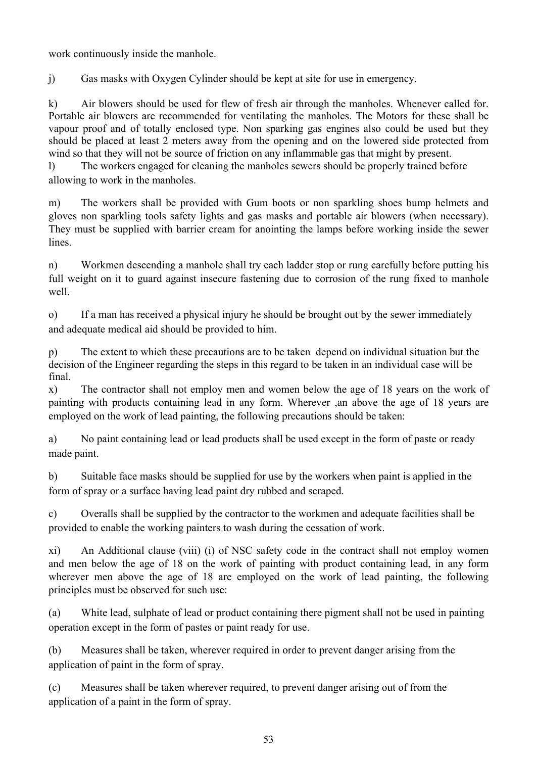work continuously inside the manhole.

j) Gas masks with Oxygen Cylinder should be kept at site for use in emergency.

k) Air blowers should be used for flew of fresh air through the manholes. Whenever called for. Portable air blowers are recommended for ventilating the manholes. The Motors for these shall be vapour proof and of totally enclosed type. Non sparking gas engines also could be used but they should be placed at least 2 meters away from the opening and on the lowered side protected from wind so that they will not be source of friction on any inflammable gas that might by present.

l) The workers engaged for cleaning the manholes sewers should be properly trained before allowing to work in the manholes.

m) The workers shall be provided with Gum boots or non sparkling shoes bump helmets and gloves non sparkling tools safety lights and gas masks and portable air blowers (when necessary). They must be supplied with barrier cream for anointing the lamps before working inside the sewer lines.

n) Workmen descending a manhole shall try each ladder stop or rung carefully before putting his full weight on it to guard against insecure fastening due to corrosion of the rung fixed to manhole well.

o) If a man has received a physical injury he should be brought out by the sewer immediately and adequate medical aid should be provided to him.

p) The extent to which these precautions are to be taken depend on individual situation but the decision of the Engineer regarding the steps in this regard to be taken in an individual case will be final.

x) The contractor shall not employ men and women below the age of 18 years on the work of painting with products containing lead in any form. Wherever ,an above the age of 18 years are employed on the work of lead painting, the following precautions should be taken:

a) No paint containing lead or lead products shall be used except in the form of paste or ready made paint.

b) Suitable face masks should be supplied for use by the workers when paint is applied in the form of spray or a surface having lead paint dry rubbed and scraped.

c) Overalls shall be supplied by the contractor to the workmen and adequate facilities shall be provided to enable the working painters to wash during the cessation of work.

xi) An Additional clause (viii) (i) of NSC safety code in the contract shall not employ women and men below the age of 18 on the work of painting with product containing lead, in any form wherever men above the age of 18 are employed on the work of lead painting, the following principles must be observed for such use:

(a) White lead, sulphate of lead or product containing there pigment shall not be used in painting operation except in the form of pastes or paint ready for use.

(b) Measures shall be taken, wherever required in order to prevent danger arising from the application of paint in the form of spray.

(c) Measures shall be taken wherever required, to prevent danger arising out of from the application of a paint in the form of spray.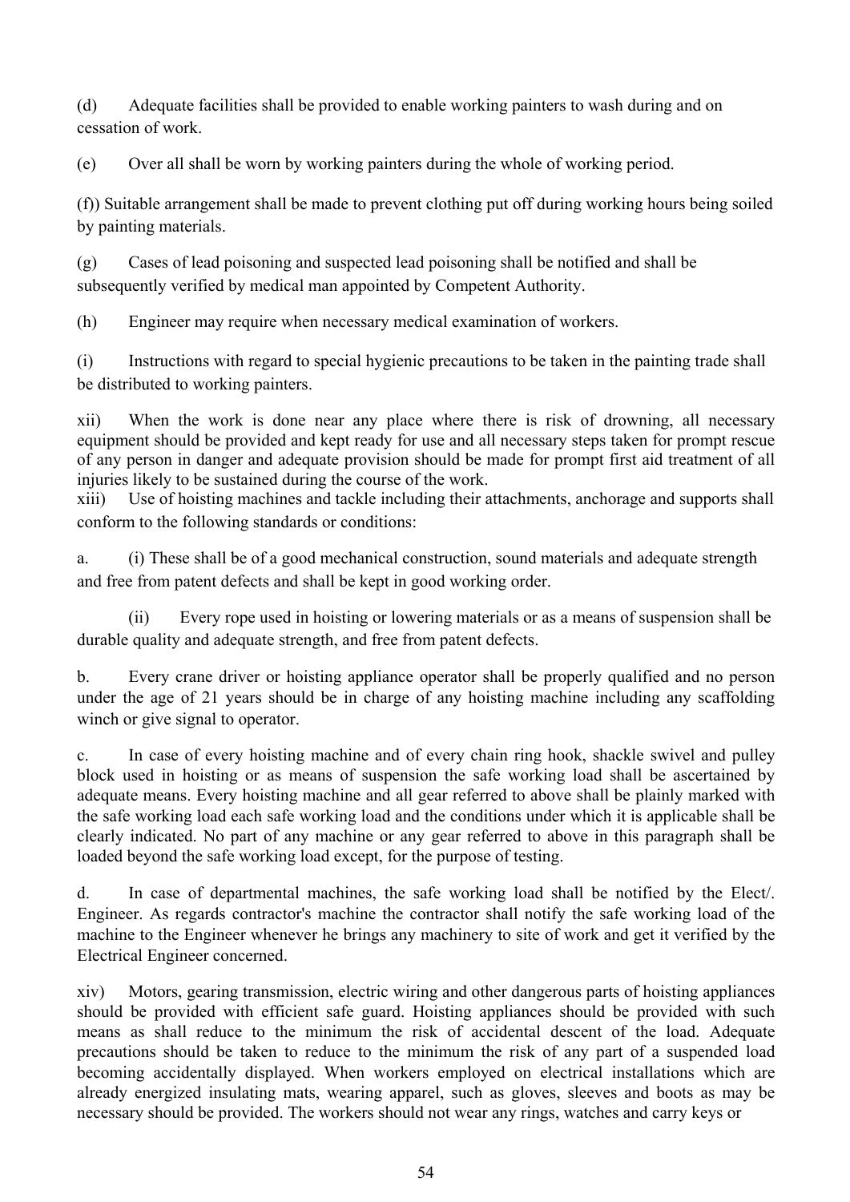(d) Adequate facilities shall be provided to enable working painters to wash during and on cessation of work.

(e) Over all shall be worn by working painters during the whole of working period.

(f)) Suitable arrangement shall be made to prevent clothing put off during working hours being soiled by painting materials.

(g) Cases of lead poisoning and suspected lead poisoning shall be notified and shall be subsequently verified by medical man appointed by Competent Authority.

(h) Engineer may require when necessary medical examination of workers.

(i) Instructions with regard to special hygienic precautions to be taken in the painting trade shall be distributed to working painters.

xii) When the work is done near any place where there is risk of drowning, all necessary equipment should be provided and kept ready for use and all necessary steps taken for prompt rescue of any person in danger and adequate provision should be made for prompt first aid treatment of all injuries likely to be sustained during the course of the work.

xiii) Use of hoisting machines and tackle including their attachments, anchorage and supports shall conform to the following standards or conditions:

a. (i) These shall be of a good mechanical construction, sound materials and adequate strength and free from patent defects and shall be kept in good working order.

(ii) Every rope used in hoisting or lowering materials or as a means of suspension shall be durable quality and adequate strength, and free from patent defects.

b. Every crane driver or hoisting appliance operator shall be properly qualified and no person under the age of 21 years should be in charge of any hoisting machine including any scaffolding winch or give signal to operator.

c. In case of every hoisting machine and of every chain ring hook, shackle swivel and pulley block used in hoisting or as means of suspension the safe working load shall be ascertained by adequate means. Every hoisting machine and all gear referred to above shall be plainly marked with the safe working load each safe working load and the conditions under which it is applicable shall be clearly indicated. No part of any machine or any gear referred to above in this paragraph shall be loaded beyond the safe working load except, for the purpose of testing.

d. In case of departmental machines, the safe working load shall be notified by the Elect/. Engineer. As regards contractor's machine the contractor shall notify the safe working load of the machine to the Engineer whenever he brings any machinery to site of work and get it verified by the Electrical Engineer concerned.

xiv) Motors, gearing transmission, electric wiring and other dangerous parts of hoisting appliances should be provided with efficient safe guard. Hoisting appliances should be provided with such means as shall reduce to the minimum the risk of accidental descent of the load. Adequate precautions should be taken to reduce to the minimum the risk of any part of a suspended load becoming accidentally displayed. When workers employed on electrical installations which are already energized insulating mats, wearing apparel, such as gloves, sleeves and boots as may be necessary should be provided. The workers should not wear any rings, watches and carry keys or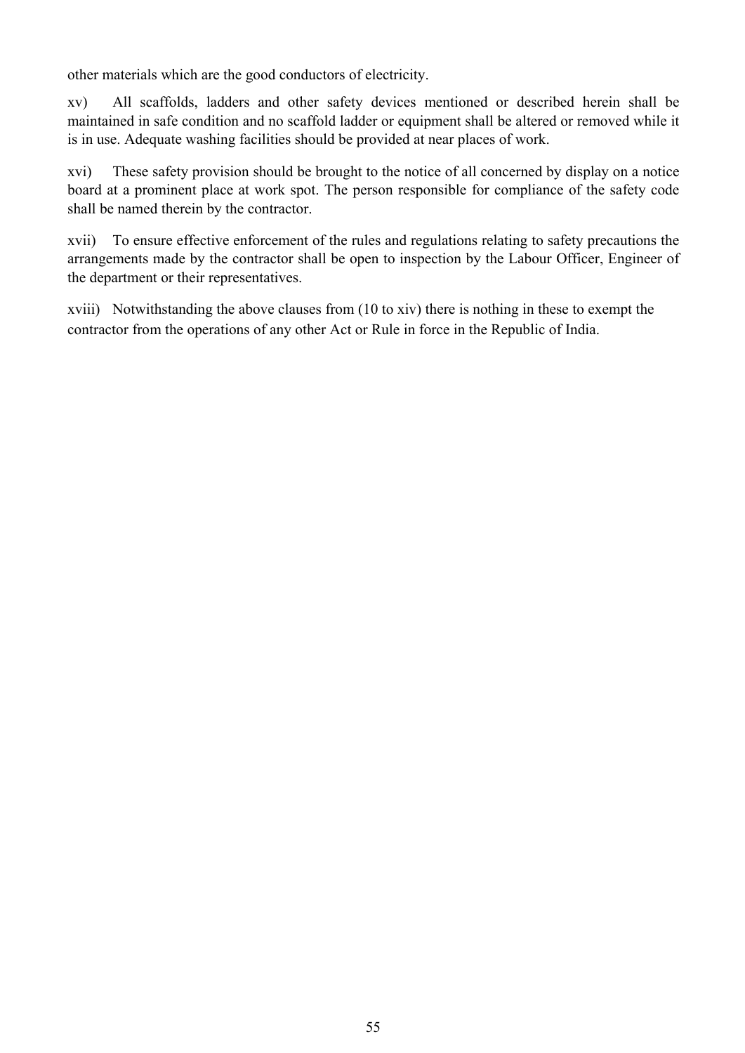other materials which are the good conductors of electricity.

xv) All scaffolds, ladders and other safety devices mentioned or described herein shall be maintained in safe condition and no scaffold ladder or equipment shall be altered or removed while it is in use. Adequate washing facilities should be provided at near places of work.

xvi) These safety provision should be brought to the notice of all concerned by display on a notice board at a prominent place at work spot. The person responsible for compliance of the safety code shall be named therein by the contractor.

xvii) To ensure effective enforcement of the rules and regulations relating to safety precautions the arrangements made by the contractor shall be open to inspection by the Labour Officer, Engineer of the department or their representatives.

xviii) Notwithstanding the above clauses from (10 to xiv) there is nothing in these to exempt the contractor from the operations of any other Act or Rule in force in the Republic of India.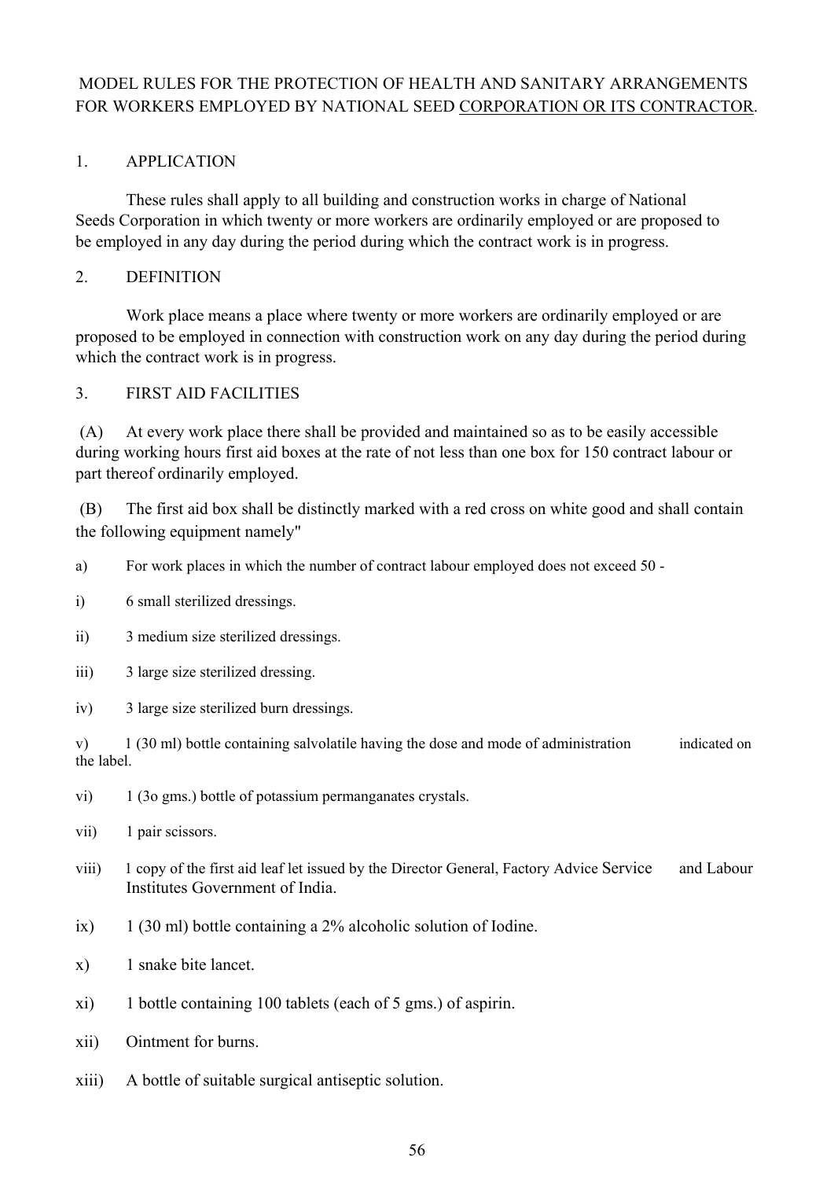MODEL RULES FOR THE PROTECTION OF HEALTH AND SANITARY ARRANGEMENTS FOR WORKERS EMPLOYED BY NATIONAL SEED CORPORATION OR ITS CONTRACTOR.

1. APPLICATION

These rules shall apply to all building and construction works in charge of National Seeds Corporation in which twenty or more workers are ordinarily employed or are proposed to be employed in any day during the period during which the contract work is in progress.

2. DEFINITION

Work place means a place where twenty or more workers are ordinarily employed or are proposed to be employed in connection with construction work on any day during the period during which the contract work is in progress.

3. FIRST AID FACILITIES

(A) At every work place there shall be provided and maintained so as to be easily accessible during working hours first aid boxes at the rate of not less than one box for 150 contract labour or part thereof ordinarily employed.

(B) The first aid box shall be distinctly marked with a red cross on white good and shall contain the following equipment namely"

a) For work places in which the number of contract labour employed does not exceed 50 -

i) 6 small sterilized dressings.

ii) 3 medium size sterilized dressings.

iii) 3 large size sterilized dressing.

iv) 3 large size sterilized burn dressings.

v) 1 (30 ml) bottle containing salvolatile having the dose and mode of administration indicated on the label.

vi) 1 (3o gms.) bottle of potassium permanganates crystals.

vii) 1 pair scissors.

viii) 1 copy of the first aid leaf let issued by the Director General, Factory Advice Service and Labour Institutes Government of India.

ix) 1 (30 ml) bottle containing a 2% alcoholic solution of Iodine.

x) 1 snake bite lancet.

xi) 1 bottle containing 100 tablets (each of 5 gms.) of aspirin.

xii) Ointment for burns.

xiii) A bottle of suitable surgical antiseptic solution.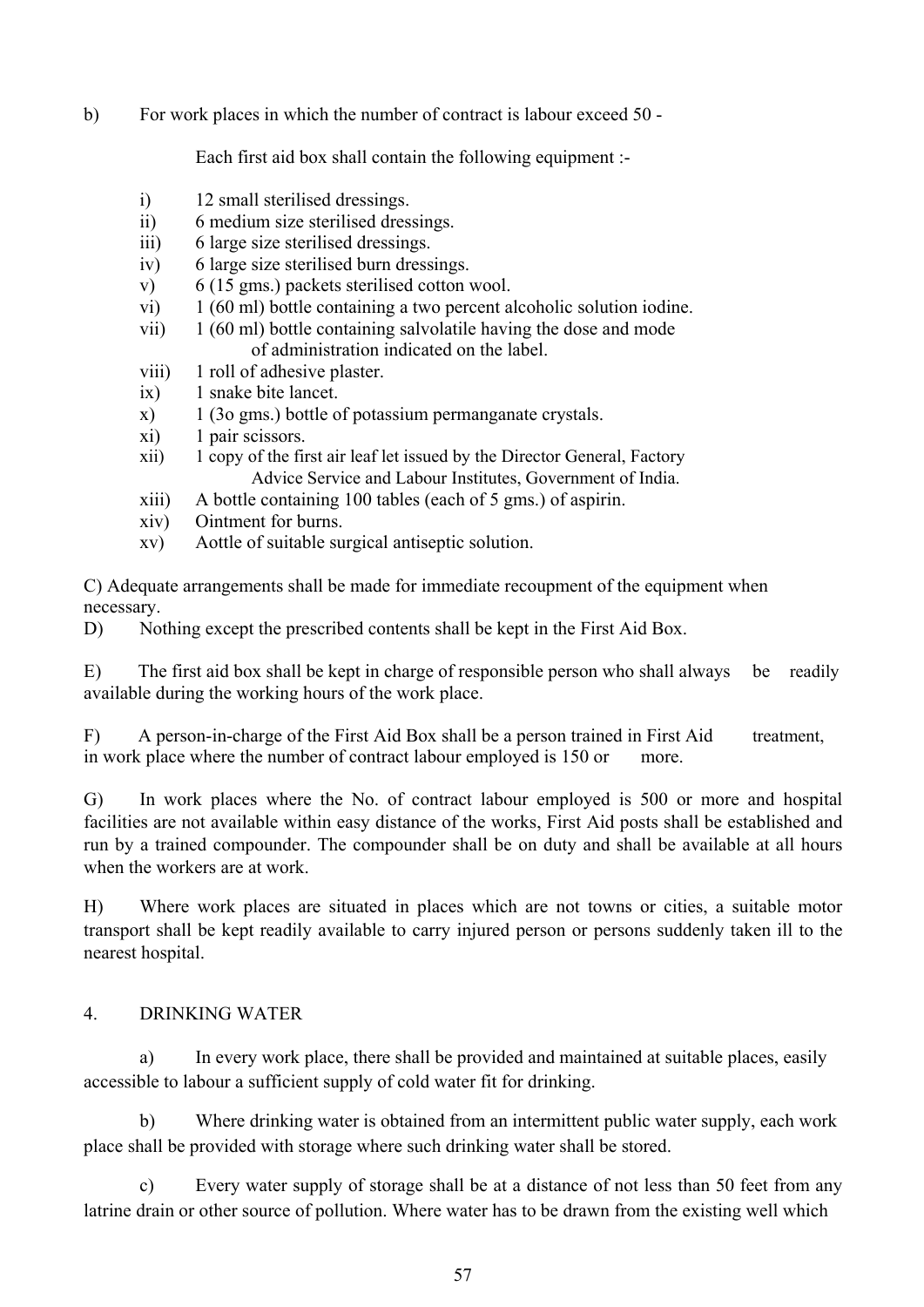b) For work places in which the number of contract is labour exceed 50 -

Each first aid box shall contain the following equipment :-

i) 12 small sterilised dressings.
ii) 6 medium size sterilised dressings.
iii) 6 large size sterilised dressings.
iv) 6 large size sterilised burn dressings.
v) 6 (15 gms.) packets sterilised cotton wool.
vi) 1 (60 ml) bottle containing a two percent alcoholic solution iodine.
vii) 1 (60 ml) bottle containing salvolatile having the dose and mode of administration indicated on the label.
viii) 1 roll of adhesive plaster.
ix) 1 snake bite lancet.
x) 1 (3o gms.) bottle of potassium permanganate crystals.
xi) 1 pair scissors.
xii) 1 copy of the first air leaf let issued by the Director General, Factory Advice Service and Labour Institutes, Government of India.
xiii) A bottle containing 100 tables (each of 5 gms.) of aspirin.
xiv) Ointment for burns.
xv) Aottle of suitable surgical antiseptic solution.

C) Adequate arrangements shall be made for immediate recoupment of the equipment when necessary.

D) Nothing except the prescribed contents shall be kept in the First Aid Box.

E) The first aid box shall be kept in charge of responsible person who shall always be readily available during the working hours of the work place.

F) A person-in-charge of the First Aid Box shall be a person trained in First Aid treatment, in work place where the number of contract labour employed is 150 or more.

G) In work places where the No. of contract labour employed is 500 or more and hospital facilities are not available within easy distance of the works, First Aid posts shall be established and run by a trained compounder. The compounder shall be on duty and shall be available at all hours when the workers are at work.

H) Where work places are situated in places which are not towns or cities, a suitable motor transport shall be kept readily available to carry injured person or persons suddenly taken ill to the nearest hospital.

## 4. DRINKING WATER

a) In every work place, there shall be provided and maintained at suitable places, easily accessible to labour a sufficient supply of cold water fit for drinking.

b) Where drinking water is obtained from an intermittent public water supply, each work place shall be provided with storage where such drinking water shall be stored.

c) Every water supply of storage shall be at a distance of not less than 50 feet from any latrine drain or other source of pollution. Where water has to be drawn from the existing well which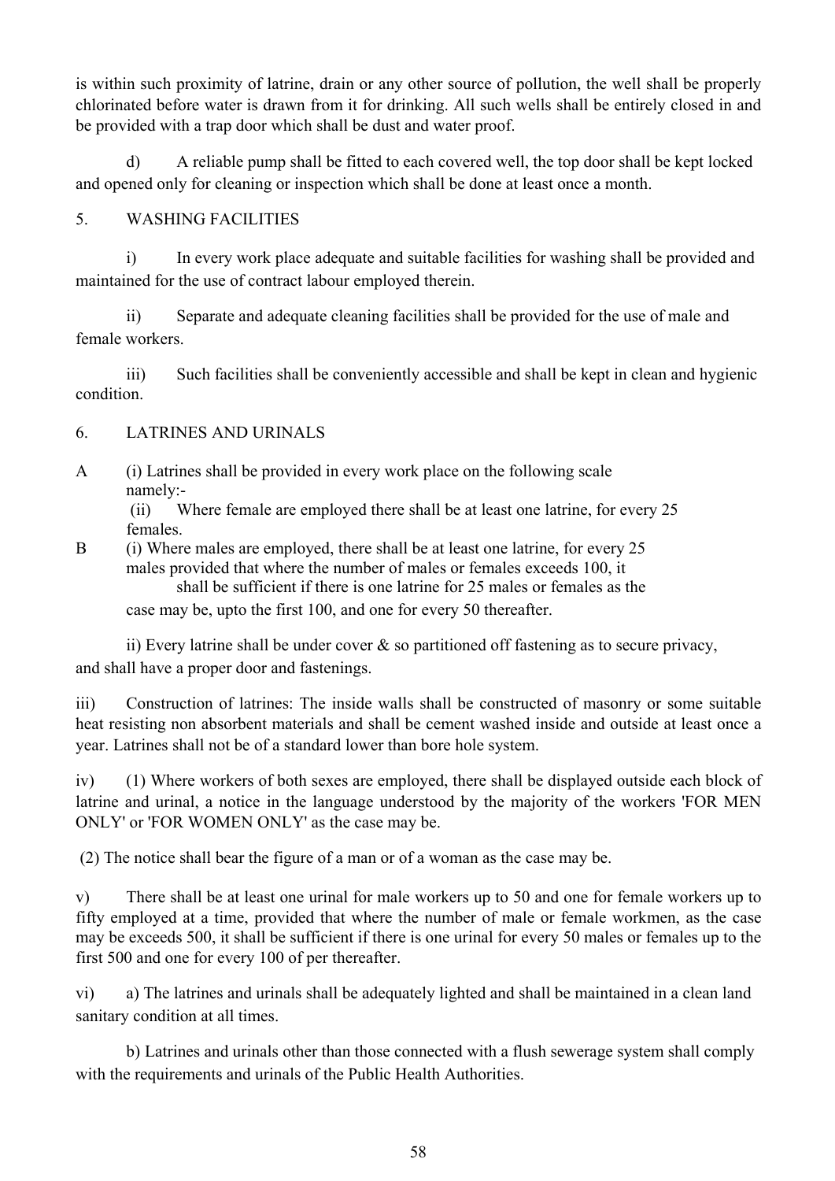is within such proximity of latrine, drain or any other source of pollution, the well shall be properly chlorinated before water is drawn from it for drinking. All such wells shall be entirely closed in and be provided with a trap door which shall be dust and water proof.

d) A reliable pump shall be fitted to each covered well, the top door shall be kept locked and opened only for cleaning or inspection which shall be done at least once a month.

5. WASHING FACILITIES

i) In every work place adequate and suitable facilities for washing shall be provided and maintained for the use of contract labour employed therein.

ii) Separate and adequate cleaning facilities shall be provided for the use of male and female workers.

iii) Such facilities shall be conveniently accessible and shall be kept in clean and hygienic condition.

6. LATRINES AND URINALS

A (i) Latrines shall be provided in every work place on the following scale namely:-

(ii) Where female are employed there shall be at least one latrine, for every 25 females.

B (i) Where males are employed, there shall be at least one latrine, for every 25 males provided that where the number of males or females exceeds 100, it shall be sufficient if there is one latrine for 25 males or females as the case may be, upto the first 100, and one for every 50 thereafter.

ii) Every latrine shall be under cover & so partitioned off fastening as to secure privacy, and shall have a proper door and fastenings.

iii) Construction of latrines: The inside walls shall be constructed of masonry or some suitable heat resisting non absorbent materials and shall be cement washed inside and outside at least once a year. Latrines shall not be of a standard lower than bore hole system.

iv) (1) Where workers of both sexes are employed, there shall be displayed outside each block of latrine and urinal, a notice in the language understood by the majority of the workers 'FOR MEN ONLY' or 'FOR WOMEN ONLY' as the case may be.

(2) The notice shall bear the figure of a man or of a woman as the case may be.

v) There shall be at least one urinal for male workers up to 50 and one for female workers up to fifty employed at a time, provided that where the number of male or female workmen, as the case may be exceeds 500, it shall be sufficient if there is one urinal for every 50 males or females up to the first 500 and one for every 100 of per thereafter.

vi) a) The latrines and urinals shall be adequately lighted and shall be maintained in a clean land sanitary condition at all times.

b) Latrines and urinals other than those connected with a flush sewerage system shall comply with the requirements and urinals of the Public Health Authorities.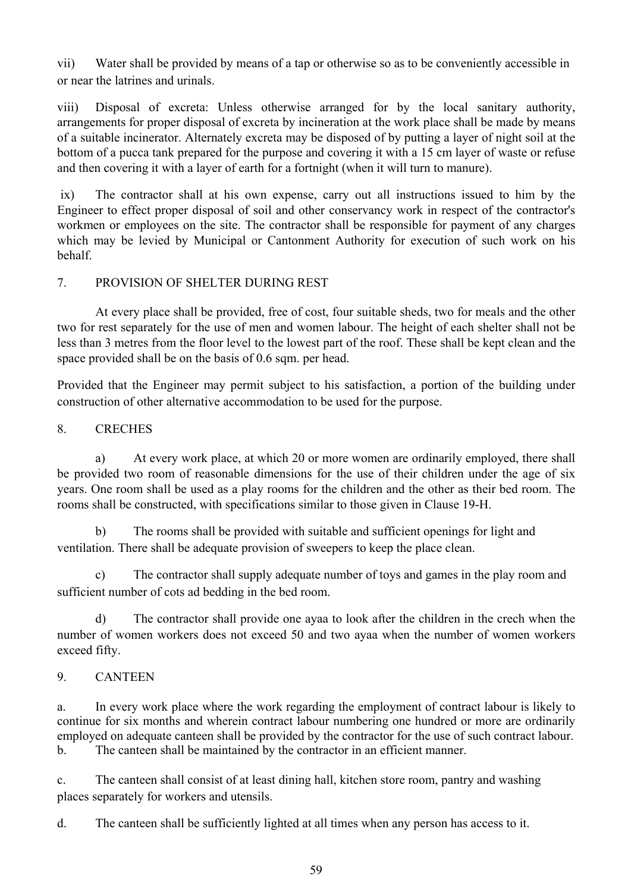vii) Water shall be provided by means of a tap or otherwise so as to be conveniently accessible in or near the latrines and urinals.

viii) Disposal of excreta: Unless otherwise arranged for by the local sanitary authority, arrangements for proper disposal of excreta by incineration at the work place shall be made by means of a suitable incinerator. Alternately excreta may be disposed of by putting a layer of night soil at the bottom of a pucca tank prepared for the purpose and covering it with a 15 cm layer of waste or refuse and then covering it with a layer of earth for a fortnight (when it will turn to manure).

ix) The contractor shall at his own expense, carry out all instructions issued to him by the Engineer to effect proper disposal of soil and other conservancy work in respect of the contractor's workmen or employees on the site. The contractor shall be responsible for payment of any charges which may be levied by Municipal or Cantonment Authority for execution of such work on his behalf.

## 7. PROVISION OF SHELTER DURING REST

At every place shall be provided, free of cost, four suitable sheds, two for meals and the other two for rest separately for the use of men and women labour. The height of each shelter shall not be less than 3 metres from the floor level to the lowest part of the roof. These shall be kept clean and the space provided shall be on the basis of 0.6 sqm. per head.

Provided that the Engineer may permit subject to his satisfaction, a portion of the building under construction of other alternative accommodation to be used for the purpose.

## 8. CRECHES

a) At every work place, at which 20 or more women are ordinarily employed, there shall be provided two room of reasonable dimensions for the use of their children under the age of six years. One room shall be used as a play rooms for the children and the other as their bed room. The rooms shall be constructed, with specifications similar to those given in Clause 19-H.

b) The rooms shall be provided with suitable and sufficient openings for light and ventilation. There shall be adequate provision of sweepers to keep the place clean.

c) The contractor shall supply adequate number of toys and games in the play room and sufficient number of cots ad bedding in the bed room.

d) The contractor shall provide one ayaa to look after the children in the crech when the number of women workers does not exceed 50 and two ayaa when the number of women workers exceed fifty.

## 9. CANTEEN

a. In every work place where the work regarding the employment of contract labour is likely to continue for six months and wherein contract labour numbering one hundred or more are ordinarily employed on adequate canteen shall be provided by the contractor for the use of such contract labour.

b. The canteen shall be maintained by the contractor in an efficient manner.

c. The canteen shall consist of at least dining hall, kitchen store room, pantry and washing places separately for workers and utensils.

d. The canteen shall be sufficiently lighted at all times when any person has access to it.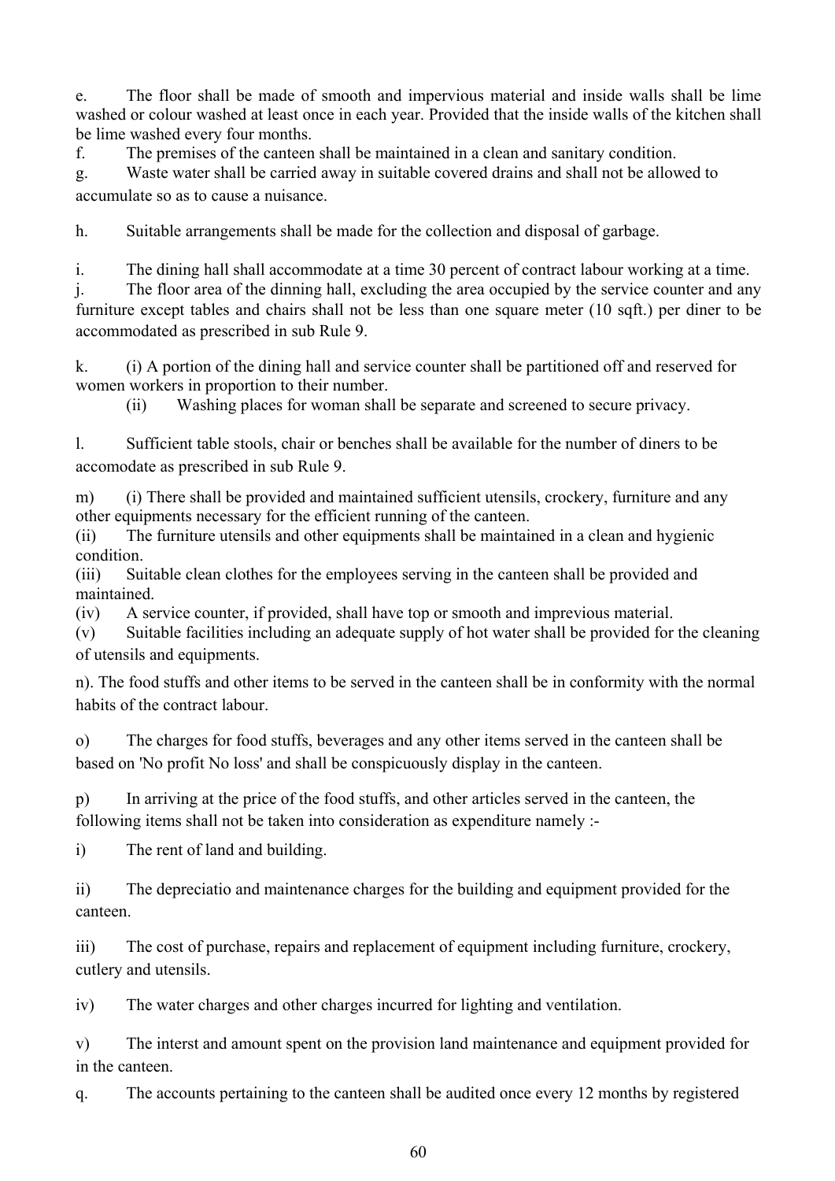e. The floor shall be made of smooth and impervious material and inside walls shall be lime washed or colour washed at least once in each year. Provided that the inside walls of the kitchen shall be lime washed every four months.

f. The premises of the canteen shall be maintained in a clean and sanitary condition.

g. Waste water shall be carried away in suitable covered drains and shall not be allowed to accumulate so as to cause a nuisance.

h. Suitable arrangements shall be made for the collection and disposal of garbage.

i. The dining hall shall accommodate at a time 30 percent of contract labour working at a time.

j. The floor area of the dinning hall, excluding the area occupied by the service counter and any furniture except tables and chairs shall not be less than one square meter (10 sqft.) per diner to be accommodated as prescribed in sub Rule 9.

k. (i) A portion of the dining hall and service counter shall be partitioned off and reserved for women workers in proportion to their number.

(ii) Washing places for woman shall be separate and screened to secure privacy.

l. Sufficient table stools, chair or benches shall be available for the number of diners to be accomodate as prescribed in sub Rule 9.

m) (i) There shall be provided and maintained sufficient utensils, crockery, furniture and any other equipments necessary for the efficient running of the canteen.

(ii) The furniture utensils and other equipments shall be maintained in a clean and hygienic condition.

(iii) Suitable clean clothes for the employees serving in the canteen shall be provided and maintained.

(iv) A service counter, if provided, shall have top or smooth and imprevious material.

(v) Suitable facilities including an adequate supply of hot water shall be provided for the cleaning of utensils and equipments.

n). The food stuffs and other items to be served in the canteen shall be in conformity with the normal habits of the contract labour.

o) The charges for food stuffs, beverages and any other items served in the canteen shall be based on 'No profit No loss' and shall be conspicuously display in the canteen.

p) In arriving at the price of the food stuffs, and other articles served in the canteen, the following items shall not be taken into consideration as expenditure namely :-

i) The rent of land and building.

ii) The depreciatio and maintenance charges for the building and equipment provided for the canteen.

iii) The cost of purchase, repairs and replacement of equipment including furniture, crockery, cutlery and utensils.

iv) The water charges and other charges incurred for lighting and ventilation.

v) The interst and amount spent on the provision land maintenance and equipment provided for in the canteen.

q. The accounts pertaining to the canteen shall be audited once every 12 months by registered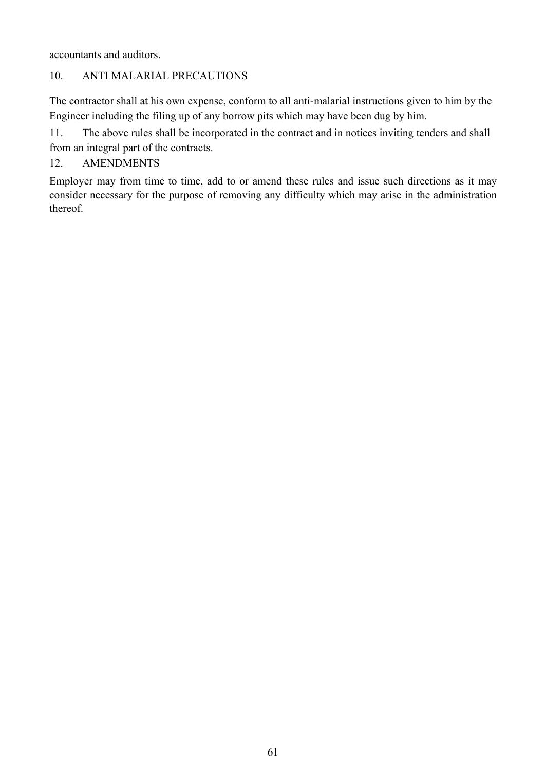accountants and auditors.

10. ANTI MALARIAL PRECAUTIONS

The contractor shall at his own expense, conform to all anti-malarial instructions given to him by the Engineer including the filing up of any borrow pits which may have been dug by him.

11. The above rules shall be incorporated in the contract and in notices inviting tenders and shall from an integral part of the contracts.

12. AMENDMENTS

Employer may from time to time, add to or amend these rules and issue such directions as it may consider necessary for the purpose of removing any difficulty which may arise in the administration thereof.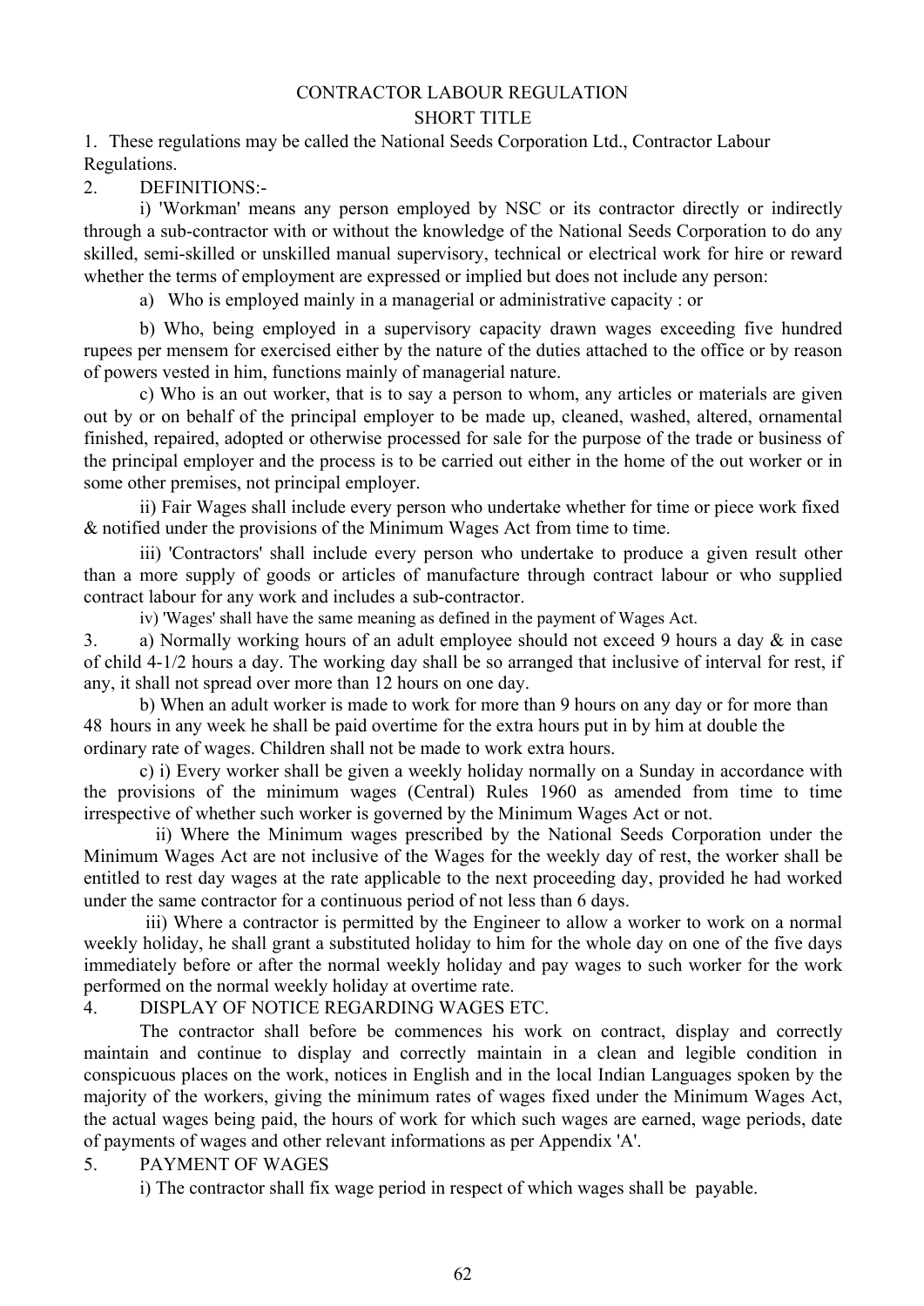# CONTRACTOR LABOUR REGULATION

## SHORT TITLE

1. These regulations may be called the National Seeds Corporation Ltd., Contractor Labour Regulations.

2. DEFINITIONS:-

i) 'Workman' means any person employed by NSC or its contractor directly or indirectly through a sub-contractor with or without the knowledge of the National Seeds Corporation to do any skilled, semi-skilled or unskilled manual supervisory, technical or electrical work for hire or reward whether the terms of employment are expressed or implied but does not include any person:

a) Who is employed mainly in a managerial or administrative capacity : or

b) Who, being employed in a supervisory capacity drawn wages exceeding five hundred rupees per mensem for exercised either by the nature of the duties attached to the office or by reason of powers vested in him, functions mainly of managerial nature.

c) Who is an out worker, that is to say a person to whom, any articles or materials are given out by or on behalf of the principal employer to be made up, cleaned, washed, altered, ornamental finished, repaired, adopted or otherwise processed for sale for the purpose of the trade or business of the principal employer and the process is to be carried out either in the home of the out worker or in some other premises, not principal employer.

ii) Fair Wages shall include every person who undertake whether for time or piece work fixed & notified under the provisions of the Minimum Wages Act from time to time.

iii) 'Contractors' shall include every person who undertake to produce a given result other than a more supply of goods or articles of manufacture through contract labour or who supplied contract labour for any work and includes a sub-contractor.

iv) 'Wages' shall have the same meaning as defined in the payment of Wages Act.

3. a) Normally working hours of an adult employee should not exceed 9 hours a day & in case of child 4-1/2 hours a day. The working day shall be so arranged that inclusive of interval for rest, if any, it shall not spread over more than 12 hours on one day.

b) When an adult worker is made to work for more than 9 hours on any day or for more than 48 hours in any week he shall be paid overtime for the extra hours put in by him at double the ordinary rate of wages. Children shall not be made to work extra hours.

c) i) Every worker shall be given a weekly holiday normally on a Sunday in accordance with the provisions of the minimum wages (Central) Rules 1960 as amended from time to time irrespective of whether such worker is governed by the Minimum Wages Act or not.

ii) Where the Minimum wages prescribed by the National Seeds Corporation under the Minimum Wages Act are not inclusive of the Wages for the weekly day of rest, the worker shall be entitled to rest day wages at the rate applicable to the next proceeding day, provided he had worked under the same contractor for a continuous period of not less than 6 days.

iii) Where a contractor is permitted by the Engineer to allow a worker to work on a normal weekly holiday, he shall grant a substituted holiday to him for the whole day on one of the five days immediately before or after the normal weekly holiday and pay wages to such worker for the work performed on the normal weekly holiday at overtime rate.

4. DISPLAY OF NOTICE REGARDING WAGES ETC.

The contractor shall before be commences his work on contract, display and correctly maintain and continue to display and correctly maintain in a clean and legible condition in conspicuous places on the work, notices in English and in the local Indian Languages spoken by the majority of the workers, giving the minimum rates of wages fixed under the Minimum Wages Act, the actual wages being paid, the hours of work for which such wages are earned, wage periods, date of payments of wages and other relevant informations as per Appendix 'A'.

5. PAYMENT OF WAGES

i) The contractor shall fix wage period in respect of which wages shall be payable.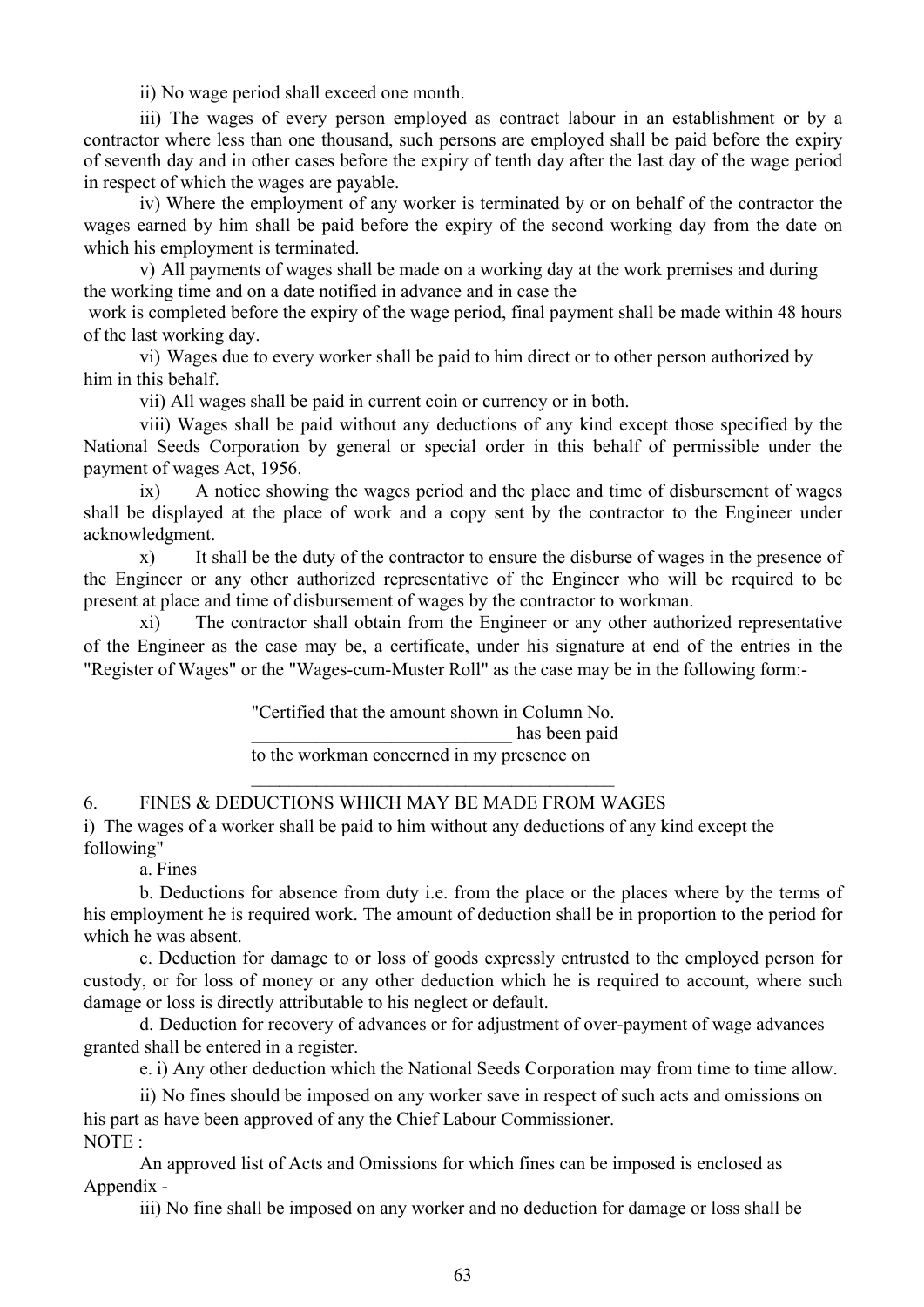ii) No wage period shall exceed one month.

iii) The wages of every person employed as contract labour in an establishment or by a contractor where less than one thousand, such persons are employed shall be paid before the expiry of seventh day and in other cases before the expiry of tenth day after the last day of the wage period in respect of which the wages are payable.

iv) Where the employment of any worker is terminated by or on behalf of the contractor the wages earned by him shall be paid before the expiry of the second working day from the date on which his employment is terminated.

v) All payments of wages shall be made on a working day at the work premises and during the working time and on a date notified in advance and in case the work is completed before the expiry of the wage period, final payment shall be made within 48 hours of the last working day.

vi) Wages due to every worker shall be paid to him direct or to other person authorized by him in this behalf.

vii) All wages shall be paid in current coin or currency or in both.

viii) Wages shall be paid without any deductions of any kind except those specified by the National Seeds Corporation by general or special order in this behalf of permissible under the payment of wages Act, 1956.

ix) A notice showing the wages period and the place and time of disbursement of wages shall be displayed at the place of work and a copy sent by the contractor to the Engineer under acknowledgment.

x) It shall be the duty of the contractor to ensure the disburse of wages in the presence of the Engineer or any other authorized representative of the Engineer who will be required to be present at place and time of disbursement of wages by the contractor to workman.

xi) The contractor shall obtain from the Engineer or any other authorized representative of the Engineer as the case may be, a certificate, under his signature at end of the entries in the "Register of Wages" or the "Wages-cum-Muster Roll" as the case may be in the following form:-

> "Certified that the amount shown in Column No. ____________________________ has been paid to the workman concerned in my presence on ________________________________________

6. FINES & DEDUCTIONS WHICH MAY BE MADE FROM WAGES

i) The wages of a worker shall be paid to him without any deductions of any kind except the following"

a. Fines

b. Deductions for absence from duty i.e. from the place or the places where by the terms of his employment he is required work. The amount of deduction shall be in proportion to the period for which he was absent.

c. Deduction for damage to or loss of goods expressly entrusted to the employed person for custody, or for loss of money or any other deduction which he is required to account, where such damage or loss is directly attributable to his neglect or default.

d. Deduction for recovery of advances or for adjustment of over-payment of wage advances granted shall be entered in a register.

e. i) Any other deduction which the National Seeds Corporation may from time to time allow.

ii) No fines should be imposed on any worker save in respect of such acts and omissions on his part as have been approved of any the Chief Labour Commissioner.

NOTE :

An approved list of Acts and Omissions for which fines can be imposed is enclosed as Appendix -

iii) No fine shall be imposed on any worker and no deduction for damage or loss shall be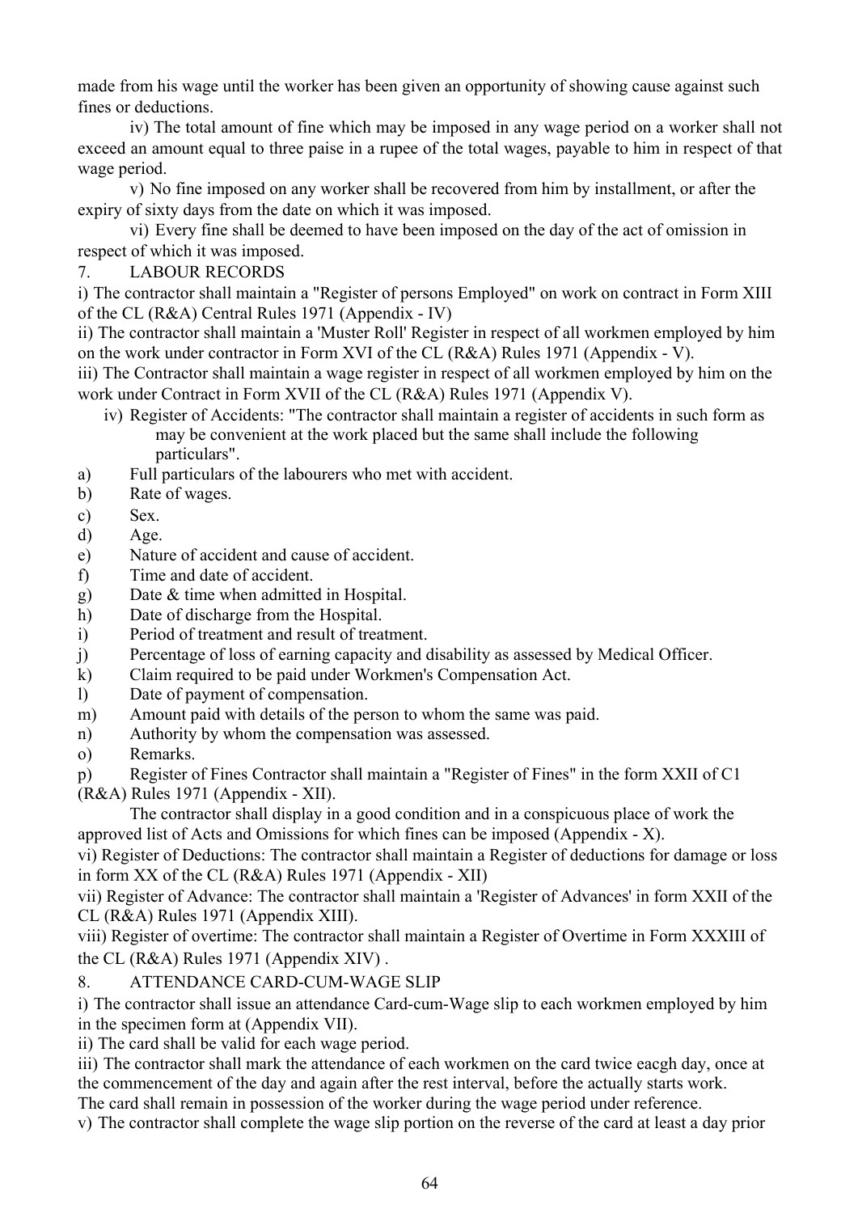made from his wage until the worker has been given an opportunity of showing cause against such fines or deductions.

iv) The total amount of fine which may be imposed in any wage period on a worker shall not exceed an amount equal to three paise in a rupee of the total wages, payable to him in respect of that wage period.

v) No fine imposed on any worker shall be recovered from him by installment, or after the expiry of sixty days from the date on which it was imposed.

vi) Every fine shall be deemed to have been imposed on the day of the act of omission in respect of which it was imposed.

7. LABOUR RECORDS

i) The contractor shall maintain a "Register of persons Employed" on work on contract in Form XIII of the CL (R&A) Central Rules 1971 (Appendix - IV)

ii) The contractor shall maintain a 'Muster Roll' Register in respect of all workmen employed by him on the work under contractor in Form XVI of the CL (R&A) Rules 1971 (Appendix - V).

iii) The Contractor shall maintain a wage register in respect of all workmen employed by him on the work under Contract in Form XVII of the CL (R&A) Rules 1971 (Appendix V).

iv) Register of Accidents: "The contractor shall maintain a register of accidents in such form as may be convenient at the work placed but the same shall include the following particulars".

a) Full particulars of the labourers who met with accident.
b) Rate of wages.
c) Sex.
d) Age.
e) Nature of accident and cause of accident.
f) Time and date of accident.
g) Date & time when admitted in Hospital.
h) Date of discharge from the Hospital.
i) Period of treatment and result of treatment.
j) Percentage of loss of earning capacity and disability as assessed by Medical Officer.
k) Claim required to be paid under Workmen's Compensation Act.
l) Date of payment of compensation.
m) Amount paid with details of the person to whom the same was paid.
n) Authority by whom the compensation was assessed.
o) Remarks.
p) Register of Fines Contractor shall maintain a "Register of Fines" in the form XXII of C1 (R&A) Rules 1971 (Appendix - XII).

The contractor shall display in a good condition and in a conspicuous place of work the approved list of Acts and Omissions for which fines can be imposed (Appendix - X).

vi) Register of Deductions: The contractor shall maintain a Register of deductions for damage or loss in form XX of the CL (R&A) Rules 1971 (Appendix - XII)

vii) Register of Advance: The contractor shall maintain a 'Register of Advances' in form XXII of the CL (R&A) Rules 1971 (Appendix XIII).

viii) Register of overtime: The contractor shall maintain a Register of Overtime in Form XXXIII of the CL (R&A) Rules 1971 (Appendix XIV) .

8. ATTENDANCE CARD-CUM-WAGE SLIP

i) The contractor shall issue an attendance Card-cum-Wage slip to each workmen employed by him in the specimen form at (Appendix VII).

ii) The card shall be valid for each wage period.

iii) The contractor shall mark the attendance of each workmen on the card twice eacgh day, once at the commencement of the day and again after the rest interval, before the actually starts work.
The card shall remain in possession of the worker during the wage period under reference.

v) The contractor shall complete the wage slip portion on the reverse of the card at least a day prior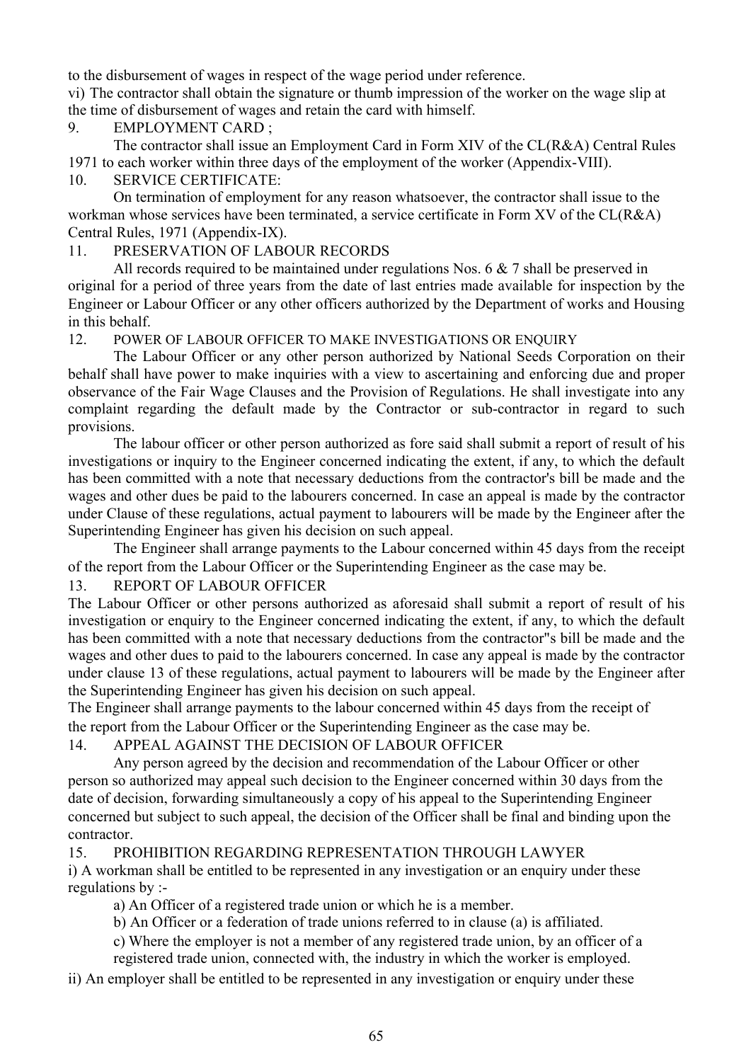to the disbursement of wages in respect of the wage period under reference.

vi) The contractor shall obtain the signature or thumb impression of the worker on the wage slip at the time of disbursement of wages and retain the card with himself.

9. EMPLOYMENT CARD ;

The contractor shall issue an Employment Card in Form XIV of the CL(R&A) Central Rules 1971 to each worker within three days of the employment of the worker (Appendix-VIII).

10. SERVICE CERTIFICATE:

On termination of employment for any reason whatsoever, the contractor shall issue to the workman whose services have been terminated, a service certificate in Form XV of the CL(R&A) Central Rules, 1971 (Appendix-IX).

11. PRESERVATION OF LABOUR RECORDS

All records required to be maintained under regulations Nos. 6 & 7 shall be preserved in original for a period of three years from the date of last entries made available for inspection by the Engineer or Labour Officer or any other officers authorized by the Department of works and Housing in this behalf.

12. POWER OF LABOUR OFFICER TO MAKE INVESTIGATIONS OR ENQUIRY

The Labour Officer or any other person authorized by National Seeds Corporation on their behalf shall have power to make inquiries with a view to ascertaining and enforcing due and proper observance of the Fair Wage Clauses and the Provision of Regulations. He shall investigate into any complaint regarding the default made by the Contractor or sub-contractor in regard to such provisions.

The labour officer or other person authorized as fore said shall submit a report of result of his investigations or inquiry to the Engineer concerned indicating the extent, if any, to which the default has been committed with a note that necessary deductions from the contractor's bill be made and the wages and other dues be paid to the labourers concerned. In case an appeal is made by the contractor under Clause of these regulations, actual payment to labourers will be made by the Engineer after the Superintending Engineer has given his decision on such appeal.

The Engineer shall arrange payments to the Labour concerned within 45 days from the receipt of the report from the Labour Officer or the Superintending Engineer as the case may be.

13. REPORT OF LABOUR OFFICER

The Labour Officer or other persons authorized as aforesaid shall submit a report of result of his investigation or enquiry to the Engineer concerned indicating the extent, if any, to which the default has been committed with a note that necessary deductions from the contractor"s bill be made and the wages and other dues to paid to the labourers concerned. In case any appeal is made by the contractor under clause 13 of these regulations, actual payment to labourers will be made by the Engineer after the Superintending Engineer has given his decision on such appeal.

The Engineer shall arrange payments to the labour concerned within 45 days from the receipt of the report from the Labour Officer or the Superintending Engineer as the case may be.

14. APPEAL AGAINST THE DECISION OF LABOUR OFFICER

Any person agreed by the decision and recommendation of the Labour Officer or other person so authorized may appeal such decision to the Engineer concerned within 30 days from the date of decision, forwarding simultaneously a copy of his appeal to the Superintending Engineer concerned but subject to such appeal, the decision of the Officer shall be final and binding upon the contractor.

15. PROHIBITION REGARDING REPRESENTATION THROUGH LAWYER

i) A workman shall be entitled to be represented in any investigation or an enquiry under these regulations by :-

a) An Officer of a registered trade union or which he is a member.

b) An Officer or a federation of trade unions referred to in clause (a) is affiliated.

c) Where the employer is not a member of any registered trade union, by an officer of a registered trade union, connected with, the industry in which the worker is employed.

ii) An employer shall be entitled to be represented in any investigation or enquiry under these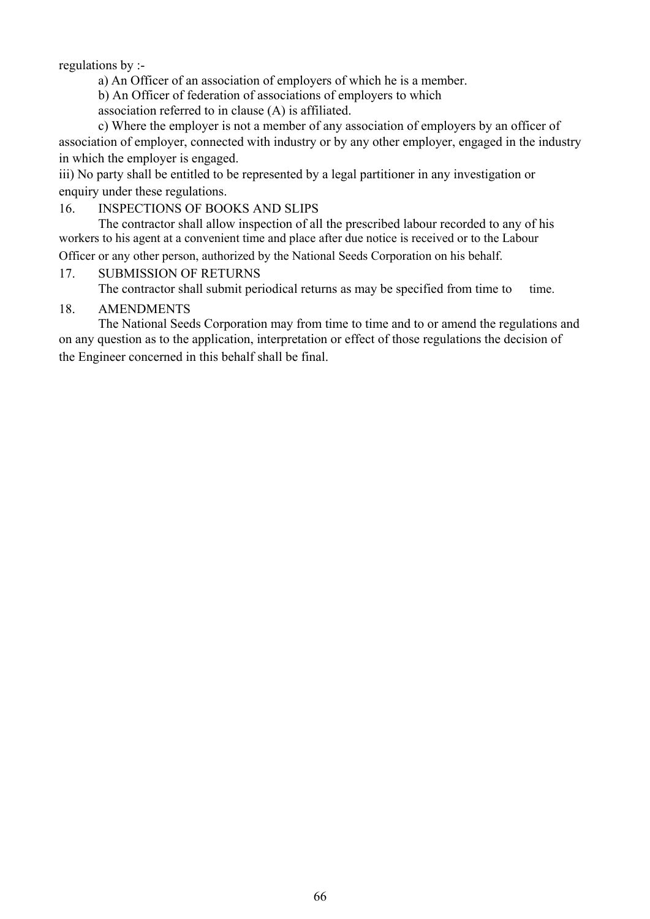regulations by :-

a) An Officer of an association of employers of which he is a member.

b) An Officer of federation of associations of employers to which association referred to in clause (A) is affiliated.

c) Where the employer is not a member of any association of employers by an officer of association of employer, connected with industry or by any other employer, engaged in the industry in which the employer is engaged.

iii) No party shall be entitled to be represented by a legal partitioner in any investigation or enquiry under these regulations.

16. INSPECTIONS OF BOOKS AND SLIPS

The contractor shall allow inspection of all the prescribed labour recorded to any of his workers to his agent at a convenient time and place after due notice is received or to the Labour Officer or any other person, authorized by the National Seeds Corporation on his behalf.

17. SUBMISSION OF RETURNS

The contractor shall submit periodical returns as may be specified from time to time.

18. AMENDMENTS

The National Seeds Corporation may from time to time and to or amend the regulations and on any question as to the application, interpretation or effect of those regulations the decision of the Engineer concerned in this behalf shall be final.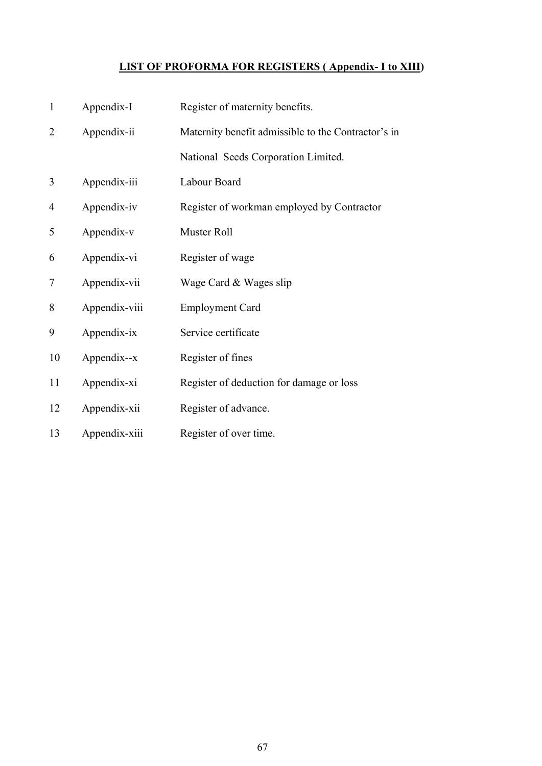## LIST OF PROFORMA FOR REGISTERS ( Appendix- I to XIII)

| | | |
|---|---|---|
| 1 | Appendix-I | Register of maternity benefits. |
| 2 | Appendix-ii | Maternity benefit admissible to the Contractor's in National Seeds Corporation Limited. |
| 3 | Appendix-iii | Labour Board |
| 4 | Appendix-iv | Register of workman employed by Contractor |
| 5 | Appendix-v | Muster Roll |
| 6 | Appendix-vi | Register of wage |
| 7 | Appendix-vii | Wage Card & Wages slip |
| 8 | Appendix-viii | Employment Card |
| 9 | Appendix-ix | Service certificate |
| 10 | Appendix--x | Register of fines |
| 11 | Appendix-xi | Register of deduction for damage or loss |
| 12 | Appendix-xii | Register of advance. |
| 13 | Appendix-xiii | Register of over time. |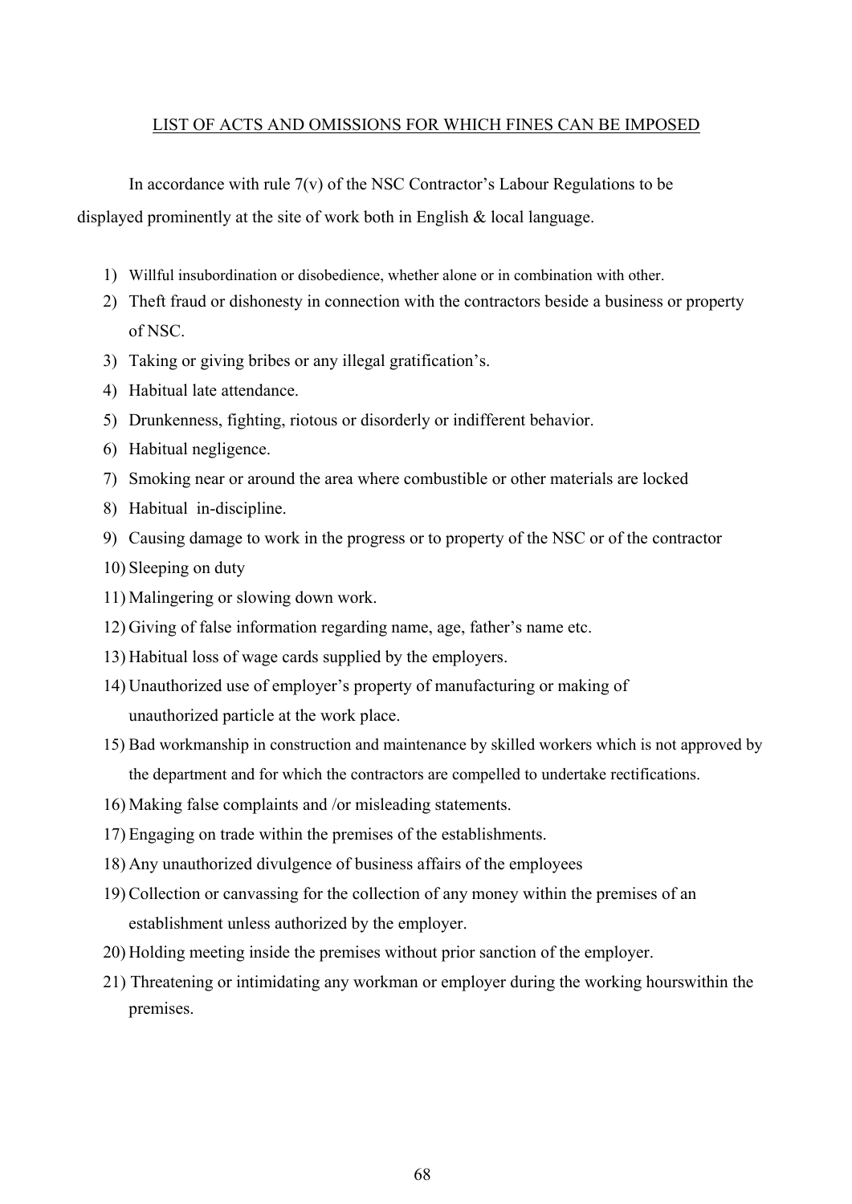<u>LIST OF ACTS AND OMISSIONS FOR WHICH FINES CAN BE IMPOSED</u>

In accordance with rule 7(v) of the NSC Contractor's Labour Regulations to be displayed prominently at the site of work both in English & local language.

1) Willful insubordination or disobedience, whether alone or in combination with other.
2) Theft fraud or dishonesty in connection with the contractors beside a business or property of NSC.
3) Taking or giving bribes or any illegal gratification's.
4) Habitual late attendance.
5) Drunkenness, fighting, riotous or disorderly or indifferent behavior.
6) Habitual negligence.
7) Smoking near or around the area where combustible or other materials are locked
8) Habitual in-discipline.
9) Causing damage to work in the progress or to property of the NSC or of the contractor
10) Sleeping on duty
11) Malingering or slowing down work.
12) Giving of false information regarding name, age, father's name etc.
13) Habitual loss of wage cards supplied by the employers.
14) Unauthorized use of employer's property of manufacturing or making of unauthorized particle at the work place.
15) Bad workmanship in construction and maintenance by skilled workers which is not approved by the department and for which the contractors are compelled to undertake rectifications.
16) Making false complaints and /or misleading statements.
17) Engaging on trade within the premises of the establishments.
18) Any unauthorized divulgence of business affairs of the employees
19) Collection or canvassing for the collection of any money within the premises of an establishment unless authorized by the employer.
20) Holding meeting inside the premises without prior sanction of the employer.
21) Threatening or intimidating any workman or employer during the working hourswithin the premises.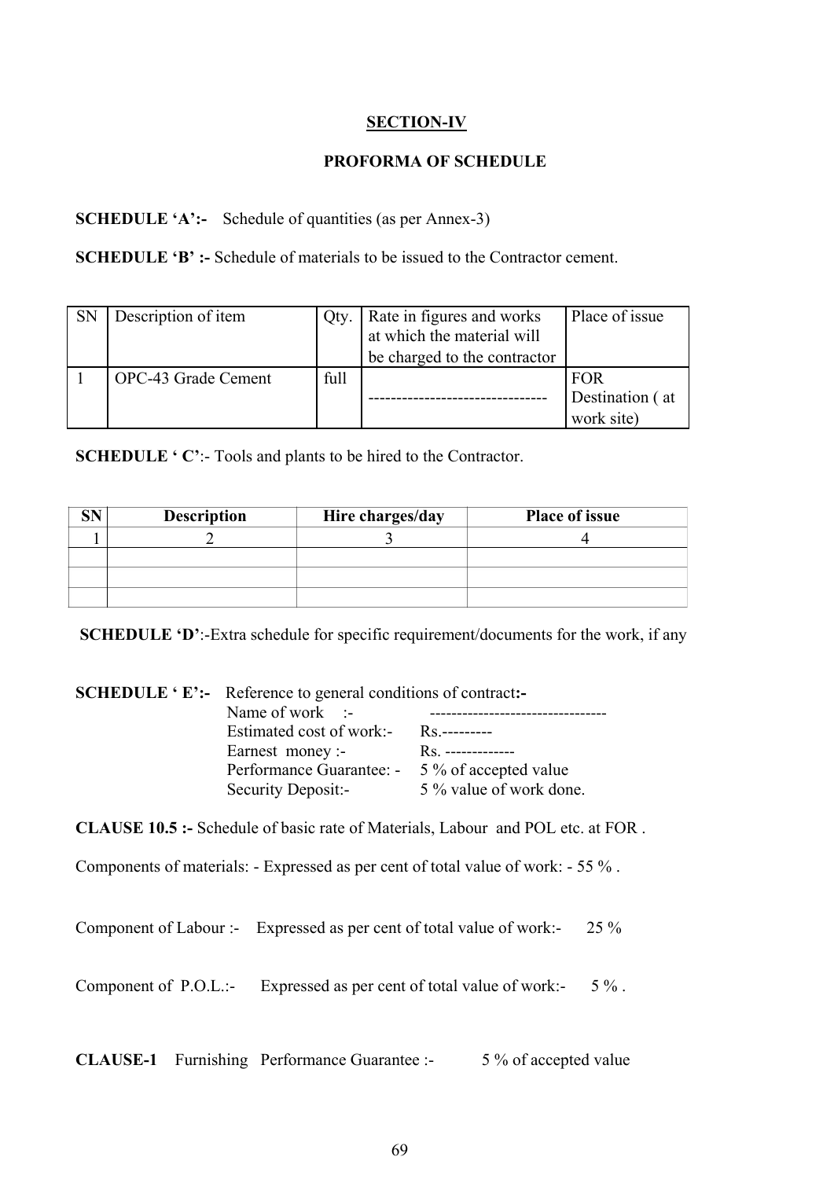## SECTION-IV

### PROFORMA OF SCHEDULE

**SCHEDULE 'A':-** Schedule of quantities (as per Annex-3)

**SCHEDULE 'B' :-** Schedule of materials to be issued to the Contractor cement.

| SN | Description of item | Qty. | Rate in figures and works at which the material will be charged to the contractor | Place of issue |
|---|---|---|---|---|
| 1 | OPC-43 Grade Cement | full | -------------------------------- | FOR Destination ( at work site) |

**SCHEDULE ' C'**:- Tools and plants to be hired to the Contractor.

| SN | Description | Hire charges/day | Place of issue |
|---|---|---|---|
| 1 | 2 | 3 | 4 |
| | | | |
| | | | |
| | | | |

**SCHEDULE 'D'**:-Extra schedule for specific requirement/documents for the work, if any

**SCHEDULE ' E':-** Reference to general conditions of contract**:-**

Name of work :- ---------------------------------

Estimated cost of work:- Rs.---------

Earnest money :- Rs. -------------

Performance Guarantee: - 5 % of accepted value

Security Deposit:- 5 % value of work done.

**CLAUSE 10.5 :-** Schedule of basic rate of Materials, Labour and POL etc. at FOR .

Components of materials: - Expressed as per cent of total value of work: - 55 % .

Component of Labour :- Expressed as per cent of total value of work:- 25 %

Component of P.O.L.:- Expressed as per cent of total value of work:- 5 % .

**CLAUSE-1** Furnishing Performance Guarantee :- 5 % of accepted value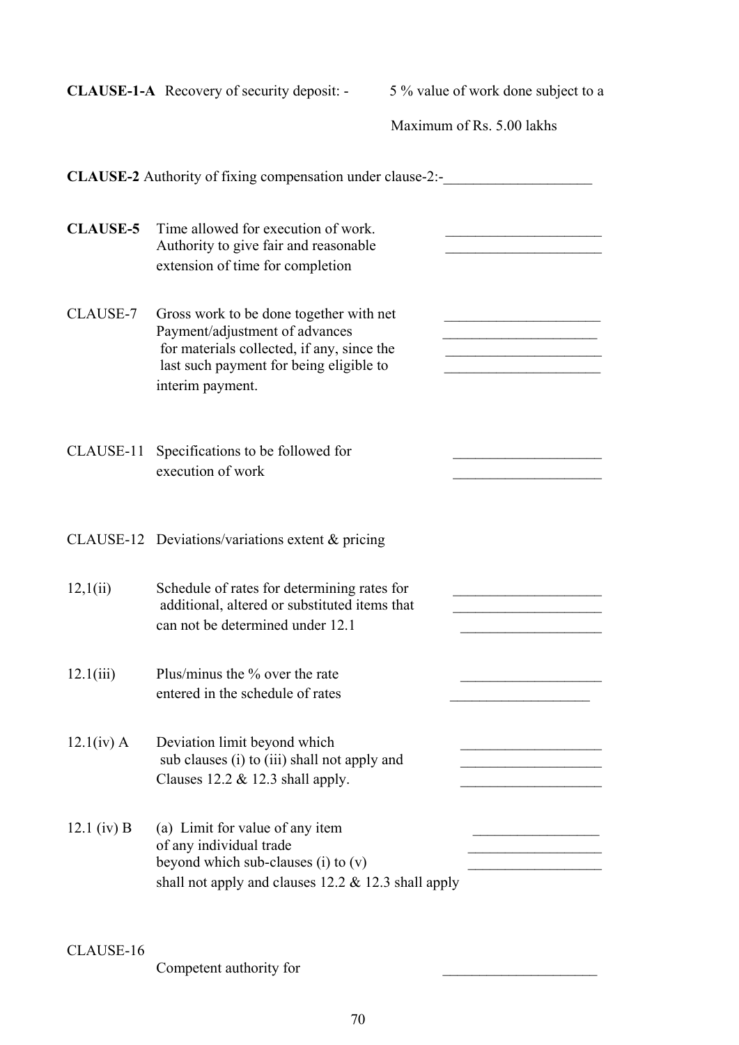**CLAUSE-1-A** Recovery of security deposit: - 5 % value of work done subject to a Maximum of Rs. 5.00 lakhs

**CLAUSE-2** Authority of fixing compensation under clause-2:-____________________

**CLAUSE-5** Time allowed for execution of work. ____________________
Authority to give fair and reasonable extension of time for completion ____________________

CLAUSE-7 Gross work to be done together with net Payment/adjustment of advances for materials collected, if any, since the last such payment for being eligible to interim payment. ____________________
____________________
____________________
____________________

CLAUSE-11 Specifications to be followed for execution of work ____________________
____________________

CLAUSE-12 Deviations/variations extent & pricing

12,1(ii) Schedule of rates for determining rates for additional, altered or substituted items that can not be determined under 12.1 ____________________
____________________
____________________

12.1(iii) Plus/minus the % over the rate entered in the schedule of rates ____________________
____________________

12.1(iv) A Deviation limit beyond which sub clauses (i) to (iii) shall not apply and Clauses 12.2 & 12.3 shall apply. ____________________
____________________
____________________

12.1 (iv) B (a) Limit for value of any item of any individual trade beyond which sub-clauses (i) to (v) shall not apply and clauses 12.2 & 12.3 shall apply ____________________
____________________
____________________

CLAUSE-16

Competent authority for ____________________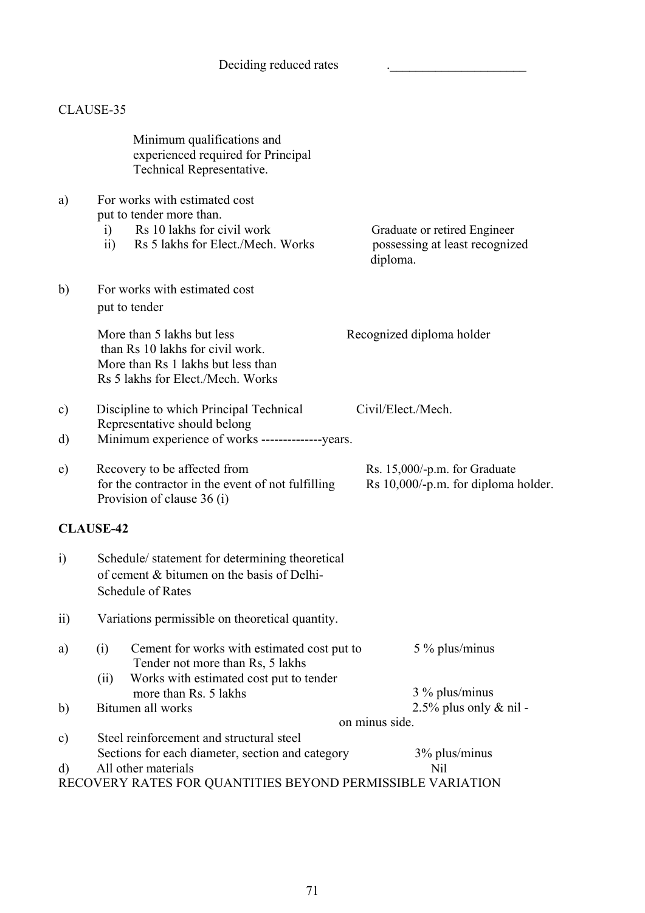Deciding reduced rates .______________________

CLAUSE-35

Minimum qualifications and experienced required for Principal Technical Representative.

a) For works with estimated cost put to tender more than.

  i) Rs 10 lakhs for civil work
  ii) Rs 5 lakhs for Elect./Mech. Works

  Graduate or retired Engineer possessing at least recognized diploma.

b) For works with estimated cost put to tender

  More than 5 lakhs but less than Rs 10 lakhs for civil work.
  More than Rs 1 lakhs but less than Rs 5 lakhs for Elect./Mech. Works

  Recognized diploma holder

c) Discipline to which Principal Technical Representative should belong — Civil/Elect./Mech.

d) Minimum experience of works --------------years.

e) Recovery to be affected from for the contractor in the event of not fulfilling Provision of clause 36 (i) — Rs. 15,000/-p.m. for Graduate; Rs 10,000/-p.m. for diploma holder.

**CLAUSE-42**

i) Schedule/ statement for determining theoretical of cement & bitumen on the basis of Delhi-Schedule of Rates

ii) Variations permissible on theoretical quantity.

a) (i) Cement for works with estimated cost put to Tender not more than Rs, 5 lakhs — 5 % plus/minus

  (ii) Works with estimated cost put to tender more than Rs. 5 lakhs — 3 % plus/minus

b) Bitumen all works — 2.5% plus only & nil - on minus side.

c) Steel reinforcement and structural steel Sections for each diameter, section and category — 3% plus/minus

d) All other materials — Nil

RECOVERY RATES FOR QUANTITIES BEYOND PERMISSIBLE VARIATION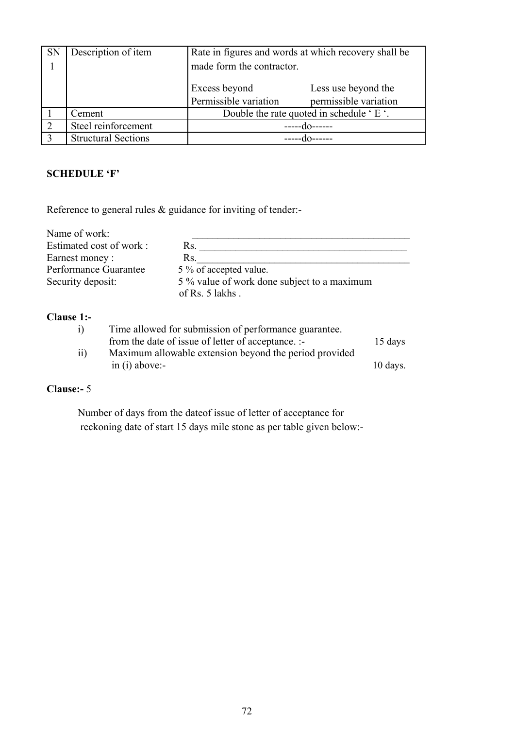| SN 1 | Description of item | Rate in figures and words at which recovery shall be made form the contractor. | |
|---|---|---|---|
| | | Excess beyond Permissible variation | Less use beyond the permissible variation |
| 1 | Cement | Double the rate quoted in schedule ' E '. | |
| 2 | Steel reinforcement | -----do------ | |
| 3 | Structural Sections | -----do------ | |

**SCHEDULE 'F'**

Reference to general rules & guidance for inviting of tender:-

Name of work: ____________________________________________

Estimated cost of work : Rs. ________________________________________

Earnest money : Rs.__________________________________________

Performance Guarantee 5 % of accepted value.

Security deposit: 5 % value of work done subject to a maximum of Rs. 5 lakhs .

**Clause 1:-**

i) Time allowed for submission of performance guarantee. from the date of issue of letter of acceptance. :- 15 days

ii) Maximum allowable extension beyond the period provided in (i) above:- 10 days.

**Clause:-** 5

Number of days from the dateof issue of letter of acceptance for reckoning date of start 15 days mile stone as per table given below:-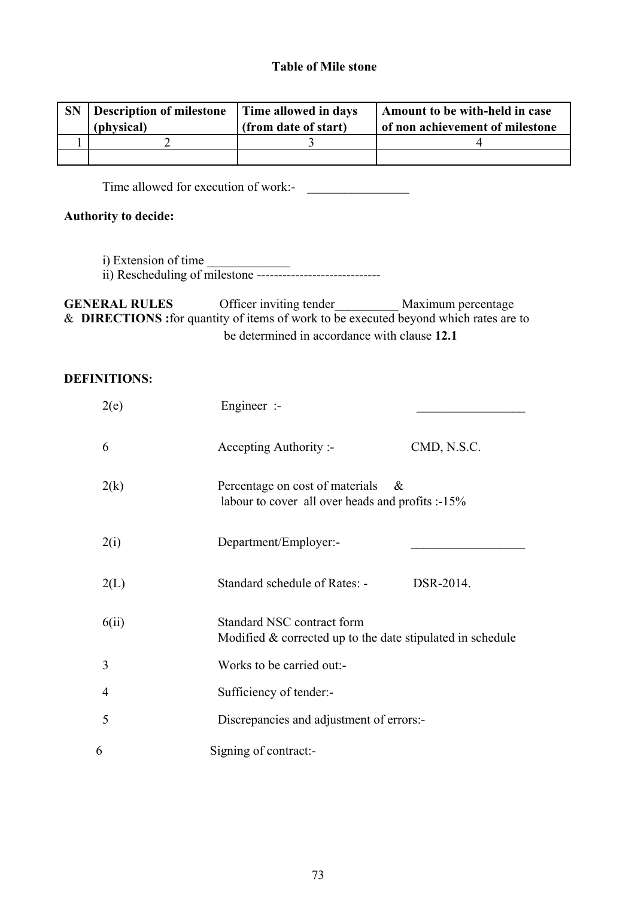### Table of Mile stone

| SN | Description of milestone (physical) | Time allowed in days (from date of start) | Amount to be with-held in case of non achievement of milestone |
|---|---|---|---|
| 1 | 2 | 3 | 4 |
| | | | |

Time allowed for execution of work:- ________________

**Authority to decide:**

i) Extension of time _____________
ii) Rescheduling of milestone -----------------------------

**GENERAL RULES & DIRECTIONS :** Officer inviting tender__________ Maximum percentage for quantity of items of work to be executed beyond which rates are to be determined in accordance with clause **12.1**

**DEFINITIONS:**

| | | |
|---|---|---|
| 2(e) | Engineer :- | _________________ |
| 6 | Accepting Authority :- | CMD, N.S.C. |
| 2(k) | Percentage on cost of materials & labour to cover all over heads and profits :-15% | |
| 2(i) | Department/Employer:- | __________________ |
| 2(L) | Standard schedule of Rates: - | DSR-2014. |
| 6(ii) | Standard NSC contract form Modified & corrected up to the date stipulated in schedule | |
| 3 | Works to be carried out:- | |
| 4 | Sufficiency of tender:- | |
| 5 | Discrepancies and adjustment of errors:- | |
| 6 | Signing of contract:- | |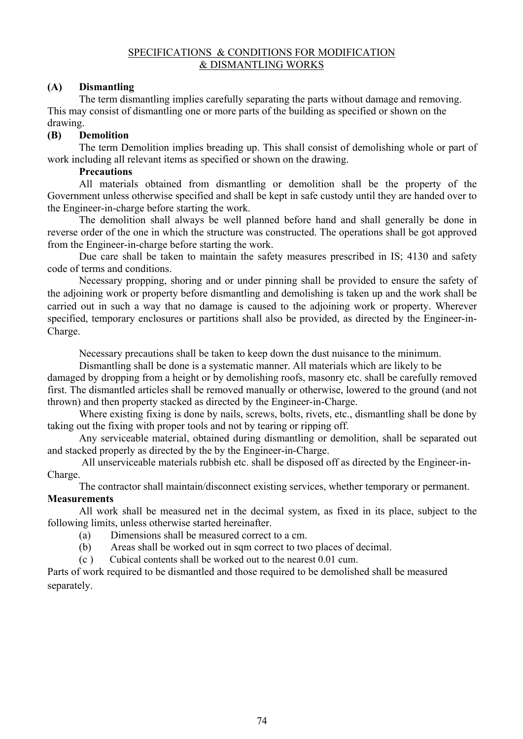# SPECIFICATIONS & CONDITIONS FOR MODIFICATION & DISMANTLING WORKS

**(A) Dismantling**

The term dismantling implies carefully separating the parts without damage and removing. This may consist of dismantling one or more parts of the building as specified or shown on the drawing.

**(B) Demolition**

The term Demolition implies breading up. This shall consist of demolishing whole or part of work including all relevant items as specified or shown on the drawing.

**Precautions**

All materials obtained from dismantling or demolition shall be the property of the Government unless otherwise specified and shall be kept in safe custody until they are handed over to the Engineer-in-charge before starting the work.

The demolition shall always be well planned before hand and shall generally be done in reverse order of the one in which the structure was constructed. The operations shall be got approved from the Engineer-in-charge before starting the work.

Due care shall be taken to maintain the safety measures prescribed in IS; 4130 and safety code of terms and conditions.

Necessary propping, shoring and or under pinning shall be provided to ensure the safety of the adjoining work or property before dismantling and demolishing is taken up and the work shall be carried out in such a way that no damage is caused to the adjoining work or property. Wherever specified, temporary enclosures or partitions shall also be provided, as directed by the Engineer-in-Charge.

Necessary precautions shall be taken to keep down the dust nuisance to the minimum.

Dismantling shall be done is a systematic manner. All materials which are likely to be damaged by dropping from a height or by demolishing roofs, masonry etc. shall be carefully removed first. The dismantled articles shall be removed manually or otherwise, lowered to the ground (and not thrown) and then property stacked as directed by the Engineer-in-Charge.

Where existing fixing is done by nails, screws, bolts, rivets, etc., dismantling shall be done by taking out the fixing with proper tools and not by tearing or ripping off.

Any serviceable material, obtained during dismantling or demolition, shall be separated out and stacked properly as directed by the by the Engineer-in-Charge.

All unserviceable materials rubbish etc. shall be disposed off as directed by the Engineer-in-Charge.

The contractor shall maintain/disconnect existing services, whether temporary or permanent.

**Measurements**

All work shall be measured net in the decimal system, as fixed in its place, subject to the following limits, unless otherwise started hereinafter.

(a) Dimensions shall be measured correct to a cm.

(b) Areas shall be worked out in sqm correct to two places of decimal.

(c ) Cubical contents shall be worked out to the nearest 0.01 cum.

Parts of work required to be dismantled and those required to be demolished shall be measured separately.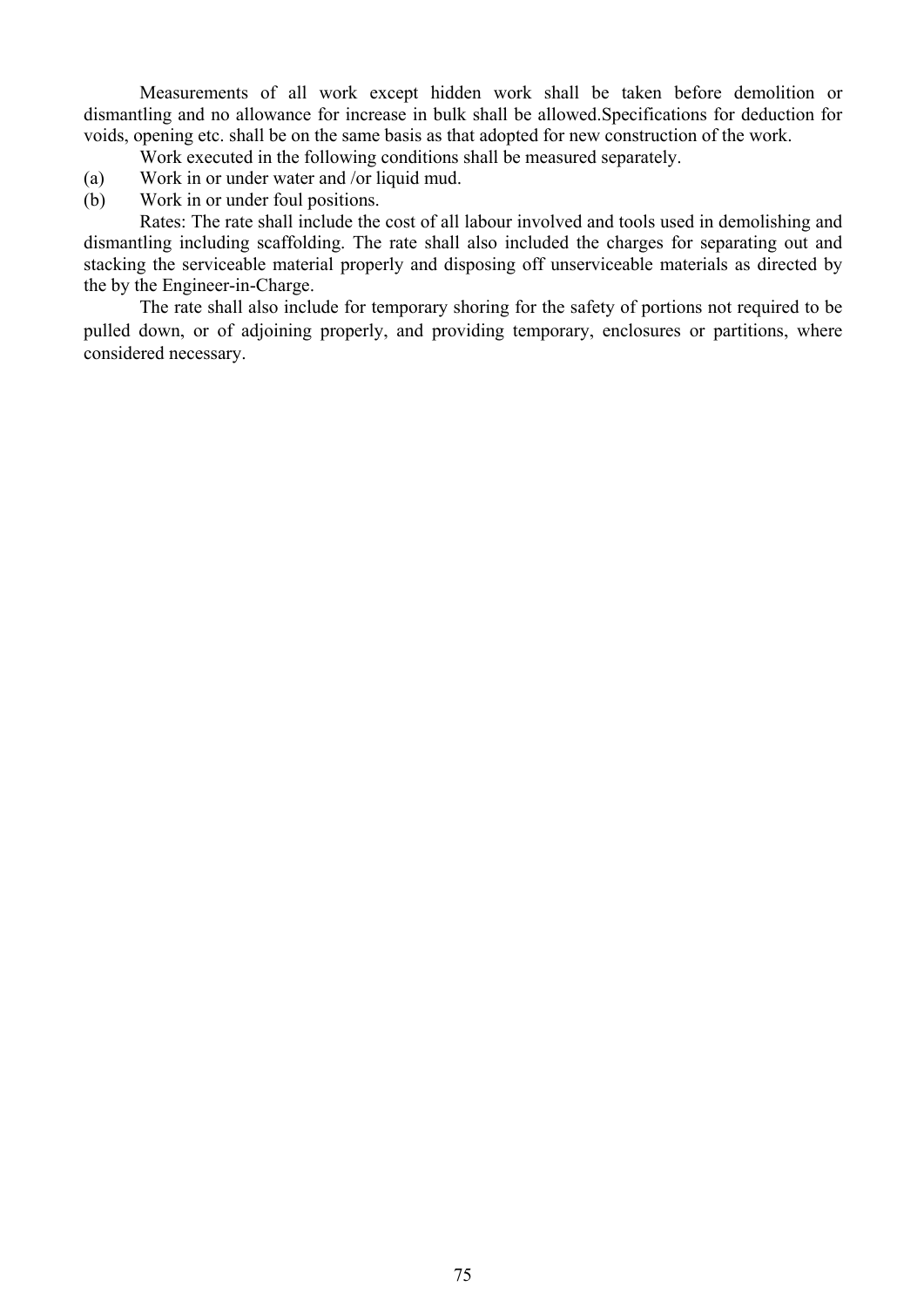Measurements of all work except hidden work shall be taken before demolition or dismantling and no allowance for increase in bulk shall be allowed.Specifications for deduction for voids, opening etc. shall be on the same basis as that adopted for new construction of the work.

Work executed in the following conditions shall be measured separately.

(a) Work in or under water and /or liquid mud.

(b) Work in or under foul positions.

Rates: The rate shall include the cost of all labour involved and tools used in demolishing and dismantling including scaffolding. The rate shall also included the charges for separating out and stacking the serviceable material properly and disposing off unserviceable materials as directed by the by the Engineer-in-Charge.

The rate shall also include for temporary shoring for the safety of portions not required to be pulled down, or of adjoining properly, and providing temporary, enclosures or partitions, where considered necessary.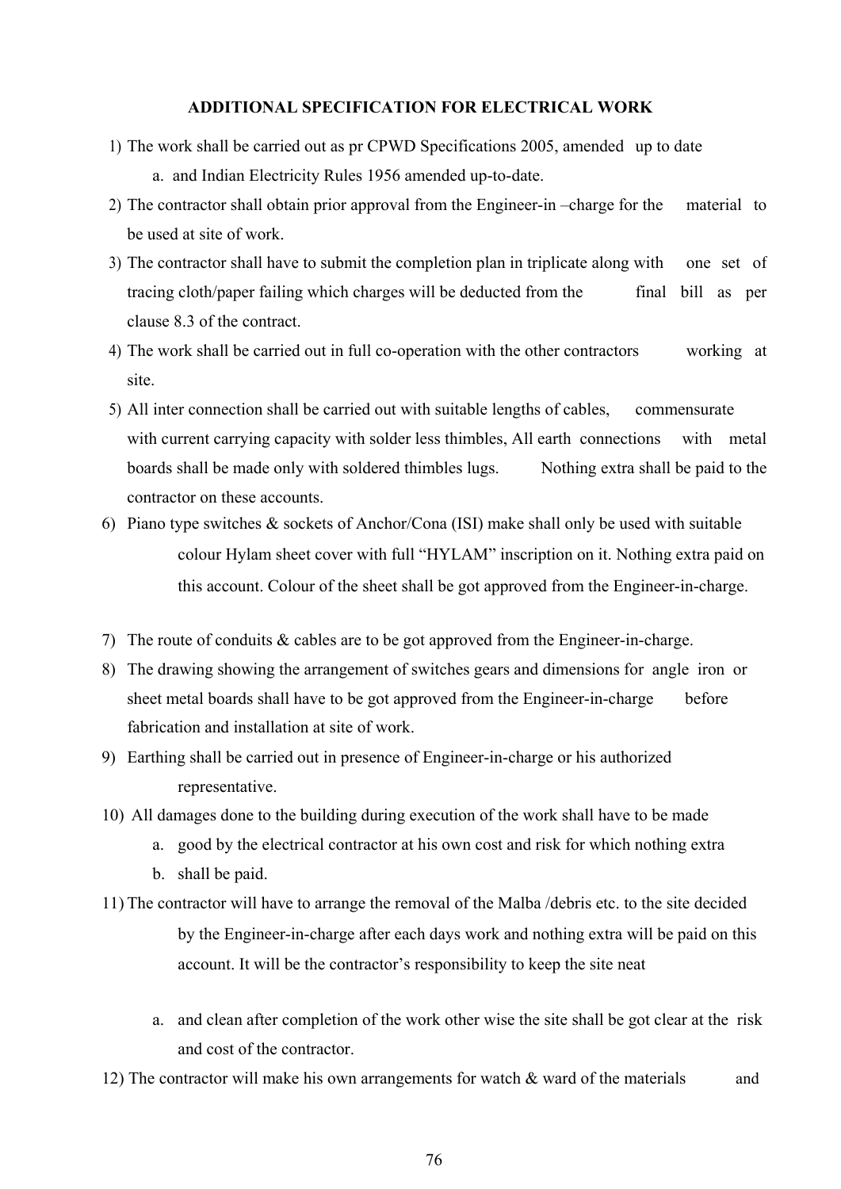**ADDITIONAL SPECIFICATION FOR ELECTRICAL WORK**

1) The work shall be carried out as pr CPWD Specifications 2005, amended up to date
   a. and Indian Electricity Rules 1956 amended up-to-date.
2) The contractor shall obtain prior approval from the Engineer-in –charge for the material to be used at site of work.
3) The contractor shall have to submit the completion plan in triplicate along with one set of tracing cloth/paper failing which charges will be deducted from the final bill as per clause 8.3 of the contract.
4) The work shall be carried out in full co-operation with the other contractors working at site.
5) All inter connection shall be carried out with suitable lengths of cables, commensurate with current carrying capacity with solder less thimbles, All earth connections with metal boards shall be made only with soldered thimbles lugs. Nothing extra shall be paid to the contractor on these accounts.
6) Piano type switches & sockets of Anchor/Cona (ISI) make shall only be used with suitable colour Hylam sheet cover with full "HYLAM" inscription on it. Nothing extra paid on this account. Colour of the sheet shall be got approved from the Engineer-in-charge.
7) The route of conduits & cables are to be got approved from the Engineer-in-charge.
8) The drawing showing the arrangement of switches gears and dimensions for angle iron or sheet metal boards shall have to be got approved from the Engineer-in-charge before fabrication and installation at site of work.
9) Earthing shall be carried out in presence of Engineer-in-charge or his authorized representative.
10) All damages done to the building during execution of the work shall have to be made
    a. good by the electrical contractor at his own cost and risk for which nothing extra
    b. shall be paid.
11) The contractor will have to arrange the removal of the Malba /debris etc. to the site decided by the Engineer-in-charge after each days work and nothing extra will be paid on this account. It will be the contractor's responsibility to keep the site neat
    a. and clean after completion of the work other wise the site shall be got clear at the risk and cost of the contractor.
12) The contractor will make his own arrangements for watch & ward of the materials and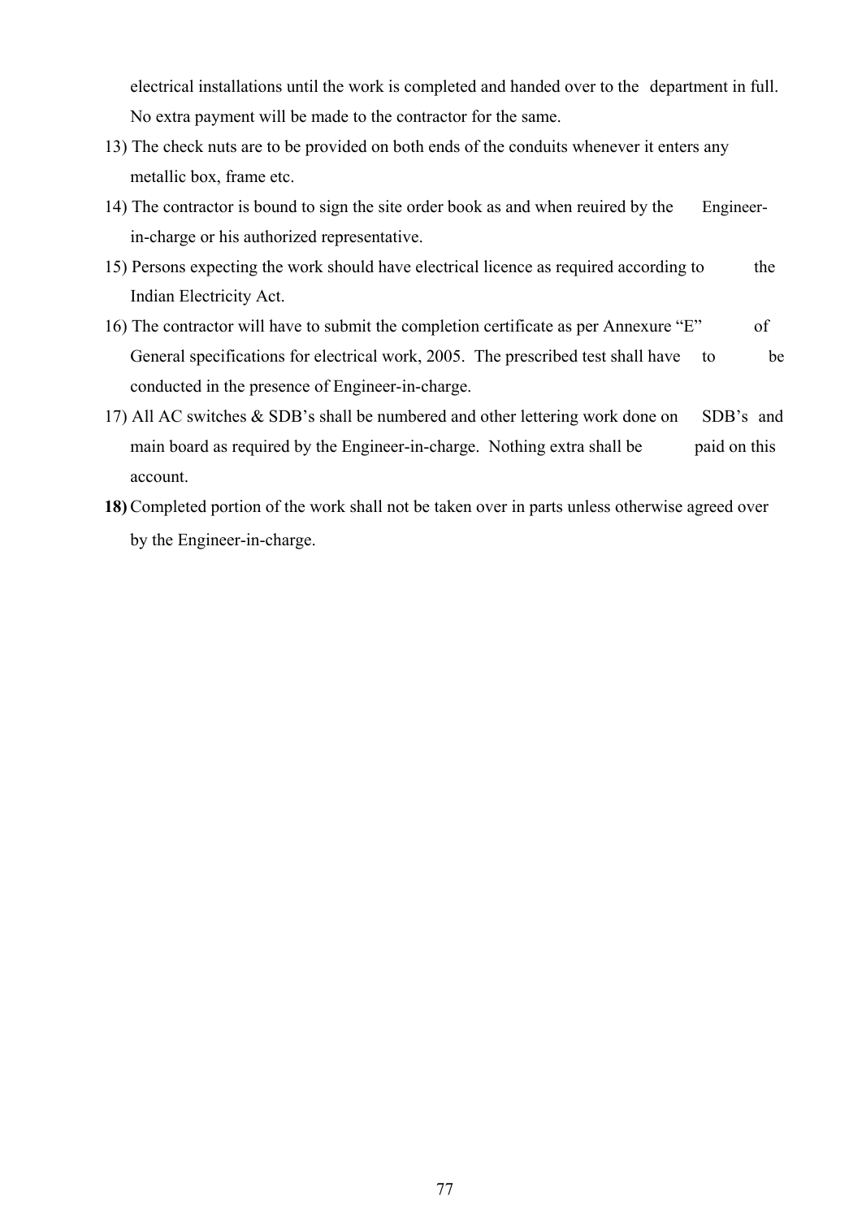electrical installations until the work is completed and handed over to the department in full. No extra payment will be made to the contractor for the same.

13) The check nuts are to be provided on both ends of the conduits whenever it enters any metallic box, frame etc.

14) The contractor is bound to sign the site order book as and when reuired by the Engineer-in-charge or his authorized representative.

15) Persons expecting the work should have electrical licence as required according to the Indian Electricity Act.

16) The contractor will have to submit the completion certificate as per Annexure "E" of General specifications for electrical work, 2005. The prescribed test shall have to be conducted in the presence of Engineer-in-charge.

17) All AC switches & SDB's shall be numbered and other lettering work done on SDB's and main board as required by the Engineer-in-charge. Nothing extra shall be paid on this account.

**18)** Completed portion of the work shall not be taken over in parts unless otherwise agreed over by the Engineer-in-charge.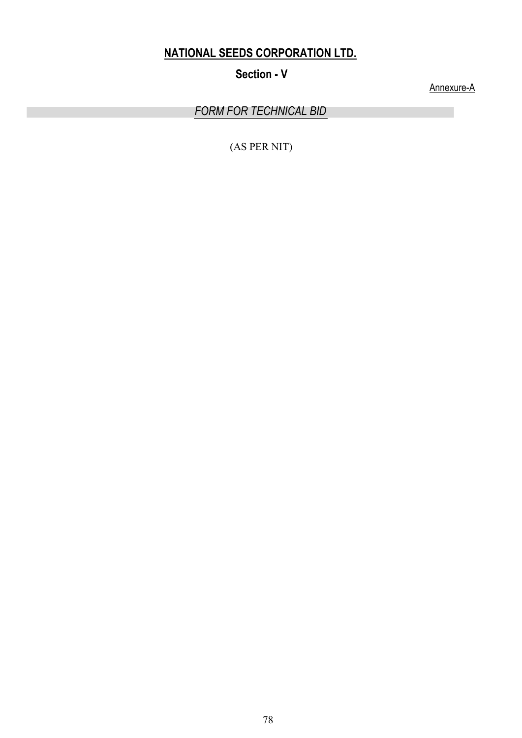# NATIONAL SEEDS CORPORATION LTD.

## Section - V

Annexure-A

### *FORM FOR TECHNICAL BID*

(AS PER NIT)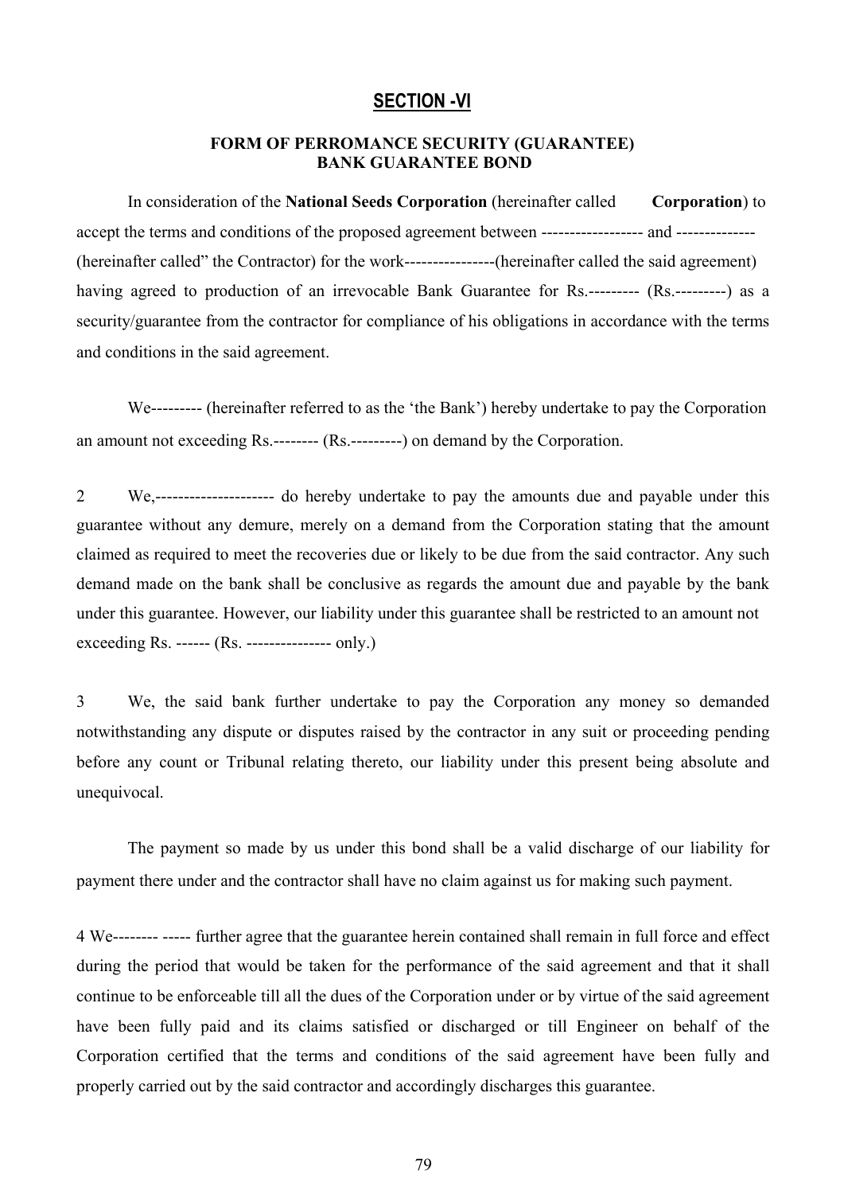## SECTION -VI

### FORM OF PERROMANCE SECURITY (GUARANTEE)
### BANK GUARANTEE BOND

In consideration of the **National Seeds Corporation** (hereinafter called **Corporation**) to accept the terms and conditions of the proposed agreement between ------------------ and -------------- (hereinafter called" the Contractor) for the work----------------(hereinafter called the said agreement) having agreed to production of an irrevocable Bank Guarantee for Rs.--------- (Rs.---------) as a security/guarantee from the contractor for compliance of his obligations in accordance with the terms and conditions in the said agreement.

We--------- (hereinafter referred to as the 'the Bank') hereby undertake to pay the Corporation an amount not exceeding Rs.-------- (Rs.---------) on demand by the Corporation.

2 We,--------------------- do hereby undertake to pay the amounts due and payable under this guarantee without any demure, merely on a demand from the Corporation stating that the amount claimed as required to meet the recoveries due or likely to be due from the said contractor. Any such demand made on the bank shall be conclusive as regards the amount due and payable by the bank under this guarantee. However, our liability under this guarantee shall be restricted to an amount not exceeding Rs. ------ (Rs. --------------- only.)

3 We, the said bank further undertake to pay the Corporation any money so demanded notwithstanding any dispute or disputes raised by the contractor in any suit or proceeding pending before any count or Tribunal relating thereto, our liability under this present being absolute and unequivocal.

The payment so made by us under this bond shall be a valid discharge of our liability for payment there under and the contractor shall have no claim against us for making such payment.

4 We-------- ----- further agree that the guarantee herein contained shall remain in full force and effect during the period that would be taken for the performance of the said agreement and that it shall continue to be enforceable till all the dues of the Corporation under or by virtue of the said agreement have been fully paid and its claims satisfied or discharged or till Engineer on behalf of the Corporation certified that the terms and conditions of the said agreement have been fully and properly carried out by the said contractor and accordingly discharges this guarantee.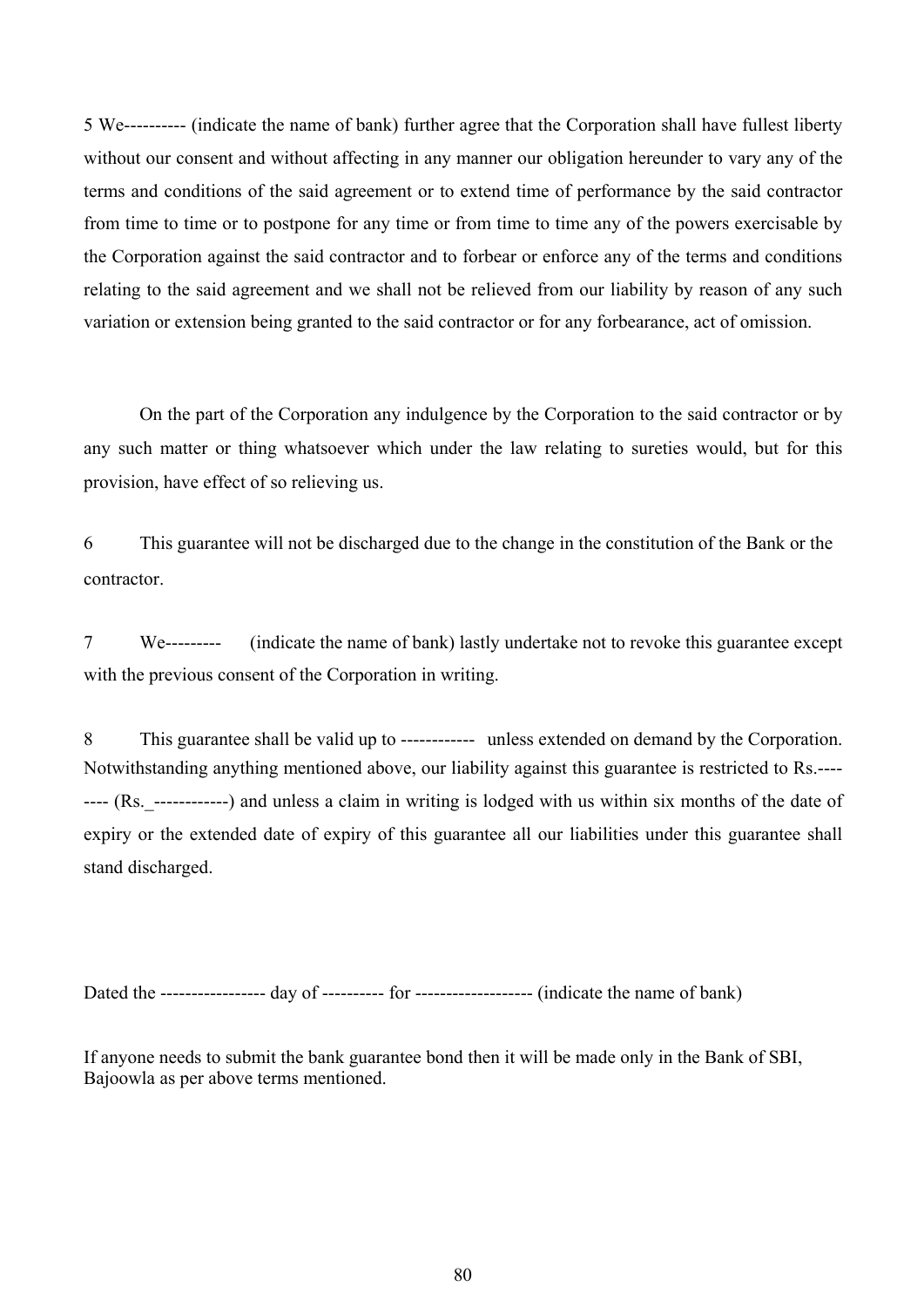5 We---------- (indicate the name of bank) further agree that the Corporation shall have fullest liberty without our consent and without affecting in any manner our obligation hereunder to vary any of the terms and conditions of the said agreement or to extend time of performance by the said contractor from time to time or to postpone for any time or from time to time any of the powers exercisable by the Corporation against the said contractor and to forbear or enforce any of the terms and conditions relating to the said agreement and we shall not be relieved from our liability by reason of any such variation or extension being granted to the said contractor or for any forbearance, act of omission.

On the part of the Corporation any indulgence by the Corporation to the said contractor or by any such matter or thing whatsoever which under the law relating to sureties would, but for this provision, have effect of so relieving us.

6 This guarantee will not be discharged due to the change in the constitution of the Bank or the contractor.

7 We--------- (indicate the name of bank) lastly undertake not to revoke this guarantee except with the previous consent of the Corporation in writing.

8 This guarantee shall be valid up to ------------ unless extended on demand by the Corporation. Notwithstanding anything mentioned above, our liability against this guarantee is restricted to Rs.-------- (Rs._------------) and unless a claim in writing is lodged with us within six months of the date of expiry or the extended date of expiry of this guarantee all our liabilities under this guarantee shall stand discharged.

Dated the ----------------- day of ---------- for ------------------- (indicate the name of bank)

If anyone needs to submit the bank guarantee bond then it will be made only in the Bank of SBI, Bajoowla as per above terms mentioned.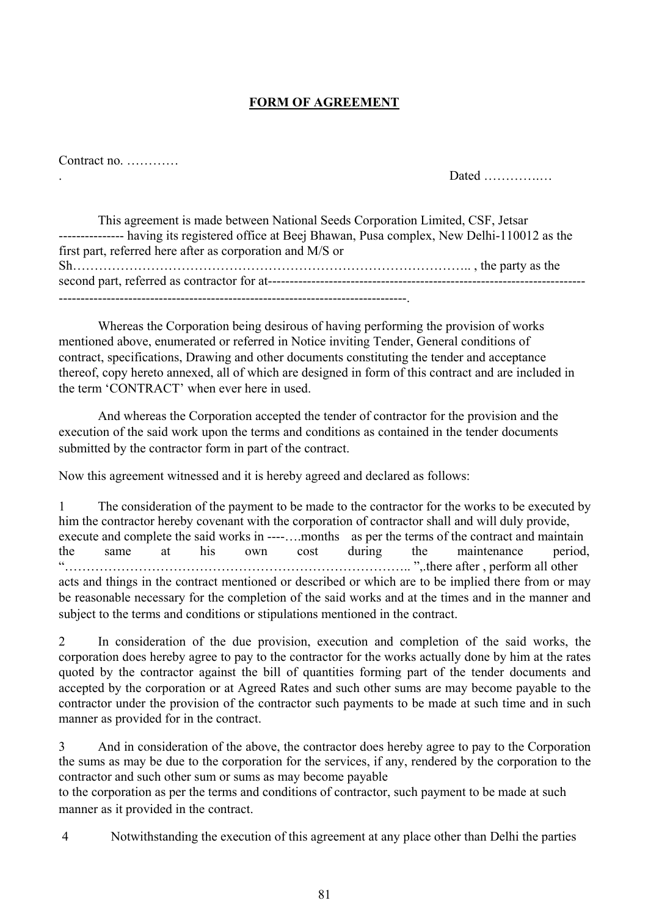**FORM OF AGREEMENT**

Contract no. …………

. Dated …………..…

This agreement is made between National Seeds Corporation Limited, CSF, Jetsar -------------- having its registered office at Beej Bhawan, Pusa complex, New Delhi-110012 as the first part, referred here after as corporation and M/S or Sh……………………………………………………………………………….. , the party as the second part, referred as contractor for at----------------------------------------------------------------------- -------------------------------------------------------------------------------.

Whereas the Corporation being desirous of having performing the provision of works mentioned above, enumerated or referred in Notice inviting Tender, General conditions of contract, specifications, Drawing and other documents constituting the tender and acceptance thereof, copy hereto annexed, all of which are designed in form of this contract and are included in the term 'CONTRACT' when ever here in used.

And whereas the Corporation accepted the tender of contractor for the provision and the execution of the said work upon the terms and conditions as contained in the tender documents submitted by the contractor form in part of the contract.

Now this agreement witnessed and it is hereby agreed and declared as follows:

1 The consideration of the payment to be made to the contractor for the works to be executed by him the contractor hereby covenant with the corporation of contractor shall and will duly provide, execute and complete the said works in ----….months as per the terms of the contract and maintain the same at his own cost during the maintenance period, "…………………………………………………………………….. ",.there after , perform all other acts and things in the contract mentioned or described or which are to be implied there from or may be reasonable necessary for the completion of the said works and at the times and in the manner and subject to the terms and conditions or stipulations mentioned in the contract.

2 In consideration of the due provision, execution and completion of the said works, the corporation does hereby agree to pay to the contractor for the works actually done by him at the rates quoted by the contractor against the bill of quantities forming part of the tender documents and accepted by the corporation or at Agreed Rates and such other sums are may become payable to the contractor under the provision of the contractor such payments to be made at such time and in such manner as provided for in the contract.

3 And in consideration of the above, the contractor does hereby agree to pay to the Corporation the sums as may be due to the corporation for the services, if any, rendered by the corporation to the contractor and such other sum or sums as may become payable to the corporation as per the terms and conditions of contractor, such payment to be made at such manner as it provided in the contract.

4 Notwithstanding the execution of this agreement at any place other than Delhi the parties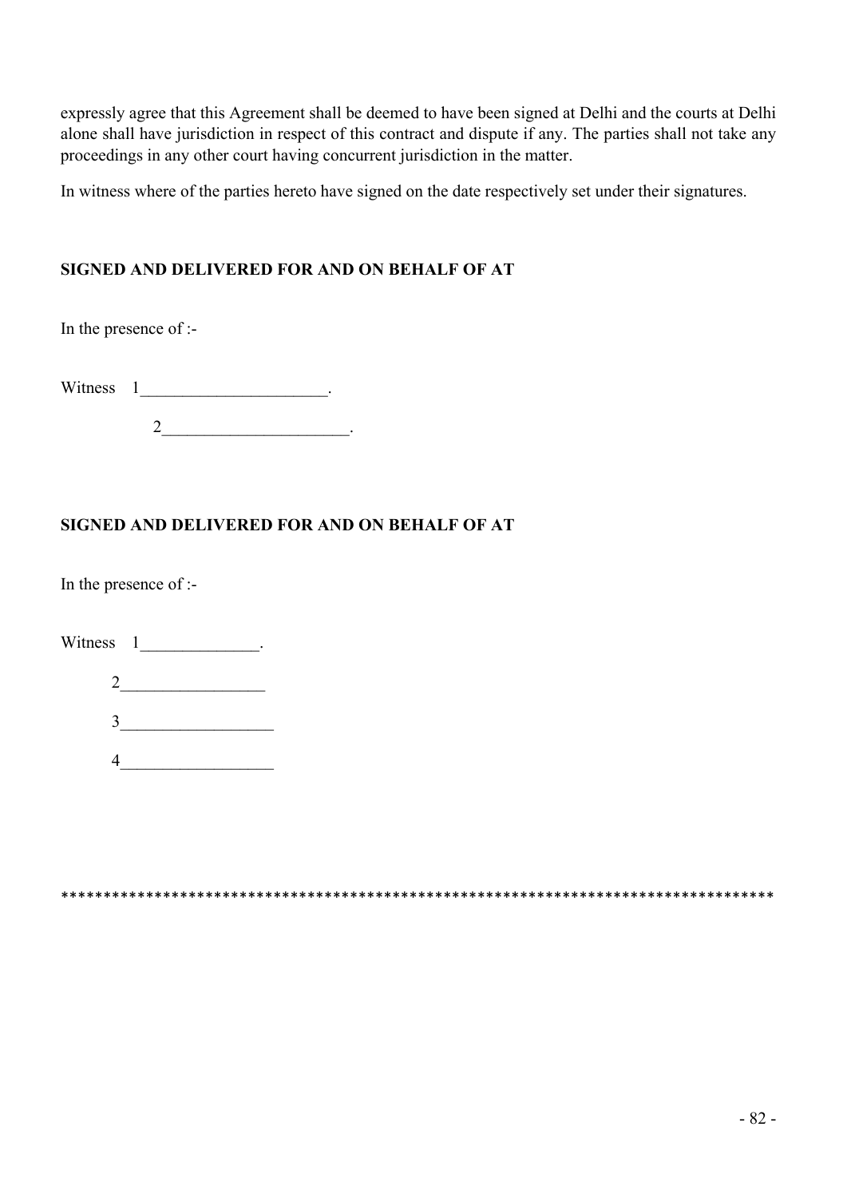expressly agree that this Agreement shall be deemed to have been signed at Delhi and the courts at Delhi alone shall have jurisdiction in respect of this contract and dispute if any. The parties shall not take any proceedings in any other court having concurrent jurisdiction in the matter.

In witness where of the parties hereto have signed on the date respectively set under their signatures.

**SIGNED AND DELIVERED FOR AND ON BEHALF OF AT**

In the presence of :-

Witness 1______________________.

2______________________.

**SIGNED AND DELIVERED FOR AND ON BEHALF OF AT**

In the presence of :-

Witness 1______________.

2_________________

3__________________

4__________________

************************************************************************************